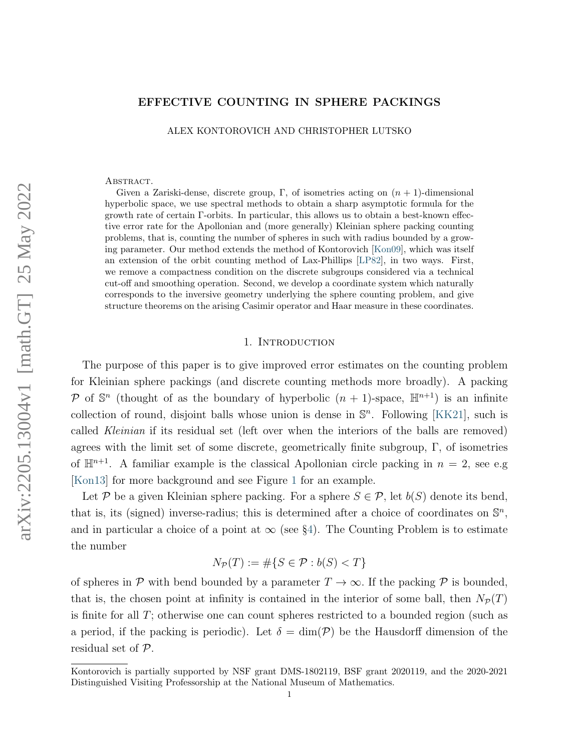# EFFECTIVE COUNTING IN SPHERE PACKINGS

ALEX KONTOROVICH AND CHRISTOPHER LUTSKO

Abstract.

Given a Zariski-dense, discrete group, $\Gamma$, of isometries acting on $(n+1)$-dimensional hyperbolic space, we use spectral methods to obtain a sharp asymptotic formula for the growth rate of certain $\Gamma$-orbits. In particular, this allows us to obtain a best-known effective error rate for the Apollonian and (more generally) Kleinian sphere packing counting problems, that is, counting the number of spheres in such with radius bounded by a growing parameter. Our method extends the method of Kontorovich [Kon09], which was itself an extension of the orbit counting method of Lax-Phillips [LP82], in two ways. First, we remove a compactness condition on the discrete subgroups considered via a technical cut-off and smoothing operation. Second, we develop a coordinate system which naturally corresponds to the inversive geometry underlying the sphere counting problem, and give structure theorems on the arising Casimir operator and Haar measure in these coordinates.

## 1. Introduction

The purpose of this paper is to give improved error estimates on the counting problem for Kleinian sphere packings (and discrete counting methods more broadly). A packing $\mathcal{P}$ of $\mathbb{S}^n$ (thought of as the boundary of hyperbolic $(n+1)$-space, $\mathbb{H}^{n+1}$) is an infinite collection of round, disjoint balls whose union is dense in $\mathbb{S}^n$. Following [KK21], such is called *Kleinian* if its residual set (left over when the interiors of the balls are removed) agrees with the limit set of some discrete, geometrically finite subgroup, $\Gamma$, of isometries of $\mathbb{H}^{n+1}$. A familiar example is the classical Apollonian circle packing in $n = 2$, see e.g [Kon13] for more background and see Figure 1 for an example.

Let $\mathcal{P}$ be a given Kleinian sphere packing. For a sphere $S \in \mathcal{P}$, let $b(S)$ denote its bend, that is, its (signed) inverse-radius; this is determined after a choice of coordinates on $\mathbb{S}^n$, and in particular a choice of a point at $\infty$ (see §4). The Counting Problem is to estimate the number

$$N_{\mathcal{P}}(T) := \#\{S \in \mathcal{P} : b(S) < T\}$$

of spheres in $\mathcal{P}$ with bend bounded by a parameter $T \to \infty$. If the packing $\mathcal{P}$ is bounded, that is, the chosen point at infinity is contained in the interior of some ball, then $N_{\mathcal{P}}(T)$ is finite for all $T$; otherwise one can count spheres restricted to a bounded region (such as a period, if the packing is periodic). Let $\delta = \dim(\mathcal{P})$ be the Hausdorff dimension of the residual set of $\mathcal{P}$.

---

Kontorovich is partially supported by NSF grant DMS-1802119, BSF grant 2020119, and the 2020-2021 Distinguished Visiting Professorship at the National Museum of Mathematics.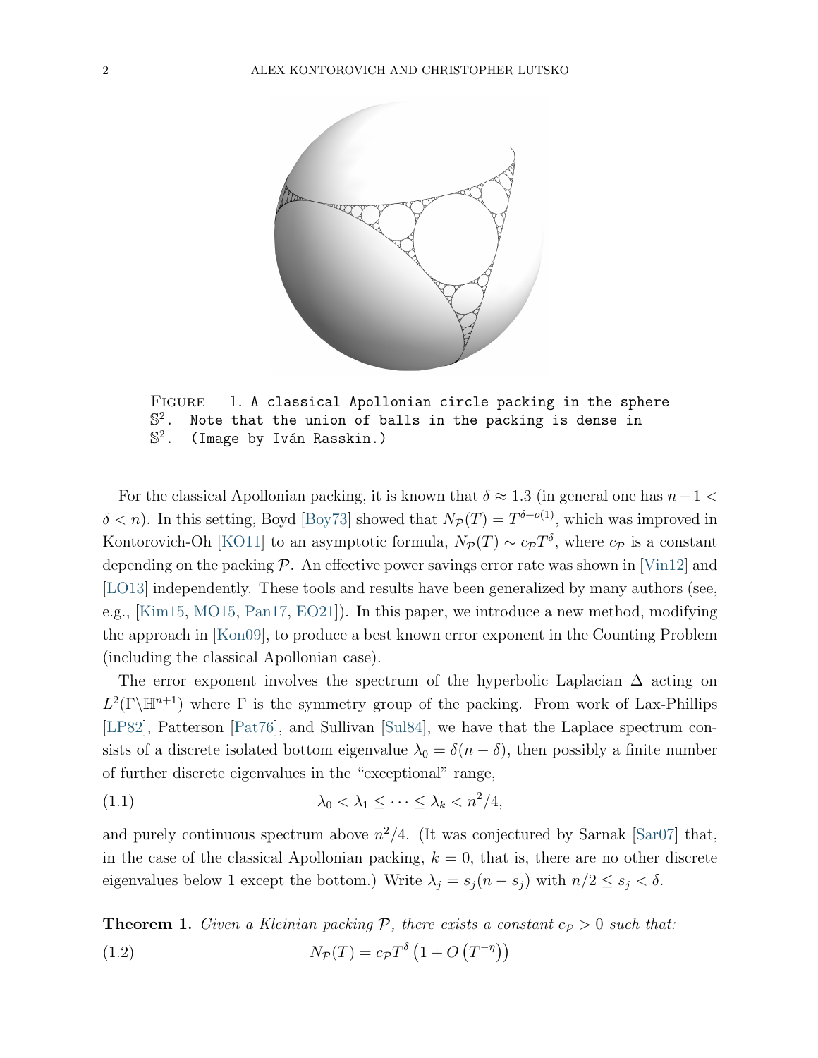Figure 1. A classical Apollonian circle packing in the sphere $\mathbb{S}^2$. Note that the union of balls in the packing is dense in $\mathbb{S}^2$. (Image by Iván Rasskin.)

For the classical Apollonian packing, it is known that $\delta \approx 1.3$ (in general one has $n-1 < \delta < n$). In this setting, Boyd [Boy73] showed that $N_{\mathcal{P}}(T) = T^{\delta+o(1)}$, which was improved in Kontorovich-Oh [KO11] to an asymptotic formula, $N_{\mathcal{P}}(T) \sim c_{\mathcal{P}} T^{\delta}$, where $c_{\mathcal{P}}$ is a constant depending on the packing $\mathcal{P}$. An effective power savings error rate was shown in [Vin12] and [LO13] independently. These tools and results have been generalized by many authors (see, e.g., [Kim15, MO15, Pan17, EO21]). In this paper, we introduce a new method, modifying the approach in [Kon09], to produce a best known error exponent in the Counting Problem (including the classical Apollonian case).

The error exponent involves the spectrum of the hyperbolic Laplacian $\Delta$ acting on $L^2(\Gamma\backslash\mathbb{H}^{n+1})$ where $\Gamma$ is the symmetry group of the packing. From work of Lax-Phillips [LP82], Patterson [Pat76], and Sullivan [Sul84], we have that the Laplace spectrum consists of a discrete isolated bottom eigenvalue $\lambda_0 = \delta(n-\delta)$, then possibly a finite number of further discrete eigenvalues in the "exceptional" range,

$$\lambda_0 < \lambda_1 \leq \cdots \leq \lambda_k < n^2/4, \tag{1.1}$$

and purely continuous spectrum above $n^2/4$. (It was conjectured by Sarnak [Sar07] that, in the case of the classical Apollonian packing, $k = 0$, that is, there are no other discrete eigenvalues below 1 except the bottom.) Write $\lambda_j = s_j(n - s_j)$ with $n/2 \leq s_j < \delta$.

**Theorem 1.** *Given a Kleinian packing $\mathcal{P}$, there exists a constant $c_{\mathcal{P}} > 0$ such that:*

$$N_{\mathcal{P}}(T) = c_{\mathcal{P}} T^{\delta} \left(1 + O\left(T^{-\eta}\right)\right) \tag{1.2}$$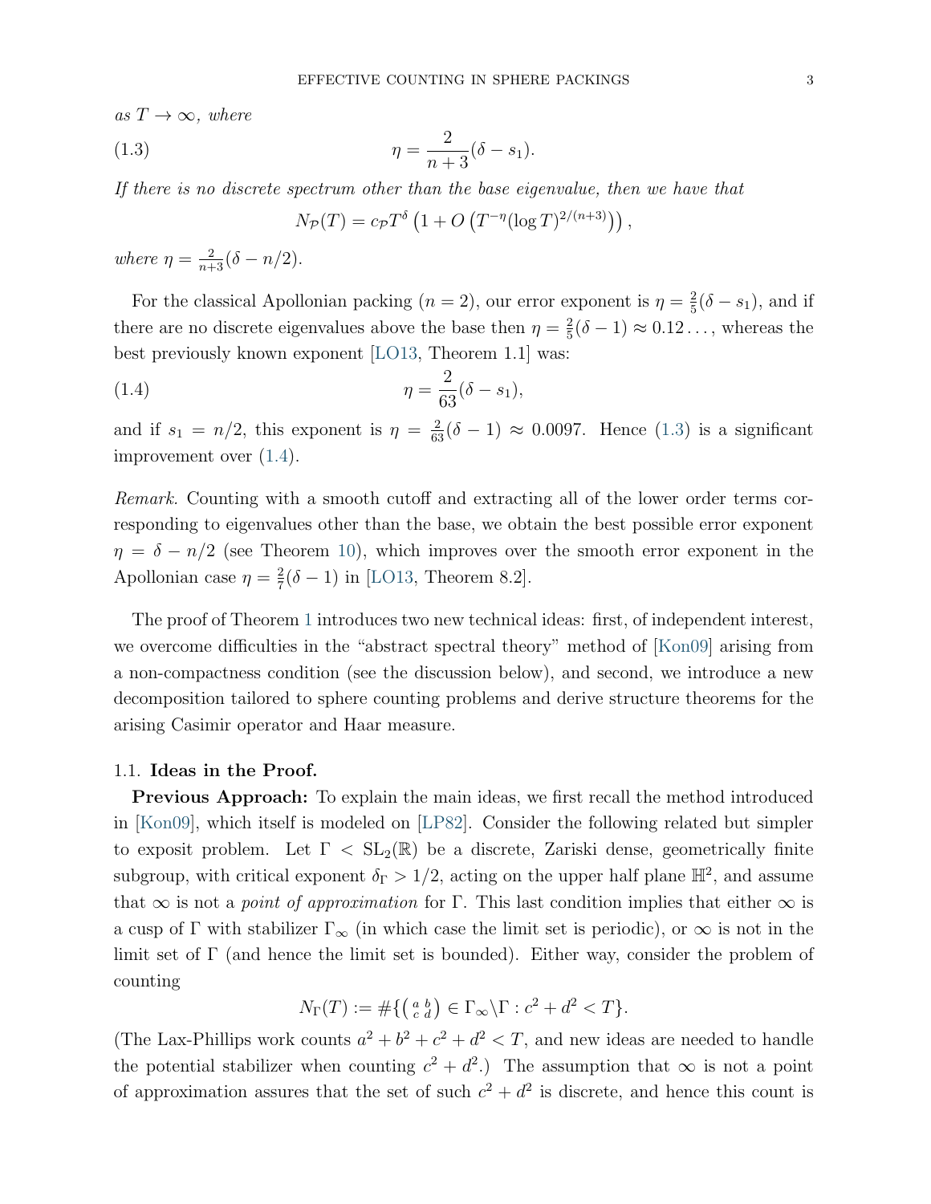*as $T \to \infty$, where*

$$\eta = \frac{2}{n+3}(\delta - s_1). \tag{1.3}$$

*If there is no discrete spectrum other than the base eigenvalue, then we have that*

$$N_{\mathcal{P}}(T) = c_{\mathcal{P}} T^{\delta}\left(1 + O\left(T^{-\eta}(\log T)^{2/(n+3)}\right)\right),$$

*where $\eta = \frac{2}{n+3}(\delta - n/2)$.*

For the classical Apollonian packing ($n = 2$), our error exponent is $\eta = \frac{2}{5}(\delta - s_1)$, and if there are no discrete eigenvalues above the base then $\eta = \frac{2}{5}(\delta - 1) \approx 0.12\ldots$, whereas the best previously known exponent [LO13, Theorem 1.1] was:

$$\eta = \frac{2}{63}(\delta - s_1), \tag{1.4}$$

and if $s_1 = n/2$, this exponent is $\eta = \frac{2}{63}(\delta - 1) \approx 0.0097$. Hence (1.3) is a significant improvement over (1.4).

*Remark.* Counting with a smooth cutoff and extracting all of the lower order terms corresponding to eigenvalues other than the base, we obtain the best possible error exponent $\eta = \delta - n/2$ (see Theorem 10), which improves over the smooth error exponent in the Apollonian case $\eta = \frac{2}{7}(\delta - 1)$ in [LO13, Theorem 8.2].

The proof of Theorem 1 introduces two new technical ideas: first, of independent interest, we overcome difficulties in the "abstract spectral theory" method of [Kon09] arising from a non-compactness condition (see the discussion below), and second, we introduce a new decomposition tailored to sphere counting problems and derive structure theorems for the arising Casimir operator and Haar measure.

## 1.1. Ideas in the Proof.

**Previous Approach:** To explain the main ideas, we first recall the method introduced in [Kon09], which itself is modeled on [LP82]. Consider the following related but simpler to exposit problem. Let $\Gamma < \mathrm{SL}_2(\mathbb{R})$ be a discrete, Zariski dense, geometrically finite subgroup, with critical exponent $\delta_\Gamma > 1/2$, acting on the upper half plane $\mathbb{H}^2$, and assume that $\infty$ is not a *point of approximation* for $\Gamma$. This last condition implies that either $\infty$ is a cusp of $\Gamma$ with stabilizer $\Gamma_\infty$ (in which case the limit set is periodic), or $\infty$ is not in the limit set of $\Gamma$ (and hence the limit set is bounded). Either way, consider the problem of counting

$$N_\Gamma(T) := \#\{\left(\begin{smallmatrix} a & b \\ c & d \end{smallmatrix}\right) \in \Gamma_\infty \backslash \Gamma : c^2 + d^2 < T\}.$$

(The Lax-Phillips work counts $a^2 + b^2 + c^2 + d^2 < T$, and new ideas are needed to handle the potential stabilizer when counting $c^2 + d^2$.) The assumption that $\infty$ is not a point of approximation assures that the set of such $c^2 + d^2$ is discrete, and hence this count is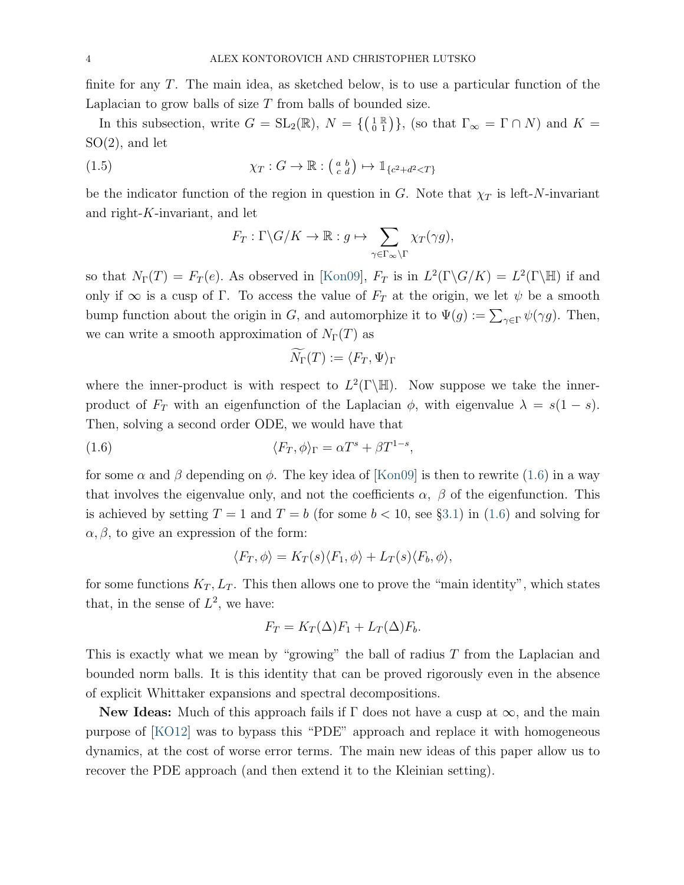finite for any $T$. The main idea, as sketched below, is to use a particular function of the Laplacian to grow balls of size $T$ from balls of bounded size.

In this subsection, write $G = \mathrm{SL}_2(\mathbb{R})$, $N = \{\left(\begin{smallmatrix} 1 & \mathbb{R} \\ 0 & 1 \end{smallmatrix}\right)\}$, (so that $\Gamma_\infty = \Gamma \cap N$) and $K = \mathrm{SO}(2)$, and let

$$\chi_T : G \to \mathbb{R} : \left(\begin{smallmatrix} a & b \\ c & d \end{smallmatrix}\right) \mapsto \mathbb{1}_{\{c^2+d^2<T\}} \tag{1.5}$$

be the indicator function of the region in question in $G$. Note that $\chi_T$ is left-$N$-invariant and right-$K$-invariant, and let

$$F_T : \Gamma\backslash G/K \to \mathbb{R} : g \mapsto \sum_{\gamma \in \Gamma_\infty\backslash\Gamma} \chi_T(\gamma g),$$

so that $N_\Gamma(T) = F_T(e)$. As observed in [Kon09], $F_T$ is in $L^2(\Gamma\backslash G/K) = L^2(\Gamma\backslash\mathbb{H})$ if and only if $\infty$ is a cusp of $\Gamma$. To access the value of $F_T$ at the origin, we let $\psi$ be a smooth bump function about the origin in $G$, and automorphize it to $\Psi(g) := \sum_{\gamma\in\Gamma} \psi(\gamma g)$. Then, we can write a smooth approximation of $N_\Gamma(T)$ as

$$\widetilde{N_\Gamma}(T) := \langle F_T, \Psi\rangle_\Gamma$$

where the inner-product is with respect to $L^2(\Gamma\backslash\mathbb{H})$. Now suppose we take the inner-product of $F_T$ with an eigenfunction of the Laplacian $\phi$, with eigenvalue $\lambda = s(1-s)$. Then, solving a second order ODE, we would have that

$$\langle F_T, \phi\rangle_\Gamma = \alpha T^s + \beta T^{1-s}, \tag{1.6}$$

for some $\alpha$ and $\beta$ depending on $\phi$. The key idea of [Kon09] is then to rewrite (1.6) in a way that involves the eigenvalue only, and not the coefficients $\alpha$, $\beta$ of the eigenfunction. This is achieved by setting $T = 1$ and $T = b$ (for some $b < 10$, see §3.1) in (1.6) and solving for $\alpha, \beta$, to give an expression of the form:

$$\langle F_T, \phi\rangle = K_T(s)\langle F_1, \phi\rangle + L_T(s)\langle F_b, \phi\rangle,$$

for some functions $K_T, L_T$. This then allows one to prove the "main identity", which states that, in the sense of $L^2$, we have:

$$F_T = K_T(\Delta)F_1 + L_T(\Delta)F_b.$$

This is exactly what we mean by "growing" the ball of radius $T$ from the Laplacian and bounded norm balls. It is this identity that can be proved rigorously even in the absence of explicit Whittaker expansions and spectral decompositions.

**New Ideas:** Much of this approach fails if $\Gamma$ does not have a cusp at $\infty$, and the main purpose of [KO12] was to bypass this "PDE" approach and replace it with homogeneous dynamics, at the cost of worse error terms. The main new ideas of this paper allow us to recover the PDE approach (and then extend it to the Kleinian setting).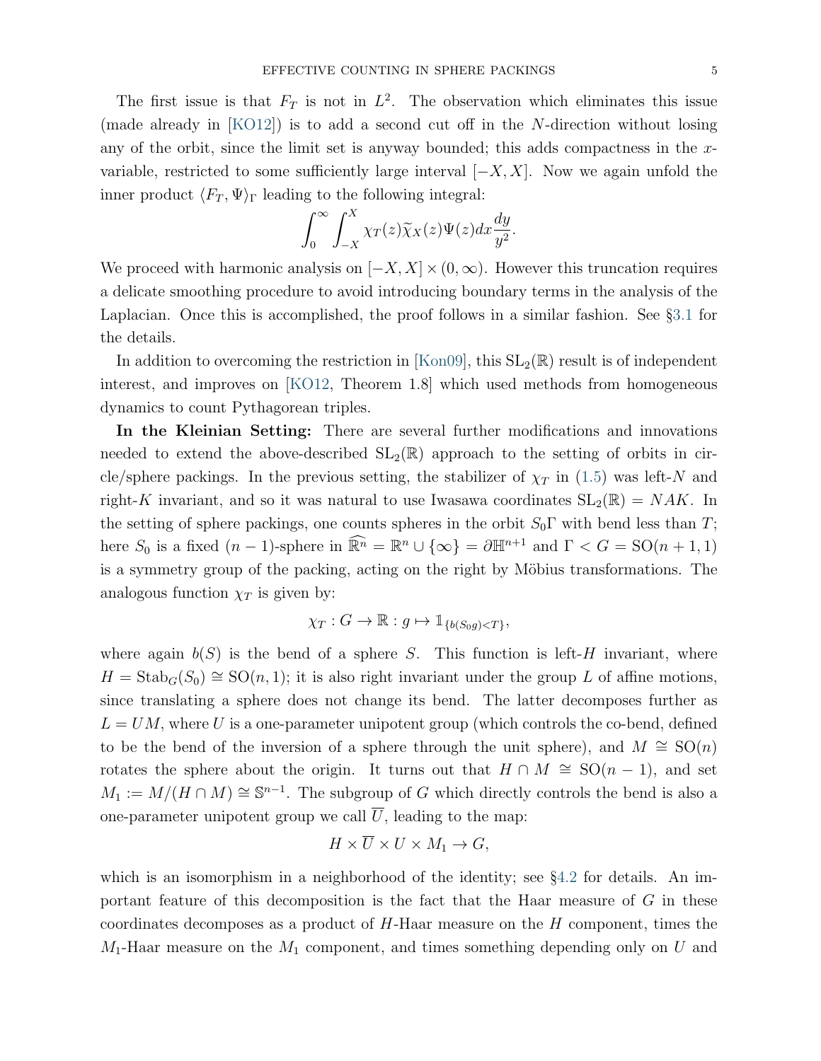The first issue is that $F_T$ is not in $L^2$. The observation which eliminates this issue (made already in [KO12]) is to add a second cut off in the $N$-direction without losing any of the orbit, since the limit set is anyway bounded; this adds compactness in the $x$-variable, restricted to some sufficiently large interval $[-X, X]$. Now we again unfold the inner product $\langle F_T, \Psi \rangle_\Gamma$ leading to the following integral:

$$\int_0^\infty \int_{-X}^{X} \chi_T(z) \widetilde{\chi}_X(z) \Psi(z) dx \frac{dy}{y^2}.$$

We proceed with harmonic analysis on $[-X, X] \times (0, \infty)$. However this truncation requires a delicate smoothing procedure to avoid introducing boundary terms in the analysis of the Laplacian. Once this is accomplished, the proof follows in a similar fashion. See §3.1 for the details.

In addition to overcoming the restriction in [Kon09], this $\mathrm{SL}_2(\mathbb{R})$ result is of independent interest, and improves on [KO12, Theorem 1.8] which used methods from homogeneous dynamics to count Pythagorean triples.

**In the Kleinian Setting:** There are several further modifications and innovations needed to extend the above-described $\mathrm{SL}_2(\mathbb{R})$ approach to the setting of orbits in circle/sphere packings. In the previous setting, the stabilizer of $\chi_T$ in (1.5) was left-$N$ and right-$K$ invariant, and so it was natural to use Iwasawa coordinates $\mathrm{SL}_2(\mathbb{R}) = NAK$. In the setting of sphere packings, one counts spheres in the orbit $S_0\Gamma$ with bend less than $T$; here $S_0$ is a fixed $(n-1)$-sphere in $\widehat{\mathbb{R}^n} = \mathbb{R}^n \cup \{\infty\} = \partial \mathbb{H}^{n+1}$ and $\Gamma < G = \mathrm{SO}(n+1, 1)$ is a symmetry group of the packing, acting on the right by Möbius transformations. The analogous function $\chi_T$ is given by:

$$\chi_T : G \to \mathbb{R} : g \mapsto \mathbb{1}_{\{b(S_0 g) < T\}},$$

where again $b(S)$ is the bend of a sphere $S$. This function is left-$H$ invariant, where $H = \mathrm{Stab}_G(S_0) \cong \mathrm{SO}(n, 1)$; it is also right invariant under the group $L$ of affine motions, since translating a sphere does not change its bend. The latter decomposes further as $L = UM$, where $U$ is a one-parameter unipotent group (which controls the co-bend, defined to be the bend of the inversion of a sphere through the unit sphere), and $M \cong \mathrm{SO}(n)$ rotates the sphere about the origin. It turns out that $H \cap M \cong \mathrm{SO}(n-1)$, and set $M_1 := M/(H \cap M) \cong \mathbb{S}^{n-1}$. The subgroup of $G$ which directly controls the bend is also a one-parameter unipotent group we call $\overline{U}$, leading to the map:

$$H \times \overline{U} \times U \times M_1 \to G,$$

which is an isomorphism in a neighborhood of the identity; see §4.2 for details. An important feature of this decomposition is the fact that the Haar measure of $G$ in these coordinates decomposes as a product of $H$-Haar measure on the $H$ component, times the $M_1$-Haar measure on the $M_1$ component, and times something depending only on $U$ and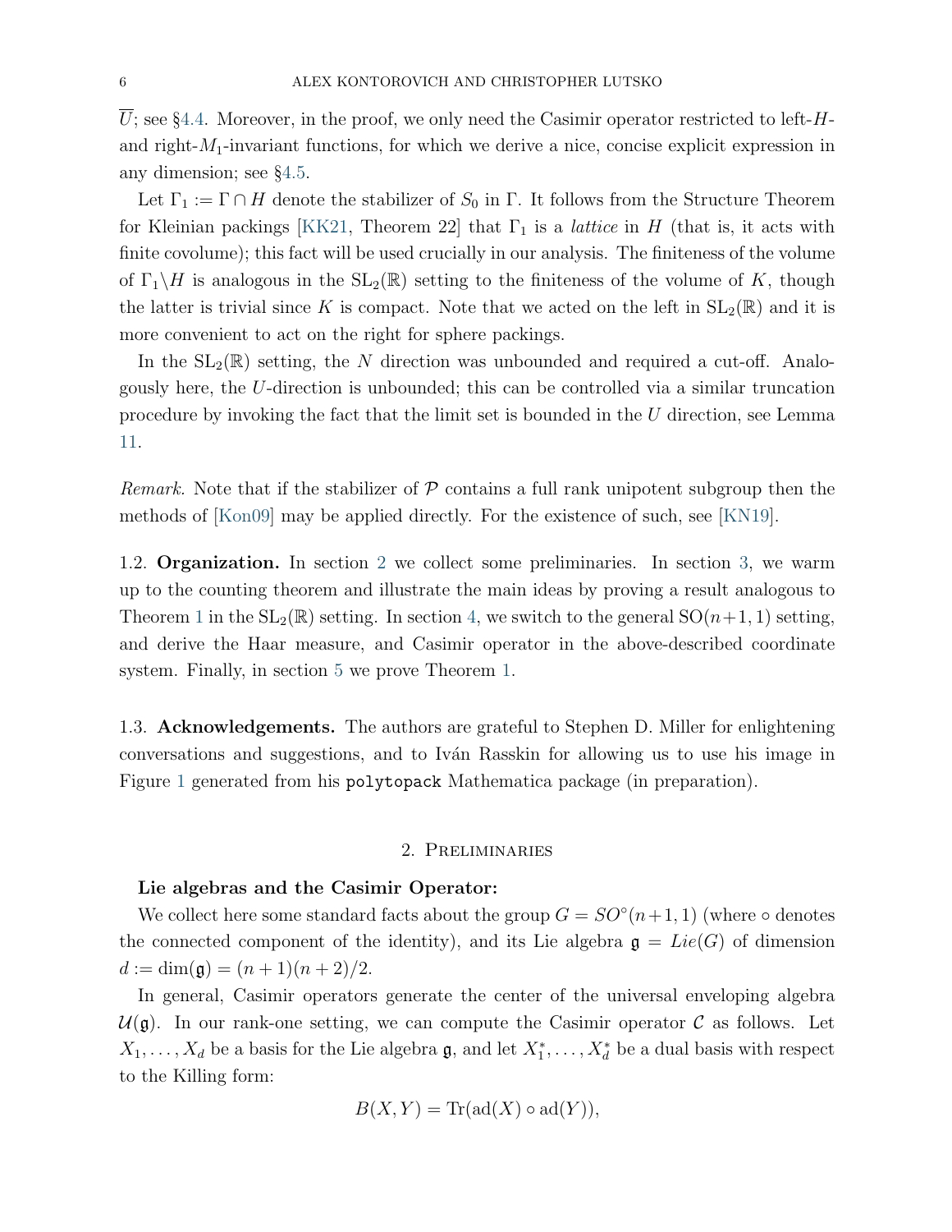$\overline{U}$; see §4.4. Moreover, in the proof, we only need the Casimir operator restricted to left-$H$- and right-$M_1$-invariant functions, for which we derive a nice, concise explicit expression in any dimension; see §4.5.

Let $\Gamma_1 := \Gamma \cap H$ denote the stabilizer of $S_0$ in $\Gamma$. It follows from the Structure Theorem for Kleinian packings [KK21, Theorem 22] that $\Gamma_1$ is a *lattice* in $H$ (that is, it acts with finite covolume); this fact will be used crucially in our analysis. The finiteness of the volume of $\Gamma_1 \backslash H$ is analogous in the $\mathrm{SL}_2(\mathbb{R})$ setting to the finiteness of the volume of $K$, though the latter is trivial since $K$ is compact. Note that we acted on the left in $\mathrm{SL}_2(\mathbb{R})$ and it is more convenient to act on the right for sphere packings.

In the $\mathrm{SL}_2(\mathbb{R})$ setting, the $N$ direction was unbounded and required a cut-off. Analogously here, the $U$-direction is unbounded; this can be controlled via a similar truncation procedure by invoking the fact that the limit set is bounded in the $U$ direction, see Lemma 11.

*Remark.* Note that if the stabilizer of $\mathcal{P}$ contains a full rank unipotent subgroup then the methods of [Kon09] may be applied directly. For the existence of such, see [KN19].

1.2. **Organization.** In section 2 we collect some preliminaries. In section 3, we warm up to the counting theorem and illustrate the main ideas by proving a result analogous to Theorem 1 in the $\mathrm{SL}_2(\mathbb{R})$ setting. In section 4, we switch to the general $\mathrm{SO}(n+1, 1)$ setting, and derive the Haar measure, and Casimir operator in the above-described coordinate system. Finally, in section 5 we prove Theorem 1.

1.3. **Acknowledgements.** The authors are grateful to Stephen D. Miller for enlightening conversations and suggestions, and to Iván Rasskin for allowing us to use his image in Figure 1 generated from his `polytopack` Mathematica package (in preparation).

## 2. Preliminaries

**Lie algebras and the Casimir Operator:**

We collect here some standard facts about the group $G = SO^{\circ}(n+1, 1)$ (where $\circ$ denotes the connected component of the identity), and its Lie algebra $\mathfrak{g} = Lie(G)$ of dimension $d := \dim(\mathfrak{g}) = (n+1)(n+2)/2$.

In general, Casimir operators generate the center of the universal enveloping algebra $\mathcal{U}(\mathfrak{g})$. In our rank-one setting, we can compute the Casimir operator $\mathcal{C}$ as follows. Let $X_1, \dots, X_d$ be a basis for the Lie algebra $\mathfrak{g}$, and let $X_1^*, \dots, X_d^*$ be a dual basis with respect to the Killing form:

$$B(X, Y) = \mathrm{Tr}(\mathrm{ad}(X) \circ \mathrm{ad}(Y)),$$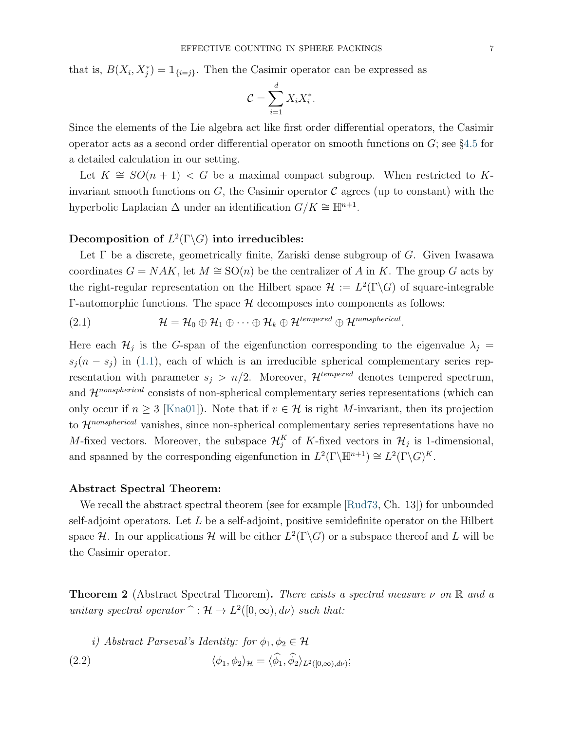that is, $B(X_i, X_j^*) = \mathbb{1}_{\{i=j\}}$. Then the Casimir operator can be expressed as

$$\mathcal{C} = \sum_{i=1}^{d} X_i X_i^*.$$

Since the elements of the Lie algebra act like first order differential operators, the Casimir operator acts as a second order differential operator on smooth functions on $G$; see §4.5 for a detailed calculation in our setting.

Let $K \cong SO(n+1) < G$ be a maximal compact subgroup. When restricted to $K$-invariant smooth functions on $G$, the Casimir operator $\mathcal{C}$ agrees (up to constant) with the hyperbolic Laplacian $\Delta$ under an identification $G/K \cong \mathbb{H}^{n+1}$.

**Decomposition of $L^2(\Gamma\backslash G)$ into irreducibles:**

Let $\Gamma$ be a discrete, geometrically finite, Zariski dense subgroup of $G$. Given Iwasawa coordinates $G = NAK$, let $M \cong \mathrm{SO}(n)$ be the centralizer of $A$ in $K$. The group $G$ acts by the right-regular representation on the Hilbert space $\mathcal{H} := L^2(\Gamma\backslash G)$ of square-integrable $\Gamma$-automorphic functions. The space $\mathcal{H}$ decomposes into components as follows:

$$\mathcal{H} = \mathcal{H}_0 \oplus \mathcal{H}_1 \oplus \cdots \oplus \mathcal{H}_k \oplus \mathcal{H}^{tempered} \oplus \mathcal{H}^{nonspherical}. \tag{2.1}$$

Here each $\mathcal{H}_j$ is the $G$-span of the eigenfunction corresponding to the eigenvalue $\lambda_j = s_j(n - s_j)$ in (1.1), each of which is an irreducible spherical complementary series representation with parameter $s_j > n/2$. Moreover, $\mathcal{H}^{tempered}$ denotes tempered spectrum, and $\mathcal{H}^{nonspherical}$ consists of non-spherical complementary series representations (which can only occur if $n \geq 3$ [Kna01]). Note that if $v \in \mathcal{H}$ is right $M$-invariant, then its projection to $\mathcal{H}^{nonspherical}$ vanishes, since non-spherical complementary series representations have no $M$-fixed vectors. Moreover, the subspace $\mathcal{H}_j^K$ of $K$-fixed vectors in $\mathcal{H}_j$ is 1-dimensional, and spanned by the corresponding eigenfunction in $L^2(\Gamma\backslash\mathbb{H}^{n+1}) \cong L^2(\Gamma\backslash G)^K$.

**Abstract Spectral Theorem:**

We recall the abstract spectral theorem (see for example [Rud73, Ch. 13]) for unbounded self-adjoint operators. Let $L$ be a self-adjoint, positive semidefinite operator on the Hilbert space $\mathcal{H}$. In our applications $\mathcal{H}$ will be either $L^2(\Gamma\backslash G)$ or a subspace thereof and $L$ will be the Casimir operator.

**Theorem 2** (Abstract Spectral Theorem)**.** *There exists a spectral measure $\nu$ on $\mathbb{R}$ and a unitary spectral operator $\widehat{\ }: \mathcal{H} \to L^2([0,\infty), d\nu)$ such that:*

*i) Abstract Parseval's Identity: for $\phi_1, \phi_2 \in \mathcal{H}$*

$$\langle \phi_1, \phi_2 \rangle_{\mathcal{H}} = \langle \widehat{\phi_1}, \widehat{\phi_2} \rangle_{L^2([0,\infty),d\nu)}; \tag{2.2}$$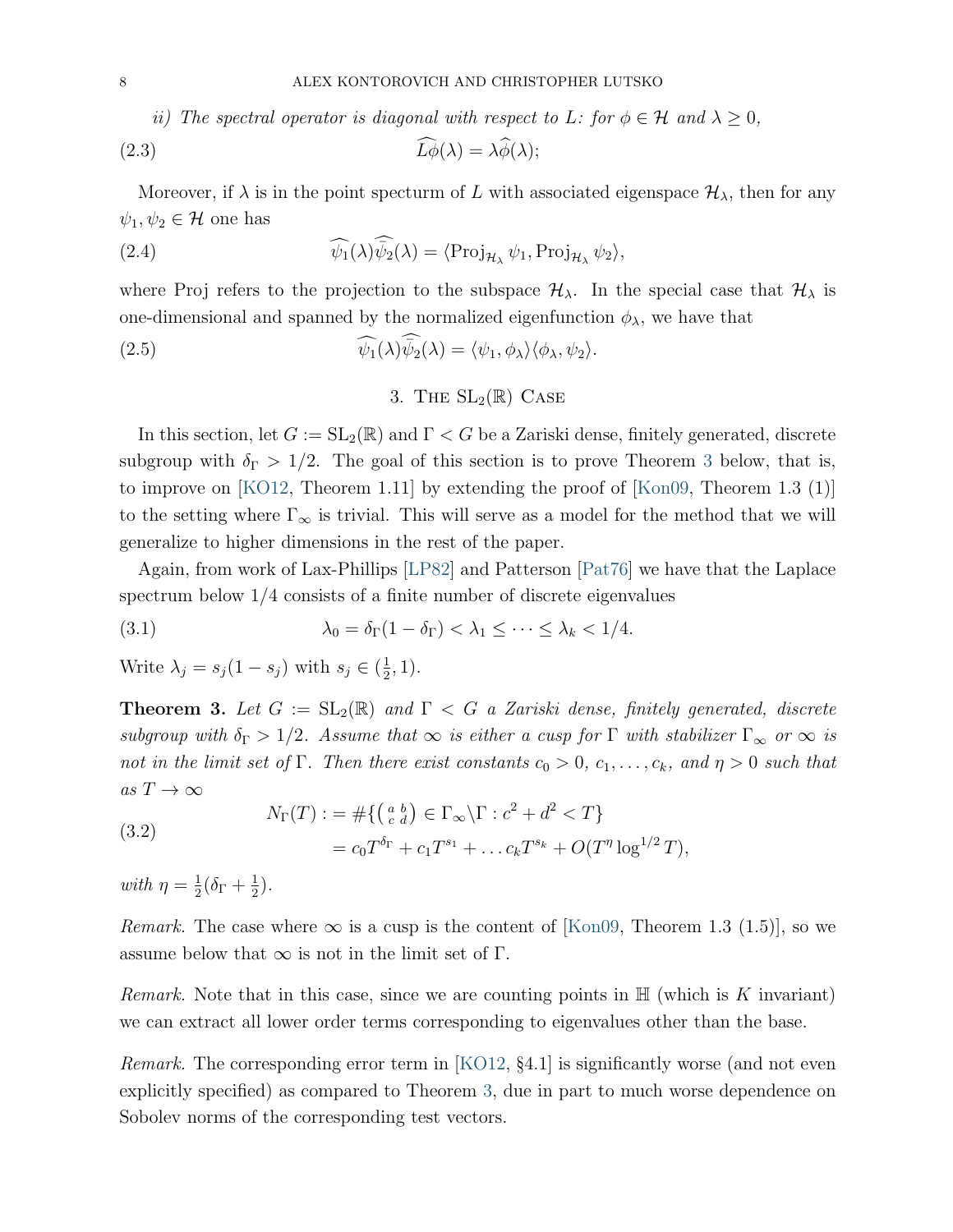*ii) The spectral operator is diagonal with respect to $L$: for $\phi \in \mathcal{H}$ and $\lambda \geq 0$,*

$$\widehat{L\phi}(\lambda) = \lambda \widehat{\phi}(\lambda); \tag{2.3}$$

Moreover, if $\lambda$ is in the point specturm of $L$ with associated eigenspace $\mathcal{H}_\lambda$, then for any $\psi_1, \psi_2 \in \mathcal{H}$ one has

$$\widehat{\psi_1}(\lambda)\widehat{\bar{\psi}_2}(\lambda) = \langle \mathrm{Proj}_{\mathcal{H}_\lambda} \psi_1, \mathrm{Proj}_{\mathcal{H}_\lambda} \psi_2 \rangle, \tag{2.4}$$

where Proj refers to the projection to the subspace $\mathcal{H}_\lambda$. In the special case that $\mathcal{H}_\lambda$ is one-dimensional and spanned by the normalized eigenfunction $\phi_\lambda$, we have that

$$\widehat{\psi_1}(\lambda)\widehat{\bar{\psi}_2}(\lambda) = \langle \psi_1, \phi_\lambda \rangle \langle \phi_\lambda, \psi_2 \rangle. \tag{2.5}$$

## 3. The $\mathrm{SL}_2(\mathbb{R})$ Case

In this section, let $G := \mathrm{SL}_2(\mathbb{R})$ and $\Gamma < G$ be a Zariski dense, finitely generated, discrete subgroup with $\delta_\Gamma > 1/2$. The goal of this section is to prove Theorem 3 below, that is, to improve on [KO12, Theorem 1.11] by extending the proof of [Kon09, Theorem 1.3 (1)] to the setting where $\Gamma_\infty$ is trivial. This will serve as a model for the method that we will generalize to higher dimensions in the rest of the paper.

Again, from work of Lax-Phillips [LP82] and Patterson [Pat76] we have that the Laplace spectrum below $1/4$ consists of a finite number of discrete eigenvalues

$$\lambda_0 = \delta_\Gamma(1-\delta_\Gamma) < \lambda_1 \leq \cdots \leq \lambda_k < 1/4. \tag{3.1}$$

Write $\lambda_j = s_j(1-s_j)$ with $s_j \in (\frac{1}{2}, 1)$.

**Theorem 3.** *Let $G := \mathrm{SL}_2(\mathbb{R})$ and $\Gamma < G$ a Zariski dense, finitely generated, discrete subgroup with $\delta_\Gamma > 1/2$. Assume that $\infty$ is either a cusp for $\Gamma$ with stabilizer $\Gamma_\infty$ or $\infty$ is not in the limit set of $\Gamma$. Then there exist constants $c_0 > 0$, $c_1, \ldots, c_k$, and $\eta > 0$ such that as $T \to \infty$*

$$\begin{aligned} N_\Gamma(T) &:= \#\{\left(\begin{smallmatrix} a & b \\ c & d \end{smallmatrix}\right) \in \Gamma_\infty \backslash \Gamma : c^2 + d^2 < T\} \\ &= c_0 T^{\delta_\Gamma} + c_1 T^{s_1} + \ldots c_k T^{s_k} + O(T^\eta \log^{1/2} T), \end{aligned} \tag{3.2}$$

*with $\eta = \frac{1}{2}(\delta_\Gamma + \frac{1}{2})$.*

*Remark.* The case where $\infty$ is a cusp is the content of [Kon09, Theorem 1.3 (1.5)], so we assume below that $\infty$ is not in the limit set of $\Gamma$.

*Remark.* Note that in this case, since we are counting points in $\mathbb{H}$ (which is $K$ invariant) we can extract all lower order terms corresponding to eigenvalues other than the base.

*Remark.* The corresponding error term in [KO12, §4.1] is significantly worse (and not even explicitly specified) as compared to Theorem 3, due in part to much worse dependence on Sobolev norms of the corresponding test vectors.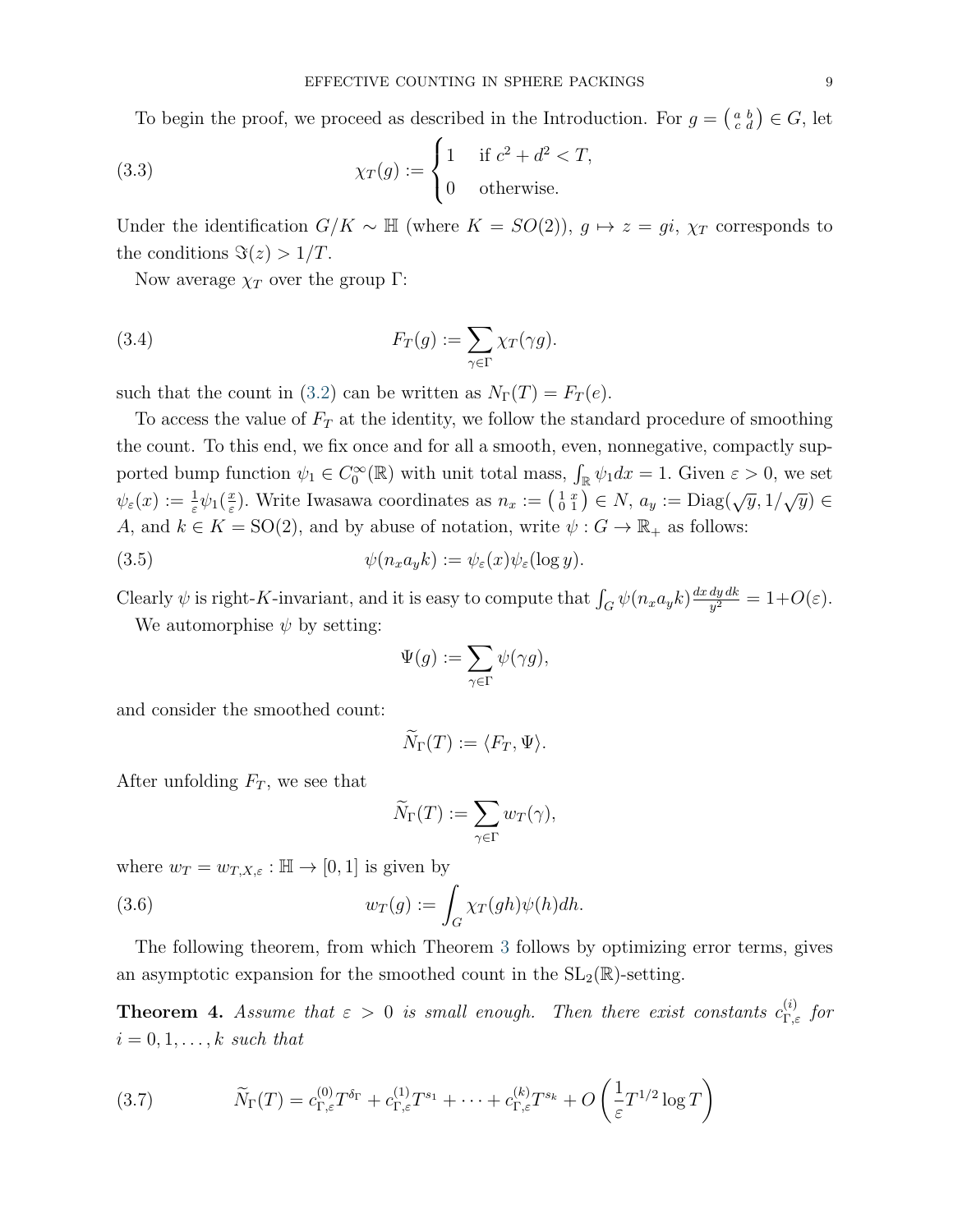To begin the proof, we proceed as described in the Introduction. For $g = \left(\begin{smallmatrix} a & b \\ c & d \end{smallmatrix}\right) \in G$, let

$$\chi_T(g) := \begin{cases} 1 & \text{if } c^2 + d^2 < T, \\ 0 & \text{otherwise.} \end{cases} \tag{3.3}$$

Under the identification $G/K \sim \mathbb{H}$ (where $K = SO(2)$), $g \mapsto z = gi$, $\chi_T$ corresponds to the conditions $\Im(z) > 1/T$.

Now average $\chi_T$ over the group $\Gamma$:

$$F_T(g) := \sum_{\gamma \in \Gamma} \chi_T(\gamma g). \tag{3.4}$$

such that the count in (3.2) can be written as $N_\Gamma(T) = F_T(e)$.

To access the value of $F_T$ at the identity, we follow the standard procedure of smoothing the count. To this end, we fix once and for all a smooth, even, nonnegative, compactly supported bump function $\psi_1 \in C_0^\infty(\mathbb{R})$ with unit total mass, $\int_{\mathbb{R}} \psi_1 dx = 1$. Given $\varepsilon > 0$, we set $\psi_\varepsilon(x) := \frac{1}{\varepsilon}\psi_1(\frac{x}{\varepsilon})$. Write Iwasawa coordinates as $n_x := \left(\begin{smallmatrix} 1 & x \\ 0 & 1 \end{smallmatrix}\right) \in N$, $a_y := \mathrm{Diag}(\sqrt{y}, 1/\sqrt{y}) \in A$, and $k \in K = \mathrm{SO}(2)$, and by abuse of notation, write $\psi : G \to \mathbb{R}_+$ as follows:

$$\psi(n_x a_y k) := \psi_\varepsilon(x)\psi_\varepsilon(\log y). \tag{3.5}$$

Clearly $\psi$ is right-$K$-invariant, and it is easy to compute that $\int_G \psi(n_x a_y k) \frac{dx\, dy\, dk}{y^2} = 1 + O(\varepsilon)$.

We automorphise $\psi$ by setting:

$$\Psi(g) := \sum_{\gamma \in \Gamma} \psi(\gamma g),$$

and consider the smoothed count:

$$\widetilde{N}_\Gamma(T) := \langle F_T, \Psi \rangle.$$

After unfolding $F_T$, we see that

$$\widetilde{N}_\Gamma(T) := \sum_{\gamma \in \Gamma} w_T(\gamma),$$

where $w_T = w_{T,X,\varepsilon} : \mathbb{H} \to [0,1]$ is given by

$$w_T(g) := \int_G \chi_T(gh)\psi(h) dh. \tag{3.6}$$

The following theorem, from which Theorem 3 follows by optimizing error terms, gives an asymptotic expansion for the smoothed count in the $\mathrm{SL}_2(\mathbb{R})$-setting.

**Theorem 4.** *Assume that $\varepsilon > 0$ is small enough. Then there exist constants $c_{\Gamma,\varepsilon}^{(i)}$ for $i = 0, 1, \ldots, k$ such that*

$$\widetilde{N}_\Gamma(T) = c_{\Gamma,\varepsilon}^{(0)} T^{\delta_\Gamma} + c_{\Gamma,\varepsilon}^{(1)} T^{s_1} + \cdots + c_{\Gamma,\varepsilon}^{(k)} T^{s_k} + O\left(\frac{1}{\varepsilon} T^{1/2} \log T\right) \tag{3.7}$$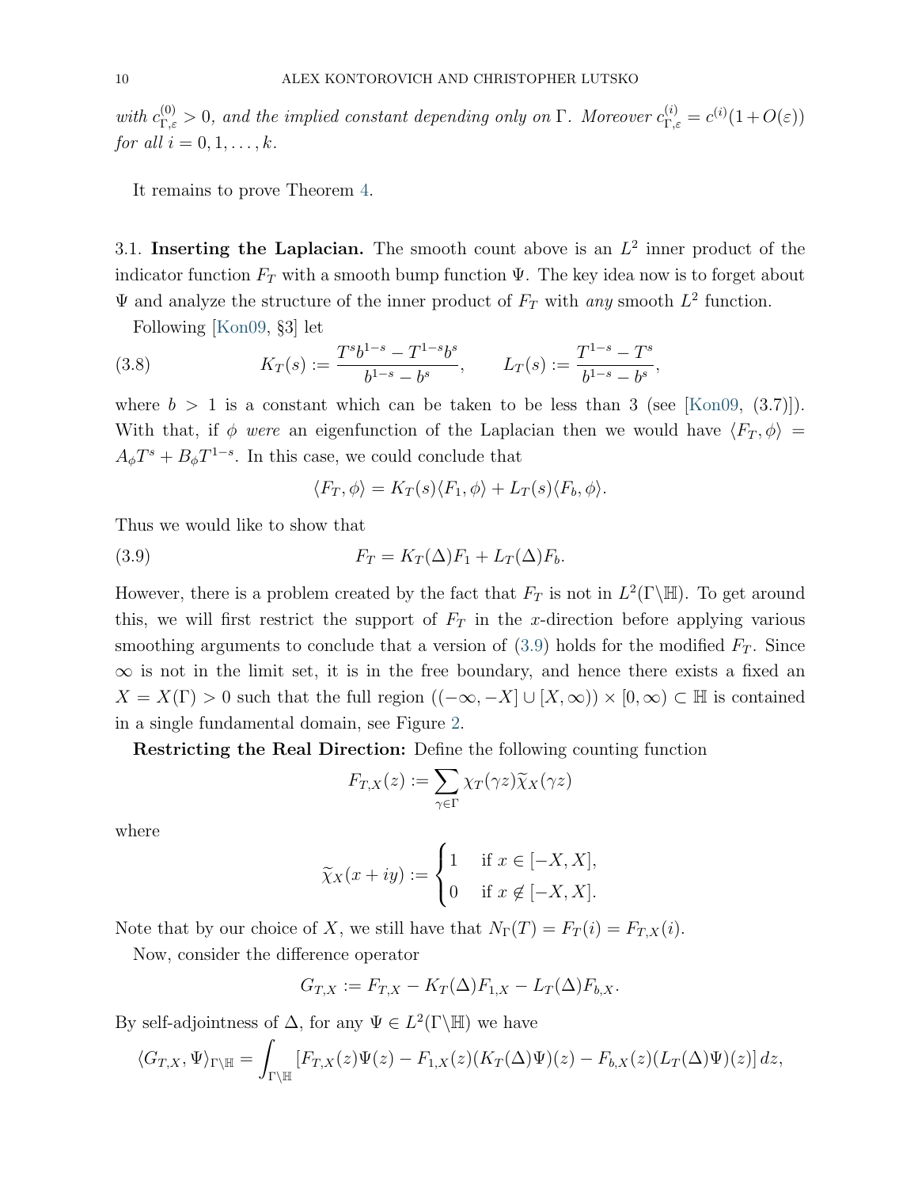*with $c^{(0)}_{\Gamma,\varepsilon} > 0$, and the implied constant depending only on $\Gamma$. Moreover $c^{(i)}_{\Gamma,\varepsilon} = c^{(i)}(1+O(\varepsilon))$ for all $i = 0, 1, \ldots, k$.*

It remains to prove Theorem 4.

### 3.1. Inserting the Laplacian.

The smooth count above is an $L^2$ inner product of the indicator function $F_T$ with a smooth bump function $\Psi$. The key idea now is to forget about $\Psi$ and analyze the structure of the inner product of $F_T$ with *any* smooth $L^2$ function.

Following [Kon09, §3] let

$$K_T(s) := \frac{T^s b^{1-s} - T^{1-s} b^s}{b^{1-s} - b^s}, \qquad L_T(s) := \frac{T^{1-s} - T^s}{b^{1-s} - b^s}, \tag{3.8}$$

where $b > 1$ is a constant which can be taken to be less than 3 (see [Kon09, (3.7)]). With that, if $\phi$ *were* an eigenfunction of the Laplacian then we would have $\langle F_T, \phi\rangle = A_\phi T^s + B_\phi T^{1-s}$. In this case, we could conclude that

$$\langle F_T, \phi\rangle = K_T(s)\langle F_1, \phi\rangle + L_T(s)\langle F_b, \phi\rangle.$$

Thus we would like to show that

$$F_T = K_T(\Delta)F_1 + L_T(\Delta)F_b. \tag{3.9}$$

However, there is a problem created by the fact that $F_T$ is not in $L^2(\Gamma\backslash\mathbb{H})$. To get around this, we will first restrict the support of $F_T$ in the $x$-direction before applying various smoothing arguments to conclude that a version of (3.9) holds for the modified $F_T$. Since $\infty$ is not in the limit set, it is in the free boundary, and hence there exists a fixed an $X = X(\Gamma) > 0$ such that the full region $((-\infty, -X] \cup [X, \infty)) \times [0, \infty) \subset \mathbb{H}$ is contained in a single fundamental domain, see Figure 2.

**Restricting the Real Direction:** Define the following counting function

$$F_{T,X}(z) := \sum_{\gamma\in\Gamma} \chi_T(\gamma z)\widetilde{\chi}_X(\gamma z)$$

where

$$\widetilde{\chi}_X(x+iy) := \begin{cases} 1 & \text{if } x \in [-X, X], \\ 0 & \text{if } x \notin [-X, X]. \end{cases}$$

Note that by our choice of $X$, we still have that $N_\Gamma(T) = F_T(i) = F_{T,X}(i)$.

Now, consider the difference operator

$$G_{T,X} := F_{T,X} - K_T(\Delta)F_{1,X} - L_T(\Delta)F_{b,X}.$$

By self-adjointness of $\Delta$, for any $\Psi \in L^2(\Gamma\backslash\mathbb{H})$ we have

$$\langle G_{T,X}, \Psi\rangle_{\Gamma\backslash\mathbb{H}} = \int_{\Gamma\backslash\mathbb{H}} [F_{T,X}(z)\Psi(z) - F_{1,X}(z)(K_T(\Delta)\Psi)(z) - F_{b,X}(z)(L_T(\Delta)\Psi)(z)]\, dz,$$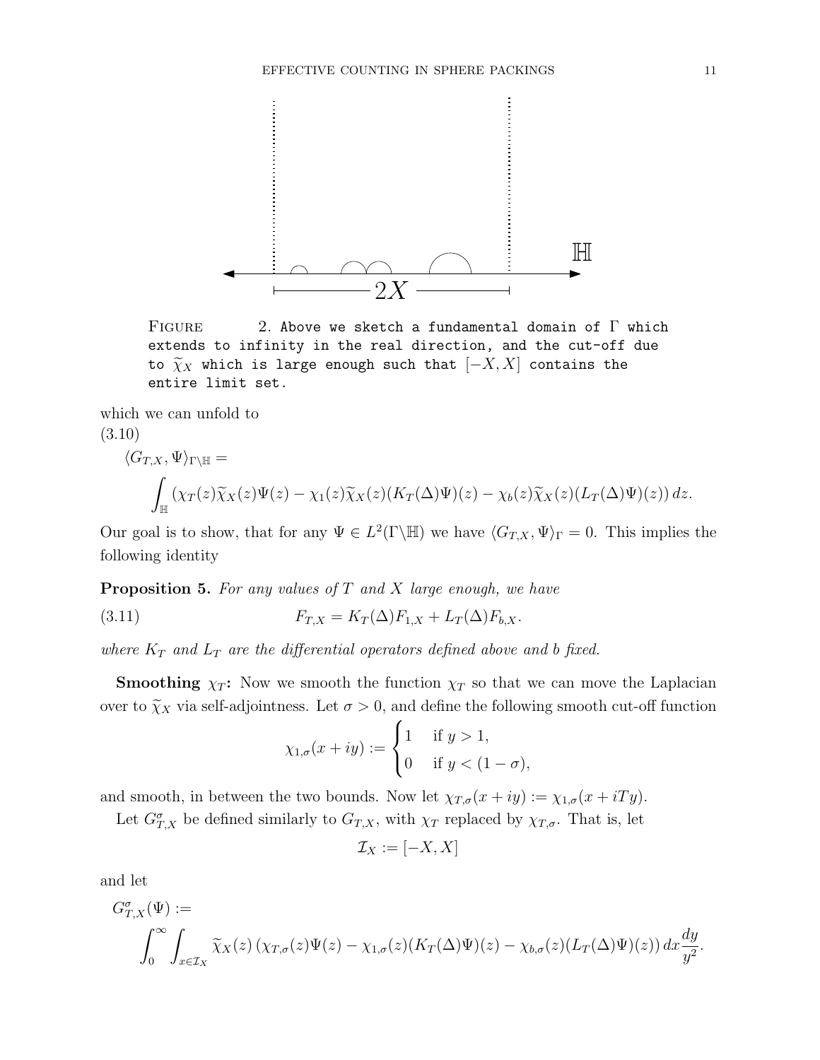FIGURE 2. Above we sketch a fundamental domain of $\Gamma$ which extends to infinity in the real direction, and the cut-off due to $\widetilde{\chi}_X$ which is large enough such that $[-X, X]$ contains the entire limit set.

which we can unfold to

(3.10)

$$\langle G_{T,X}, \Psi\rangle_{\Gamma\backslash\mathbb{H}} = \int_{\mathbb{H}} (\chi_T(z)\widetilde{\chi}_X(z)\Psi(z) - \chi_1(z)\widetilde{\chi}_X(z)(K_T(\Delta)\Psi)(z) - \chi_b(z)\widetilde{\chi}_X(z)(L_T(\Delta)\Psi)(z))\, dz.$$

Our goal is to show, that for any $\Psi \in L^2(\Gamma\backslash\mathbb{H})$ we have $\langle G_{T,X}, \Psi\rangle_\Gamma = 0$. This implies the following identity

**Proposition 5.** *For any values of $T$ and $X$ large enough, we have*

$$F_{T,X} = K_T(\Delta)F_{1,X} + L_T(\Delta)F_{b,X}. \tag{3.11}$$

*where $K_T$ and $L_T$ are the differential operators defined above and $b$ fixed.*

**Smoothing $\chi_T$:** Now we smooth the function $\chi_T$ so that we can move the Laplacian over to $\widetilde{\chi}_X$ via self-adjointness. Let $\sigma > 0$, and define the following smooth cut-off function

$$\chi_{1,\sigma}(x+iy) := \begin{cases} 1 & \text{if } y > 1, \\ 0 & \text{if } y < (1-\sigma), \end{cases}$$

and smooth, in between the two bounds. Now let $\chi_{T,\sigma}(x+iy) := \chi_{1,\sigma}(x+iTy)$.

Let $G^\sigma_{T,X}$ be defined similarly to $G_{T,X}$, with $\chi_T$ replaced by $\chi_{T,\sigma}$. That is, let

$$\mathcal{I}_X := [-X, X]$$

and let

$$G^\sigma_{T,X}(\Psi) := \int_0^\infty \int_{x\in\mathcal{I}_X} \widetilde{\chi}_X(z)\left(\chi_{T,\sigma}(z)\Psi(z) - \chi_{1,\sigma}(z)(K_T(\Delta)\Psi)(z) - \chi_{b,\sigma}(z)(L_T(\Delta)\Psi)(z)\right) dx \frac{dy}{y^2}.$$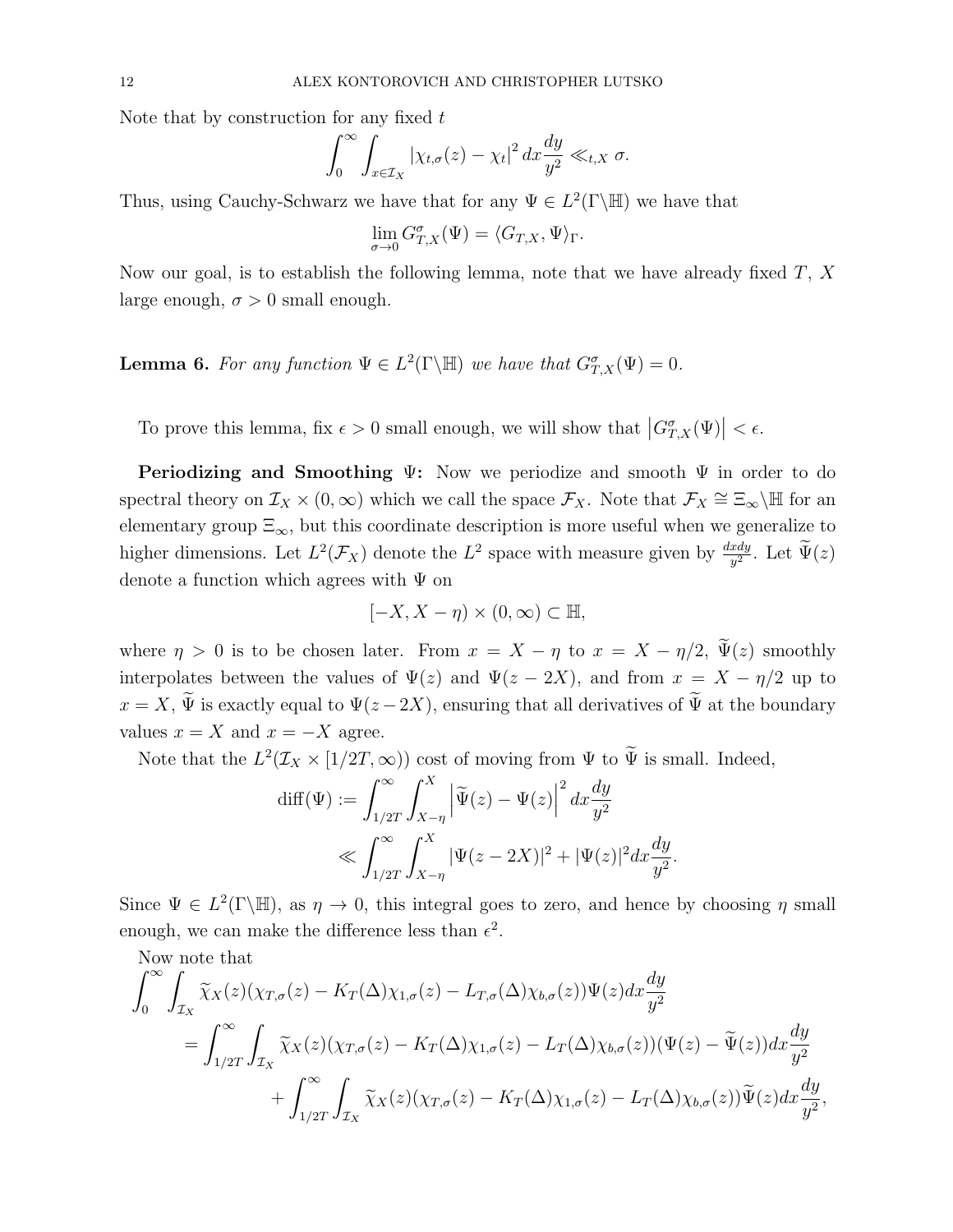Note that by construction for any fixed $t$

$$\int_0^\infty \int_{x\in\mathcal{I}_X} |\chi_{t,\sigma}(z) - \chi_t|^2 \, dx \frac{dy}{y^2} \ll_{t,X} \sigma.$$

Thus, using Cauchy-Schwarz we have that for any $\Psi \in L^2(\Gamma\backslash\mathbb{H})$ we have that

$$\lim_{\sigma\to 0} G^\sigma_{T,X}(\Psi) = \langle G_{T,X}, \Psi\rangle_\Gamma.$$

Now our goal, is to establish the following lemma, note that we have already fixed $T$, $X$ large enough, $\sigma > 0$ small enough.

**Lemma 6.** *For any function $\Psi \in L^2(\Gamma\backslash\mathbb{H})$ we have that $G^\sigma_{T,X}(\Psi) = 0$.*

To prove this lemma, fix $\epsilon > 0$ small enough, we will show that $\left|G^\sigma_{T,X}(\Psi)\right| < \epsilon$.

**Periodizing and Smoothing $\Psi$:** Now we periodize and smooth $\Psi$ in order to do spectral theory on $\mathcal{I}_X \times (0,\infty)$ which we call the space $\mathcal{F}_X$. Note that $\mathcal{F}_X \cong \Xi_\infty\backslash\mathbb{H}$ for an elementary group $\Xi_\infty$, but this coordinate description is more useful when we generalize to higher dimensions. Let $L^2(\mathcal{F}_X)$ denote the $L^2$ space with measure given by $\frac{dxdy}{y^2}$. Let $\widetilde{\Psi}(z)$ denote a function which agrees with $\Psi$ on

$$[-X, X-\eta) \times (0,\infty) \subset \mathbb{H},$$

where $\eta > 0$ is to be chosen later. From $x = X - \eta$ to $x = X - \eta/2$, $\widetilde{\Psi}(z)$ smoothly interpolates between the values of $\Psi(z)$ and $\Psi(z-2X)$, and from $x = X - \eta/2$ up to $x = X$, $\widetilde{\Psi}$ is exactly equal to $\Psi(z-2X)$, ensuring that all derivatives of $\widetilde{\Psi}$ at the boundary values $x = X$ and $x = -X$ agree.

Note that the $L^2(\mathcal{I}_X \times [1/2T, \infty))$ cost of moving from $\Psi$ to $\widetilde{\Psi}$ is small. Indeed,

$$\begin{aligned}
\mathrm{diff}(\Psi) &:= \int_{1/2T}^\infty \int_{X-\eta}^X \left|\widetilde{\Psi}(z) - \Psi(z)\right|^2 dx \frac{dy}{y^2} \\
&\ll \int_{1/2T}^\infty \int_{X-\eta}^X |\Psi(z-2X)|^2 + |\Psi(z)|^2 dx \frac{dy}{y^2}.
\end{aligned}$$

Since $\Psi \in L^2(\Gamma\backslash\mathbb{H})$, as $\eta \to 0$, this integral goes to zero, and hence by choosing $\eta$ small enough, we can make the difference less than $\epsilon^2$.

Now note that

$$\begin{aligned}
\int_0^\infty &\int_{\mathcal{I}_X} \widetilde{\chi}_X(z)(\chi_{T,\sigma}(z) - K_T(\Delta)\chi_{1,\sigma}(z) - L_{T,\sigma}(\Delta)\chi_{b,\sigma}(z))\Psi(z) dx \frac{dy}{y^2} \\
&= \int_{1/2T}^\infty \int_{\mathcal{I}_X} \widetilde{\chi}_X(z)(\chi_{T,\sigma}(z) - K_T(\Delta)\chi_{1,\sigma}(z) - L_T(\Delta)\chi_{b,\sigma}(z))(\Psi(z) - \widetilde{\Psi}(z)) dx \frac{dy}{y^2} \\
&\qquad + \int_{1/2T}^\infty \int_{\mathcal{I}_X} \widetilde{\chi}_X(z)(\chi_{T,\sigma}(z) - K_T(\Delta)\chi_{1,\sigma}(z) - L_T(\Delta)\chi_{b,\sigma}(z))\widetilde{\Psi}(z) dx \frac{dy}{y^2},
\end{aligned}$$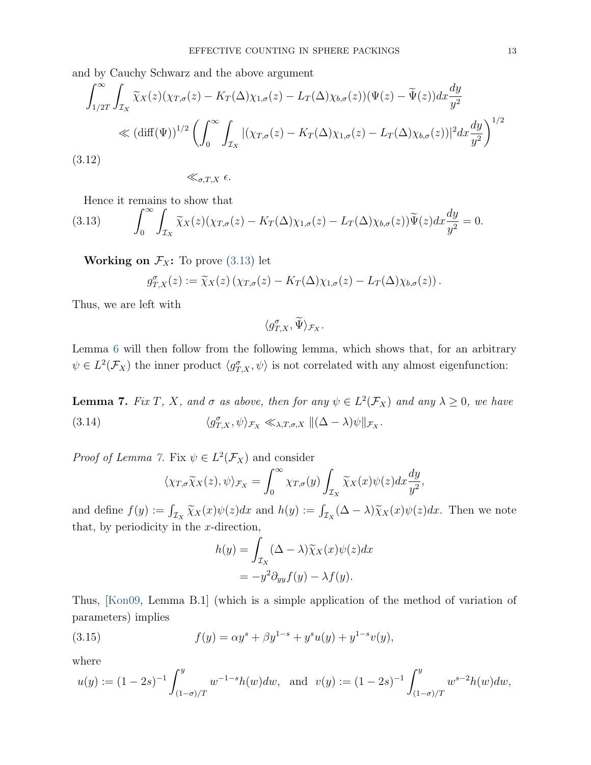and by Cauchy Schwarz and the above argument

$$
\begin{aligned}
&\int_{1/2T}^{\infty}\int_{\mathcal{I}_X}\widetilde{\chi}_X(z)(\chi_{T,\sigma}(z)-K_T(\Delta)\chi_{1,\sigma}(z)-L_T(\Delta)\chi_{b,\sigma}(z))(\Psi(z)-\widetilde{\Psi}(z))dx\frac{dy}{y^2}\\
&\qquad\ll(\mathrm{diff}(\Psi))^{1/2}\left(\int_0^{\infty}\int_{\mathcal{I}_X}|(\chi_{T,\sigma}(z)-K_T(\Delta)\chi_{1,\sigma}(z)-L_T(\Delta)\chi_{b,\sigma}(z))|^2dx\frac{dy}{y^2}\right)^{1/2}
\end{aligned}
$$

(3.12)

$$\ll_{\sigma,T,X}\epsilon.$$

Hence it remains to show that

$$\int_0^{\infty}\int_{\mathcal{I}_X}\widetilde{\chi}_X(z)(\chi_{T,\sigma}(z)-K_T(\Delta)\chi_{1,\sigma}(z)-L_T(\Delta)\chi_{b,\sigma}(z))\widetilde{\Psi}(z)dx\frac{dy}{y^2}=0. \tag{3.13}$$

**Working on $\mathcal{F}_X$:** To prove (3.13) let

$$g^{\sigma}_{T,X}(z):=\widetilde{\chi}_X(z)\left(\chi_{T,\sigma}(z)-K_T(\Delta)\chi_{1,\sigma}(z)-L_T(\Delta)\chi_{b,\sigma}(z)\right).$$

Thus, we are left with

$$\langle g^{\sigma}_{T,X},\widetilde{\Psi}\rangle_{\mathcal{F}_X}.$$

Lemma 6 will then follow from the following lemma, which shows that, for an arbitrary $\psi\in L^2(\mathcal{F}_X)$ the inner product $\langle g^{\sigma}_{T,X},\psi\rangle$ is not correlated with any almost eigenfunction:

**Lemma 7.** *Fix $T$, $X$, and $\sigma$ as above, then for any $\psi\in L^2(\mathcal{F}_X)$ and any $\lambda\geq 0$, we have*

$$\langle g^{\sigma}_{T,X},\psi\rangle_{\mathcal{F}_X}\ll_{\lambda,T,\sigma,X}\|(\Delta-\lambda)\psi\|_{\mathcal{F}_X}. \tag{3.14}$$

*Proof of Lemma 7.* Fix $\psi\in L^2(\mathcal{F}_X)$ and consider

$$\langle\chi_{T,\sigma}\widetilde{\chi}_X(z),\psi\rangle_{\mathcal{F}_X}=\int_0^{\infty}\chi_{T,\sigma}(y)\int_{\mathcal{I}_X}\widetilde{\chi}_X(x)\psi(z)dx\frac{dy}{y^2},$$

and define $f(y):=\int_{\mathcal{I}_X}\widetilde{\chi}_X(x)\psi(z)dx$ and $h(y):=\int_{\mathcal{I}_X}(\Delta-\lambda)\widetilde{\chi}_X(x)\psi(z)dx$. Then we note that, by periodicity in the $x$-direction,

$$
\begin{aligned}
h(y)&=\int_{\mathcal{I}_X}(\Delta-\lambda)\widetilde{\chi}_X(x)\psi(z)dx\\
&=-y^2\partial_{yy}f(y)-\lambda f(y).
\end{aligned}
$$

Thus, [Kon09, Lemma B.1] (which is a simple application of the method of variation of parameters) implies

$$f(y)=\alpha y^s+\beta y^{1-s}+y^s u(y)+y^{1-s}v(y), \tag{3.15}$$

where

$$u(y):=(1-2s)^{-1}\int_{(1-\sigma)/T}^{y}w^{-1-s}h(w)dw,\ \text{ and }\ v(y):=(1-2s)^{-1}\int_{(1-\sigma)/T}^{y}w^{s-2}h(w)dw,$$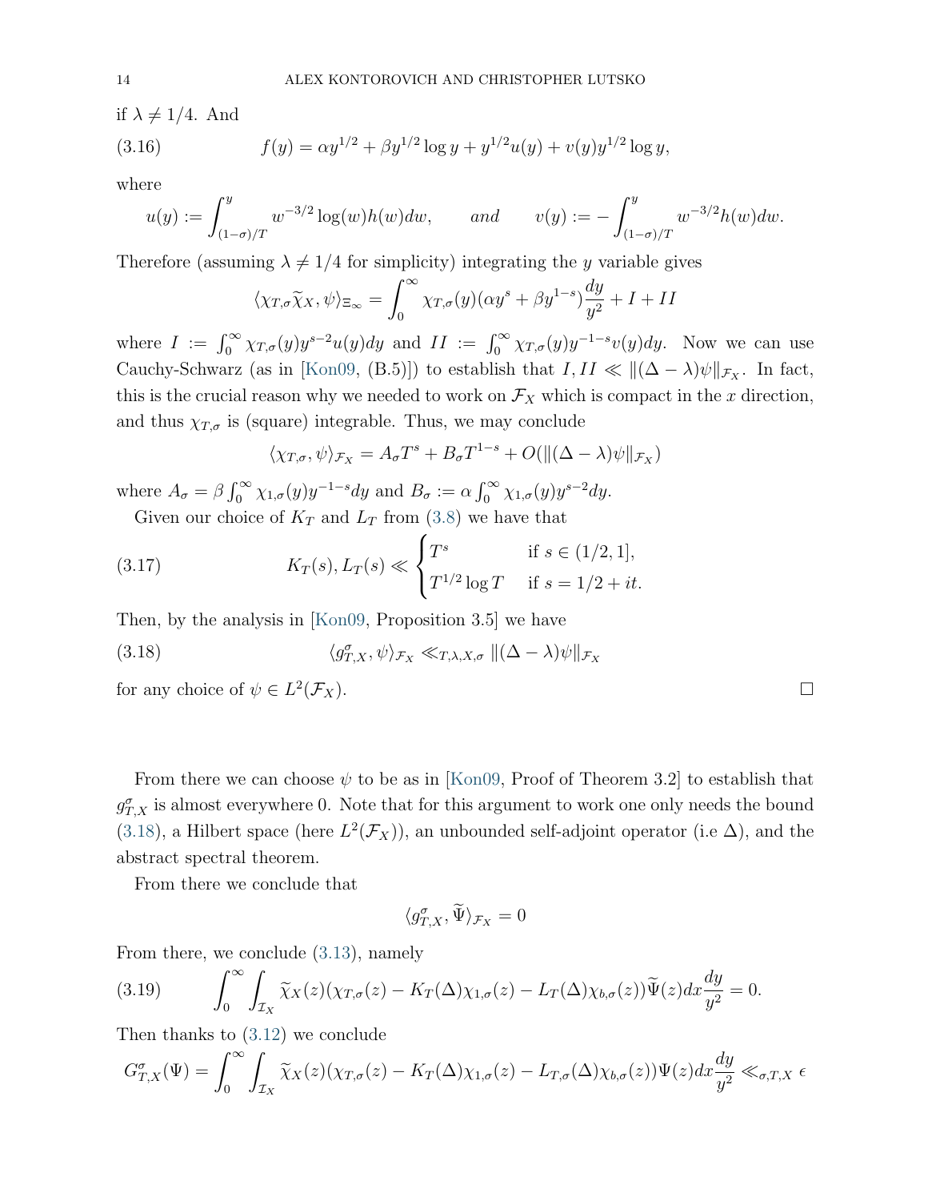if $\lambda \neq 1/4$. And

$$f(y) = \alpha y^{1/2} + \beta y^{1/2} \log y + y^{1/2} u(y) + v(y) y^{1/2} \log y, \tag{3.16}$$

where

$$u(y) := \int_{(1-\sigma)/T}^{y} w^{-3/2} \log(w) h(w) dw, \qquad \textit{and} \qquad v(y) := -\int_{(1-\sigma)/T}^{y} w^{-3/2} h(w) dw.$$

Therefore (assuming $\lambda \neq 1/4$ for simplicity) integrating the $y$ variable gives

$$\langle \chi_{T,\sigma} \widetilde{\chi}_X, \psi \rangle_{\Xi_\infty} = \int_0^\infty \chi_{T,\sigma}(y) (\alpha y^s + \beta y^{1-s}) \frac{dy}{y^2} + I + II$$

where $I := \int_0^\infty \chi_{T,\sigma}(y) y^{s-2} u(y) dy$ and $II := \int_0^\infty \chi_{T,\sigma}(y) y^{-1-s} v(y) dy$. Now we can use Cauchy-Schwarz (as in [Kon09, (B.5)]) to establish that $I, II \ll \|(\Delta - \lambda)\psi\|_{\mathcal{F}_X}$. In fact, this is the crucial reason why we needed to work on $\mathcal{F}_X$ which is compact in the $x$ direction, and thus $\chi_{T,\sigma}$ is (square) integrable. Thus, we may conclude

$$\langle \chi_{T,\sigma}, \psi \rangle_{\mathcal{F}_X} = A_\sigma T^s + B_\sigma T^{1-s} + O(\|(\Delta - \lambda)\psi\|_{\mathcal{F}_X})$$

where $A_\sigma = \beta \int_0^\infty \chi_{1,\sigma}(y) y^{-1-s} dy$ and $B_\sigma := \alpha \int_0^\infty \chi_{1,\sigma}(y) y^{s-2} dy$.

Given our choice of $K_T$ and $L_T$ from (3.8) we have that

$$K_T(s), L_T(s) \ll \begin{cases} T^s & \text{if } s \in (1/2, 1], \\ T^{1/2} \log T & \text{if } s = 1/2 + it. \end{cases} \tag{3.17}$$

Then, by the analysis in [Kon09, Proposition 3.5] we have

$$\langle g^\sigma_{T,X}, \psi \rangle_{\mathcal{F}_X} \ll_{T,\lambda,X,\sigma} \|(\Delta - \lambda)\psi\|_{\mathcal{F}_X} \tag{3.18}$$

for any choice of $\psi \in L^2(\mathcal{F}_X)$. □

From there we can choose $\psi$ to be as in [Kon09, Proof of Theorem 3.2] to establish that $g^\sigma_{T,X}$ is almost everywhere 0. Note that for this argument to work one only needs the bound (3.18), a Hilbert space (here $L^2(\mathcal{F}_X)$), an unbounded self-adjoint operator (i.e $\Delta$), and the abstract spectral theorem.

From there we conclude that

$$\langle g^\sigma_{T,X}, \widetilde{\Psi} \rangle_{\mathcal{F}_X} = 0$$

From there, we conclude (3.13), namely

$$\int_0^\infty \int_{\mathcal{I}_X} \widetilde{\chi}_X(z) (\chi_{T,\sigma}(z) - K_T(\Delta)\chi_{1,\sigma}(z) - L_T(\Delta)\chi_{b,\sigma}(z)) \widetilde{\Psi}(z) dx \frac{dy}{y^2} = 0. \tag{3.19}$$

Then thanks to (3.12) we conclude

$$G^\sigma_{T,X}(\Psi) = \int_0^\infty \int_{\mathcal{I}_X} \widetilde{\chi}_X(z) (\chi_{T,\sigma}(z) - K_T(\Delta)\chi_{1,\sigma}(z) - L_{T,\sigma}(\Delta)\chi_{b,\sigma}(z)) \Psi(z) dx \frac{dy}{y^2} \ll_{\sigma,T,X} \epsilon$$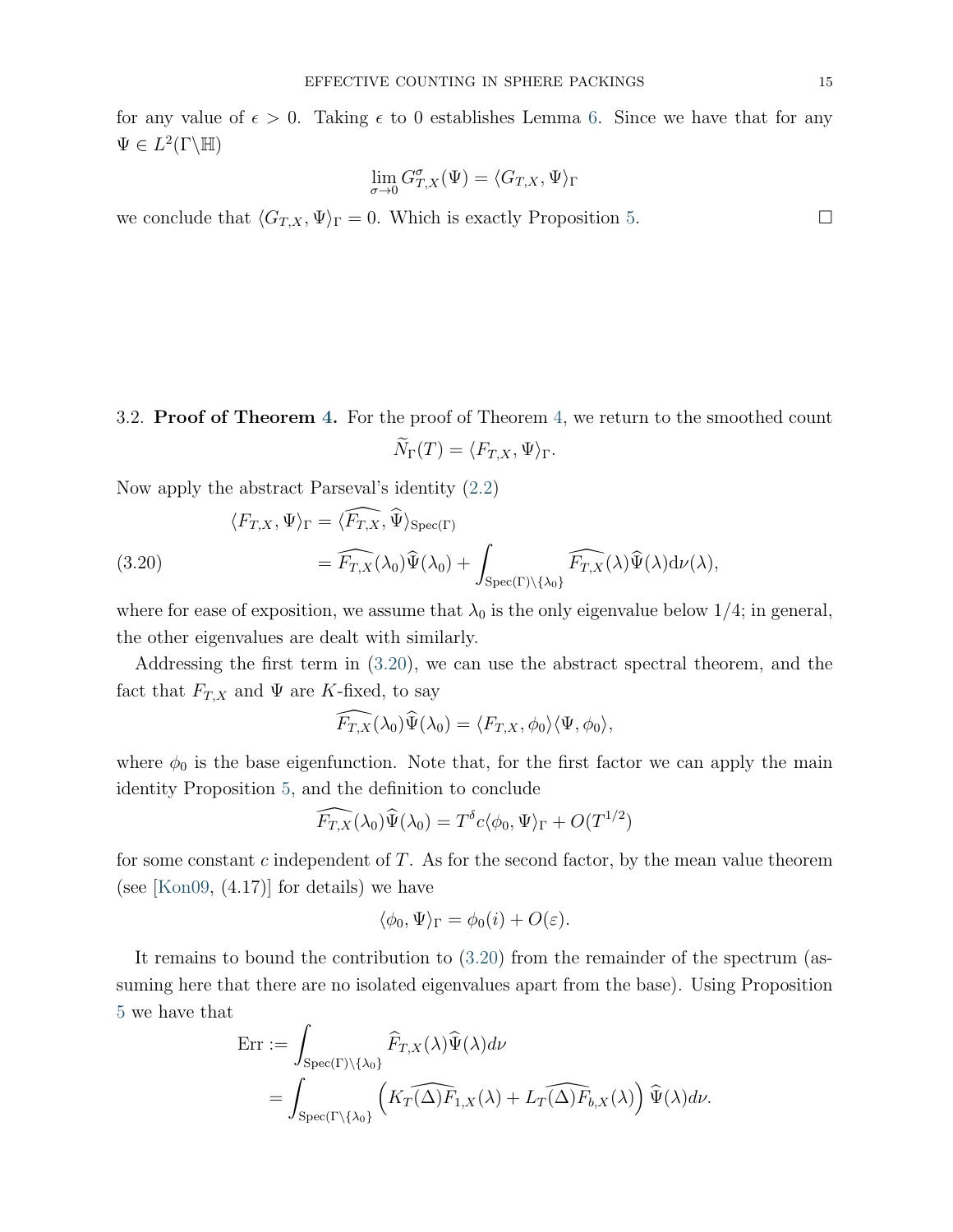for any value of $\epsilon > 0$. Taking $\epsilon$ to 0 establishes Lemma 6. Since we have that for any $\Psi \in L^2(\Gamma\backslash\mathbb{H})$

$$\lim_{\sigma\to 0} G^{\sigma}_{T,X}(\Psi) = \langle G_{T,X}, \Psi\rangle_\Gamma$$

we conclude that $\langle G_{T,X}, \Psi\rangle_\Gamma = 0$. Which is exactly Proposition 5. $\square$

3.2. **Proof of Theorem 4.** For the proof of Theorem 4, we return to the smoothed count

$$\widetilde{N}_\Gamma(T) = \langle F_{T,X}, \Psi\rangle_\Gamma.$$

Now apply the abstract Parseval's identity (2.2)

$$\begin{aligned}\langle F_{T,X}, \Psi\rangle_\Gamma &= \langle \widehat{F_{T,X}}, \widehat{\Psi}\rangle_{\mathrm{Spec}(\Gamma)} \\ &= \widehat{F_{T,X}}(\lambda_0)\widehat{\Psi}(\lambda_0) + \int_{\mathrm{Spec}(\Gamma)\backslash\{\lambda_0\}} \widehat{F_{T,X}}(\lambda)\widehat{\Psi}(\lambda)\mathrm{d}\nu(\lambda), \end{aligned} \tag{3.20}$$

where for ease of exposition, we assume that $\lambda_0$ is the only eigenvalue below $1/4$; in general, the other eigenvalues are dealt with similarly.

Addressing the first term in (3.20), we can use the abstract spectral theorem, and the fact that $F_{T,X}$ and $\Psi$ are $K$-fixed, to say

$$\widehat{F_{T,X}}(\lambda_0)\widehat{\Psi}(\lambda_0) = \langle F_{T,X}, \phi_0\rangle\langle\Psi, \phi_0\rangle,$$

where $\phi_0$ is the base eigenfunction. Note that, for the first factor we can apply the main identity Proposition 5, and the definition to conclude

$$\widehat{F_{T,X}}(\lambda_0)\widehat{\Psi}(\lambda_0) = T^\delta c\langle\phi_0, \Psi\rangle_\Gamma + O(T^{1/2})$$

for some constant $c$ independent of $T$. As for the second factor, by the mean value theorem (see [Kon09, (4.17)] for details) we have

$$\langle\phi_0, \Psi\rangle_\Gamma = \phi_0(i) + O(\varepsilon).$$

It remains to bound the contribution to (3.20) from the remainder of the spectrum (assuming here that there are no isolated eigenvalues apart from the base). Using Proposition 5 we have that

$$\begin{aligned}\mathrm{Err} &:= \int_{\mathrm{Spec}(\Gamma)\backslash\{\lambda_0\}} \widehat{F}_{T,X}(\lambda)\widehat{\Psi}(\lambda)d\nu \\ &= \int_{\mathrm{Spec}(\Gamma\backslash\{\lambda_0\}} \left(K_T\widehat{(\Delta)F}_{1,X}(\lambda) + L_T\widehat{(\Delta)F}_{b,X}(\lambda)\right)\widehat{\Psi}(\lambda)d\nu.\end{aligned}$$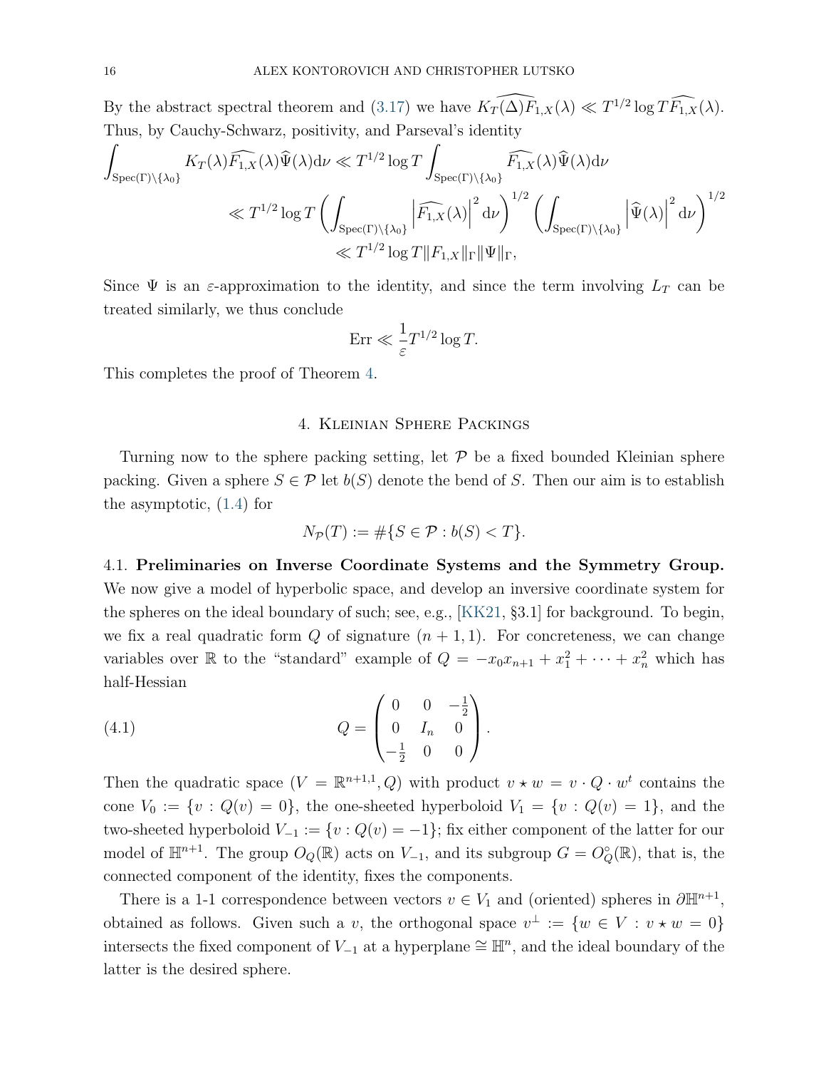By the abstract spectral theorem and (3.17) we have $K_T\widehat{(\Delta)F_{1,X}}(\lambda) \ll T^{1/2}\log T\widehat{F_{1,X}}(\lambda)$. Thus, by Cauchy-Schwarz, positivity, and Parseval's identity

$$
\begin{aligned}
\int_{\mathrm{Spec}(\Gamma)\setminus\{\lambda_0\}} K_T(\lambda)\widehat{F_{1,X}}(\lambda)\widehat{\Psi}(\lambda)\mathrm{d}\nu &\ll T^{1/2}\log T \int_{\mathrm{Spec}(\Gamma)\setminus\{\lambda_0\}} \widehat{F_{1,X}}(\lambda)\widehat{\Psi}(\lambda)\mathrm{d}\nu \\
&\ll T^{1/2}\log T \left(\int_{\mathrm{Spec}(\Gamma)\setminus\{\lambda_0\}} \left|\widehat{F_{1,X}}(\lambda)\right|^2 \mathrm{d}\nu\right)^{1/2} \left(\int_{\mathrm{Spec}(\Gamma)\setminus\{\lambda_0\}} \left|\widehat{\Psi}(\lambda)\right|^2 \mathrm{d}\nu\right)^{1/2} \\
&\ll T^{1/2}\log T\|F_{1,X}\|_\Gamma\|\Psi\|_\Gamma,
\end{aligned}
$$

Since $\Psi$ is an $\varepsilon$-approximation to the identity, and since the term involving $L_T$ can be treated similarly, we thus conclude

$$
\mathrm{Err} \ll \frac{1}{\varepsilon}T^{1/2}\log T.
$$

This completes the proof of Theorem 4.

## 4. Kleinian Sphere Packings

Turning now to the sphere packing setting, let $\mathcal{P}$ be a fixed bounded Kleinian sphere packing. Given a sphere $S \in \mathcal{P}$ let $b(S)$ denote the bend of $S$. Then our aim is to establish the asymptotic, (1.4) for

$$
N_{\mathcal{P}}(T) := \#\{S \in \mathcal{P} : b(S) < T\}.
$$

4.1. **Preliminaries on Inverse Coordinate Systems and the Symmetry Group.** We now give a model of hyperbolic space, and develop an inversive coordinate system for the spheres on the ideal boundary of such; see, e.g., [KK21, §3.1] for background. To begin, we fix a real quadratic form $Q$ of signature $(n+1,1)$. For concreteness, we can change variables over $\mathbb{R}$ to the "standard" example of $Q = -x_0x_{n+1} + x_1^2 + \cdots + x_n^2$ which has half-Hessian

$$
Q = \begin{pmatrix} 0 & 0 & -\frac{1}{2} \\ 0 & I_n & 0 \\ -\frac{1}{2} & 0 & 0 \end{pmatrix}. \tag{4.1}
$$

Then the quadratic space $(V = \mathbb{R}^{n+1,1}, Q)$ with product $v \star w = v \cdot Q \cdot w^t$ contains the cone $V_0 := \{v : Q(v) = 0\}$, the one-sheeted hyperboloid $V_1 = \{v : Q(v) = 1\}$, and the two-sheeted hyperboloid $V_{-1} := \{v : Q(v) = -1\}$; fix either component of the latter for our model of $\mathbb{H}^{n+1}$. The group $O_Q(\mathbb{R})$ acts on $V_{-1}$, and its subgroup $G = O_Q^\circ(\mathbb{R})$, that is, the connected component of the identity, fixes the components.

There is a 1-1 correspondence between vectors $v \in V_1$ and (oriented) spheres in $\partial\mathbb{H}^{n+1}$, obtained as follows. Given such a $v$, the orthogonal space $v^\perp := \{w \in V : v \star w = 0\}$ intersects the fixed component of $V_{-1}$ at a hyperplane $\cong \mathbb{H}^n$, and the ideal boundary of the latter is the desired sphere.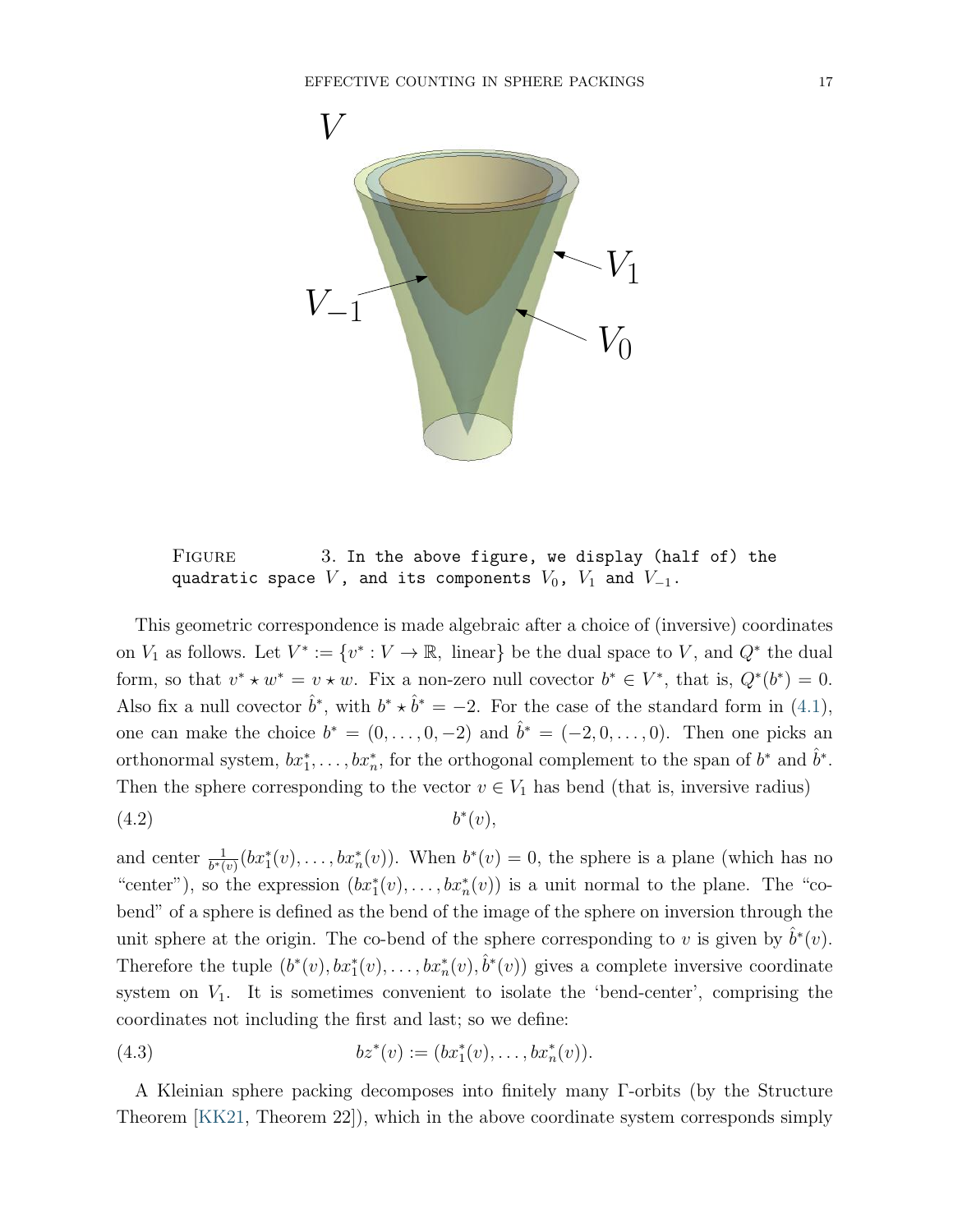FIGURE 3. In the above figure, we display (half of) the quadratic space $V$, and its components $V_0$, $V_1$ and $V_{-1}$.

This geometric correspondence is made algebraic after a choice of (inversive) coordinates on $V_1$ as follows. Let $V^* := \{v^* : V \to \mathbb{R}, \text{ linear}\}$ be the dual space to $V$, and $Q^*$ the dual form, so that $v^* \star w^* = v \star w$. Fix a non-zero null covector $b^* \in V^*$, that is, $Q^*(b^*) = 0$. Also fix a null covector $\hat{b}^*$, with $b^* \star \hat{b}^* = -2$. For the case of the standard form in (4.1), one can make the choice $b^* = (0, \ldots, 0, -2)$ and $\hat{b}^* = (-2, 0, \ldots, 0)$. Then one picks an orthonormal system, $bx_1^*, \ldots, bx_n^*$, for the orthogonal complement to the span of $b^*$ and $\hat{b}^*$. Then the sphere corresponding to the vector $v \in V_1$ has bend (that is, inversive radius)

$$b^*(v), \tag{4.2}$$

and center $\frac{1}{b^*(v)}(bx_1^*(v), \ldots, bx_n^*(v))$. When $b^*(v) = 0$, the sphere is a plane (which has no "center"), so the expression $(bx_1^*(v), \ldots, bx_n^*(v))$ is a unit normal to the plane. The "co-bend" of a sphere is defined as the bend of the image of the sphere on inversion through the unit sphere at the origin. The co-bend of the sphere corresponding to $v$ is given by $\hat{b}^*(v)$. Therefore the tuple $(b^*(v), bx_1^*(v), \ldots, bx_n^*(v), \hat{b}^*(v))$ gives a complete inversive coordinate system on $V_1$. It is sometimes convenient to isolate the 'bend-center', comprising the coordinates not including the first and last; so we define:

$$bz^*(v) := (bx_1^*(v), \ldots, bx_n^*(v)). \tag{4.3}$$

A Kleinian sphere packing decomposes into finitely many $\Gamma$-orbits (by the Structure Theorem [KK21, Theorem 22]), which in the above coordinate system corresponds simply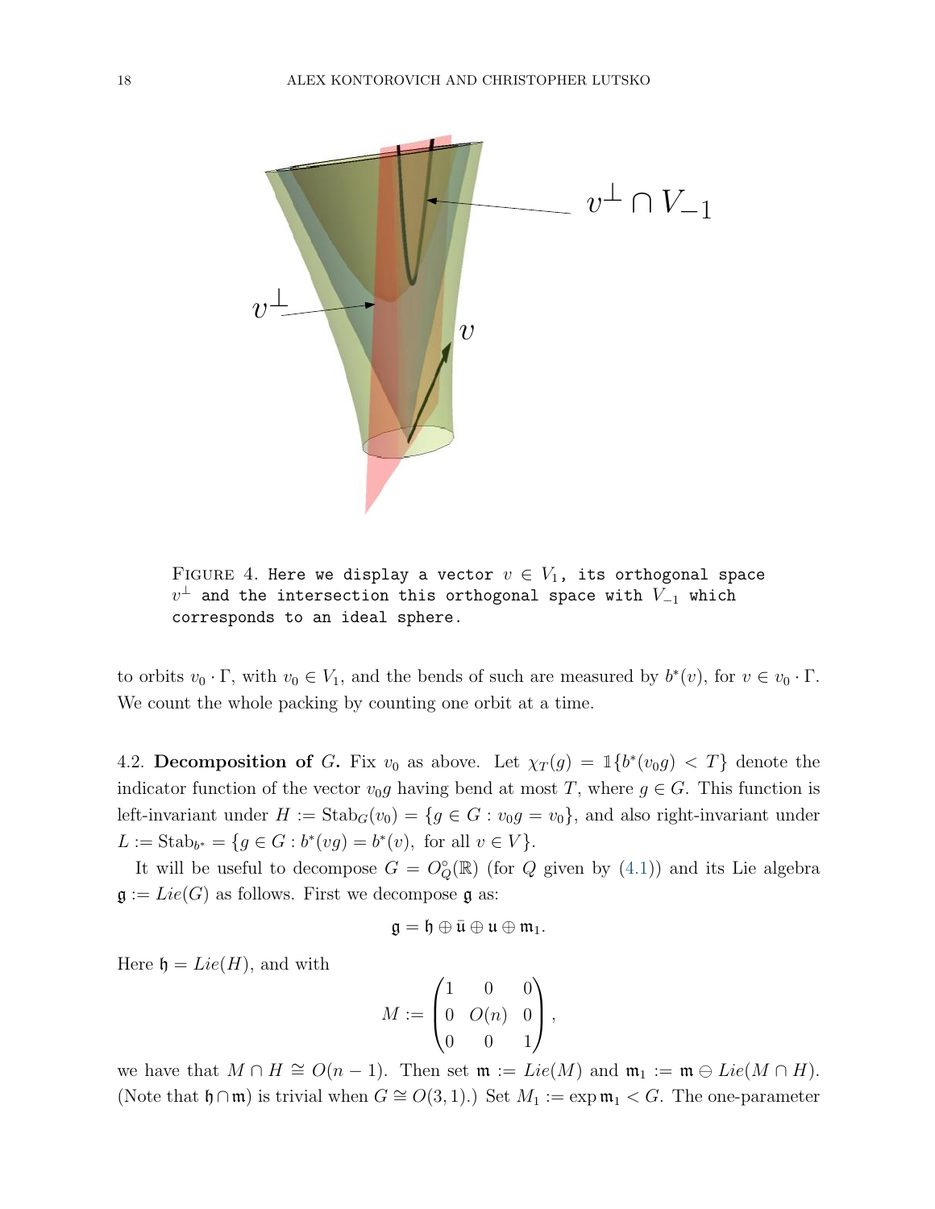FIGURE 4. Here we display a vector $v \in V_1$, its orthogonal space $v^\perp$ and the intersection this orthogonal space with $V_{-1}$ which corresponds to an ideal sphere.

to orbits $v_0 \cdot \Gamma$, with $v_0 \in V_1$, and the bends of such are measured by $b^*(v)$, for $v \in v_0 \cdot \Gamma$. We count the whole packing by counting one orbit at a time.

4.2. **Decomposition of** $G$. Fix $v_0$ as above. Let $\chi_T(g) = \mathbb{1}\{b^*(v_0 g) < T\}$ denote the indicator function of the vector $v_0 g$ having bend at most $T$, where $g \in G$. This function is left-invariant under $H := \mathrm{Stab}_G(v_0) = \{g \in G : v_0 g = v_0\}$, and also right-invariant under $L := \mathrm{Stab}_{b^*} = \{g \in G : b^*(vg) = b^*(v), \text{ for all } v \in V\}$.

It will be useful to decompose $G = O_Q^\circ(\mathbb{R})$ (for $Q$ given by (4.1)) and its Lie algebra $\mathfrak{g} := Lie(G)$ as follows. First we decompose $\mathfrak{g}$ as:

$$\mathfrak{g} = \mathfrak{h} \oplus \bar{\mathfrak{u}} \oplus \mathfrak{u} \oplus \mathfrak{m}_1.$$

Here $\mathfrak{h} = Lie(H)$, and with

$$M := \begin{pmatrix} 1 & 0 & 0 \\ 0 & O(n) & 0 \\ 0 & 0 & 1 \end{pmatrix},$$

we have that $M \cap H \cong O(n-1)$. Then set $\mathfrak{m} := Lie(M)$ and $\mathfrak{m}_1 := \mathfrak{m} \ominus Lie(M \cap H)$. (Note that $\mathfrak{h} \cap \mathfrak{m}$) is trivial when $G \cong O(3,1)$.) Set $M_1 := \exp \mathfrak{m}_1 < G$. The one-parameter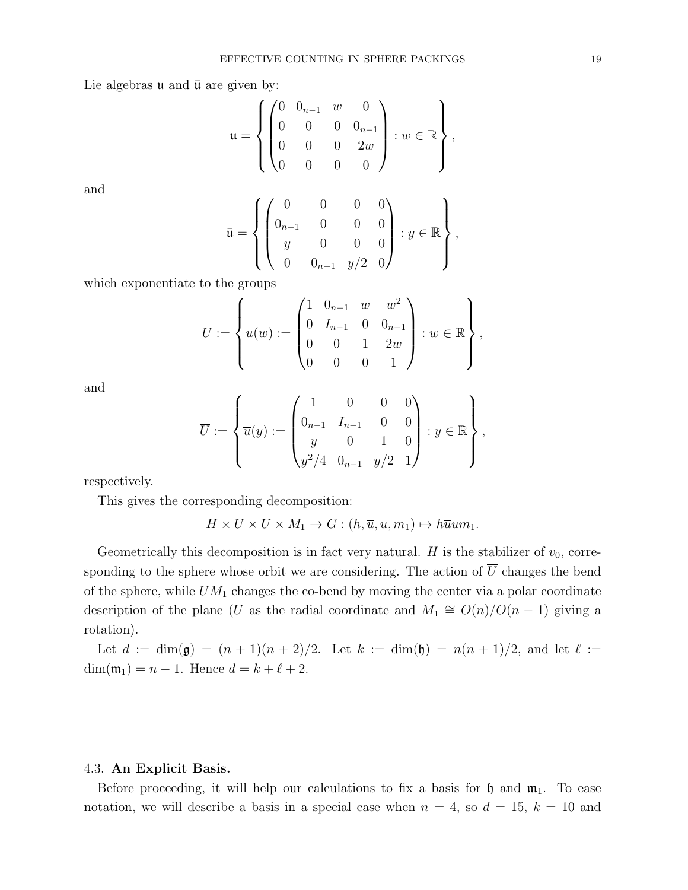Lie algebras $\mathfrak{u}$ and $\bar{\mathfrak{u}}$ are given by:

$$\mathfrak{u} = \left\{ \begin{pmatrix} 0 & 0_{n-1} & w & 0 \\ 0 & 0 & 0 & 0_{n-1} \\ 0 & 0 & 0 & 2w \\ 0 & 0 & 0 & 0 \end{pmatrix} : w \in \mathbb{R} \right\},$$

and

$$\bar{\mathfrak{u}} = \left\{ \begin{pmatrix} 0 & 0 & 0 & 0 \\ 0_{n-1} & 0 & 0 & 0 \\ y & 0 & 0 & 0 \\ 0 & 0_{n-1} & y/2 & 0 \end{pmatrix} : y \in \mathbb{R} \right\},$$

which exponentiate to the groups

$$U := \left\{ u(w) := \begin{pmatrix} 1 & 0_{n-1} & w & w^2 \\ 0 & I_{n-1} & 0 & 0_{n-1} \\ 0 & 0 & 1 & 2w \\ 0 & 0 & 0 & 1 \end{pmatrix} : w \in \mathbb{R} \right\},$$

and

$$\overline{U} := \left\{ \overline{u}(y) := \begin{pmatrix} 1 & 0 & 0 & 0 \\ 0_{n-1} & I_{n-1} & 0 & 0 \\ y & 0 & 1 & 0 \\ y^2/4 & 0_{n-1} & y/2 & 1 \end{pmatrix} : y \in \mathbb{R} \right\},$$

respectively.

This gives the corresponding decomposition:

$$H \times \overline{U} \times U \times M_1 \to G : (h, \overline{u}, u, m_1) \mapsto h\overline{u}um_1.$$

Geometrically this decomposition is in fact very natural. $H$ is the stabilizer of $v_0$, corresponding to the sphere whose orbit we are considering. The action of $\overline{U}$ changes the bend of the sphere, while $UM_1$ changes the co-bend by moving the center via a polar coordinate description of the plane ($U$ as the radial coordinate and $M_1 \cong O(n)/O(n-1)$ giving a rotation).

Let $d := \dim(\mathfrak{g}) = (n+1)(n+2)/2$. Let $k := \dim(\mathfrak{h}) = n(n+1)/2$, and let $\ell := \dim(\mathfrak{m}_1) = n-1$. Hence $d = k + \ell + 2$.

### 4.3. **An Explicit Basis.**

Before proceeding, it will help our calculations to fix a basis for $\mathfrak{h}$ and $\mathfrak{m}_1$. To ease notation, we will describe a basis in a special case when $n = 4$, so $d = 15$, $k = 10$ and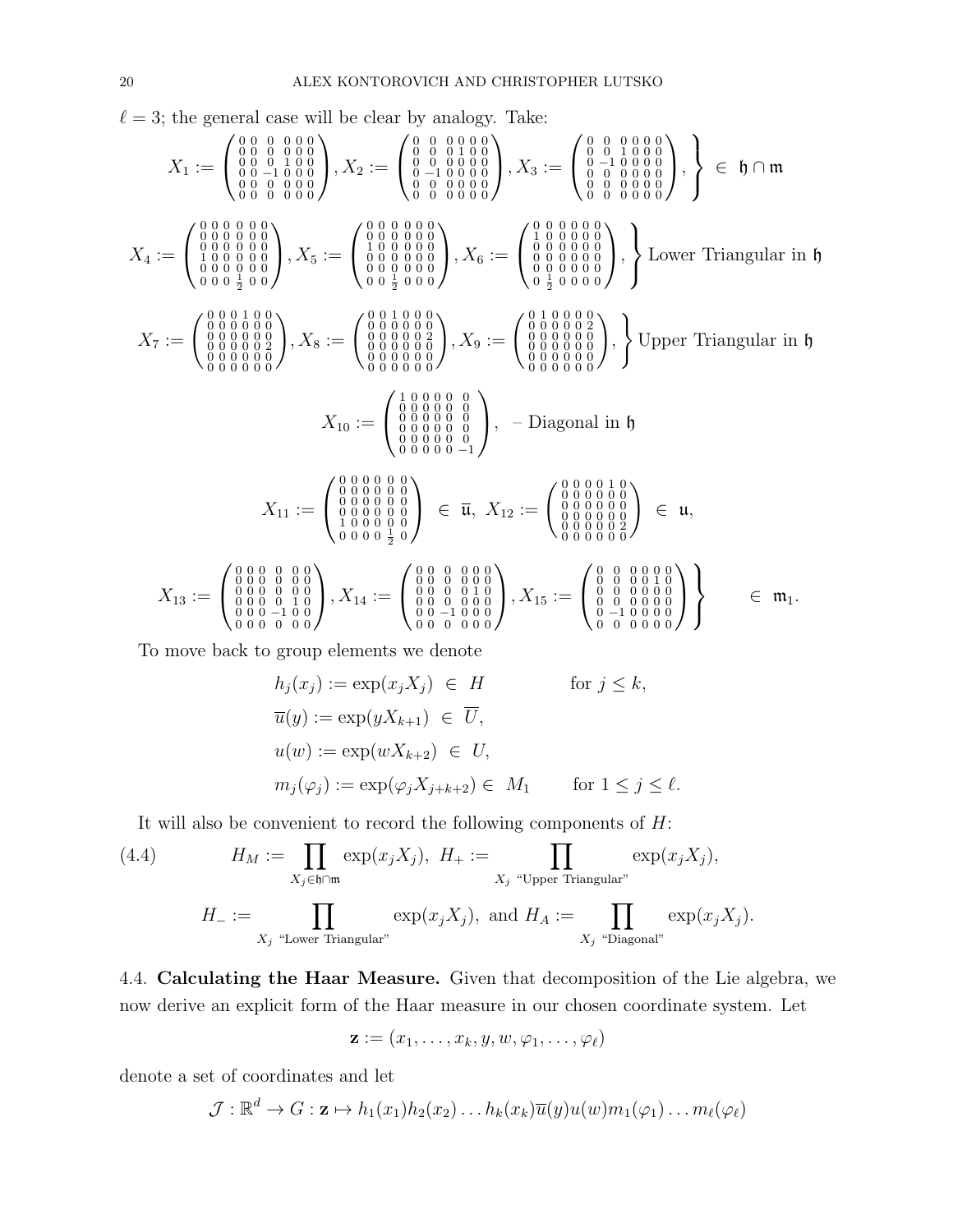$\ell = 3$; the general case will be clear by analogy. Take:

$$X_1 := \begin{pmatrix} 0&0&0&0&0&0\\ 0&0&0&0&0&0\\ 0&0&0&1&0&0\\ 0&0&-1&0&0&0\\ 0&0&0&0&0&0\\ 0&0&0&0&0&0 \end{pmatrix}, X_2 := \begin{pmatrix} 0&0&0&0&0&0\\ 0&0&0&1&0&0\\ 0&0&0&0&0&0\\ 0&-1&0&0&0&0\\ 0&0&0&0&0&0\\ 0&0&0&0&0&0 \end{pmatrix}, X_3 := \begin{pmatrix} 0&0&0&0&0&0\\ 0&0&1&0&0&0\\ 0&-1&0&0&0&0\\ 0&0&0&0&0&0\\ 0&0&0&0&0&0\\ 0&0&0&0&0&0 \end{pmatrix}, \Bigg\} \in \mathfrak{h} \cap \mathfrak{m}$$

$$X_4 := \begin{pmatrix} 0&0&0&0&0&0\\ 0&0&0&0&0&0\\ 0&0&0&0&0&0\\ 1&0&0&0&0&0\\ 0&0&0&0&0&0\\ 0&0&0&\frac{1}{2}&0&0 \end{pmatrix}, X_5 := \begin{pmatrix} 0&0&0&0&0&0\\ 0&0&0&0&0&0\\ 1&0&0&0&0&0\\ 0&0&0&0&0&0\\ 0&0&0&0&0&0\\ 0&0&\frac{1}{2}&0&0&0 \end{pmatrix}, X_6 := \begin{pmatrix} 0&0&0&0&0&0\\ 1&0&0&0&0&0\\ 0&0&0&0&0&0\\ 0&0&0&0&0&0\\ 0&0&0&0&0&0\\ 0&\frac{1}{2}&0&0&0&0 \end{pmatrix}, \Bigg\} \text{Lower Triangular in } \mathfrak{h}$$

$$X_7 := \begin{pmatrix} 0&0&0&1&0&0\\ 0&0&0&0&0&0\\ 0&0&0&0&0&0\\ 0&0&0&0&0&2\\ 0&0&0&0&0&0\\ 0&0&0&0&0&0 \end{pmatrix}, X_8 := \begin{pmatrix} 0&0&1&0&0&0\\ 0&0&0&0&0&0\\ 0&0&0&0&0&2\\ 0&0&0&0&0&0\\ 0&0&0&0&0&0\\ 0&0&0&0&0&0 \end{pmatrix}, X_9 := \begin{pmatrix} 0&1&0&0&0&0\\ 0&0&0&0&0&2\\ 0&0&0&0&0&0\\ 0&0&0&0&0&0\\ 0&0&0&0&0&0\\ 0&0&0&0&0&0 \end{pmatrix}, \Bigg\} \text{Upper Triangular in } \mathfrak{h}$$

$$X_{10} := \begin{pmatrix} 1&0&0&0&0&0\\ 0&0&0&0&0&0\\ 0&0&0&0&0&0\\ 0&0&0&0&0&0\\ 0&0&0&0&0&0\\ 0&0&0&0&0&-1 \end{pmatrix}, \quad \text{– Diagonal in } \mathfrak{h}$$

$$X_{11} := \begin{pmatrix} 0&0&0&0&0&0\\ 0&0&0&0&0&0\\ 0&0&0&0&0&0\\ 0&0&0&0&0&0\\ 1&0&0&0&0&0\\ 0&0&0&0&\frac{1}{2}&0 \end{pmatrix} \in \overline{\mathfrak{u}}, \; X_{12} := \begin{pmatrix} 0&0&0&0&1&0\\ 0&0&0&0&0&0\\ 0&0&0&0&0&0\\ 0&0&0&0&0&0\\ 0&0&0&0&0&2\\ 0&0&0&0&0&0 \end{pmatrix} \in \mathfrak{u},$$

$$X_{13} := \begin{pmatrix} 0&0&0&0&0&0\\ 0&0&0&0&0&0\\ 0&0&0&0&0&0\\ 0&0&0&0&1&0\\ 0&0&0&-1&0&0\\ 0&0&0&0&0&0 \end{pmatrix}, X_{14} := \begin{pmatrix} 0&0&0&0&0&0\\ 0&0&0&0&0&0\\ 0&0&0&0&1&0\\ 0&0&0&0&0&0\\ 0&0&-1&0&0&0\\ 0&0&0&0&0&0 \end{pmatrix}, X_{15} := \begin{pmatrix} 0&0&0&0&0&0\\ 0&0&0&0&1&0\\ 0&0&0&0&0&0\\ 0&0&0&0&0&0\\ 0&-1&0&0&0&0\\ 0&0&0&0&0&0 \end{pmatrix} \Bigg\} \quad \in \mathfrak{m}_1.$$

To move back to group elements we denote

$$\begin{aligned} h_j(x_j) &:= \exp(x_j X_j) \in H \qquad && \text{for } j \le k, \\ \overline{u}(y) &:= \exp(y X_{k+1}) \in \overline{U}, \\ u(w) &:= \exp(w X_{k+2}) \in U, \\ m_j(\varphi_j) &:= \exp(\varphi_j X_{j+k+2}) \in M_1 && \text{for } 1 \le j \le \ell. \end{aligned}$$

It will also be convenient to record the following components of $H$:

$$H_M := \prod_{X_j \in \mathfrak{h} \cap \mathfrak{m}} \exp(x_j X_j), \; H_+ := \prod_{X_j \text{ "Upper Triangular"}} \exp(x_j X_j), \tag{4.4}$$

$$H_- := \prod_{X_j \text{ "Lower Triangular"}} \exp(x_j X_j), \text{ and } H_A := \prod_{X_j \text{ "Diagonal"}} \exp(x_j X_j).$$

4.4. **Calculating the Haar Measure.** Given that decomposition of the Lie algebra, we now derive an explicit form of the Haar measure in our chosen coordinate system. Let

$$\mathbf{z} := (x_1, \ldots, x_k, y, w, \varphi_1, \ldots, \varphi_\ell)$$

denote a set of coordinates and let

$$\mathcal{J} : \mathbb{R}^d \to G : \mathbf{z} \mapsto h_1(x_1) h_2(x_2) \ldots h_k(x_k) \overline{u}(y) u(w) m_1(\varphi_1) \ldots m_\ell(\varphi_\ell)$$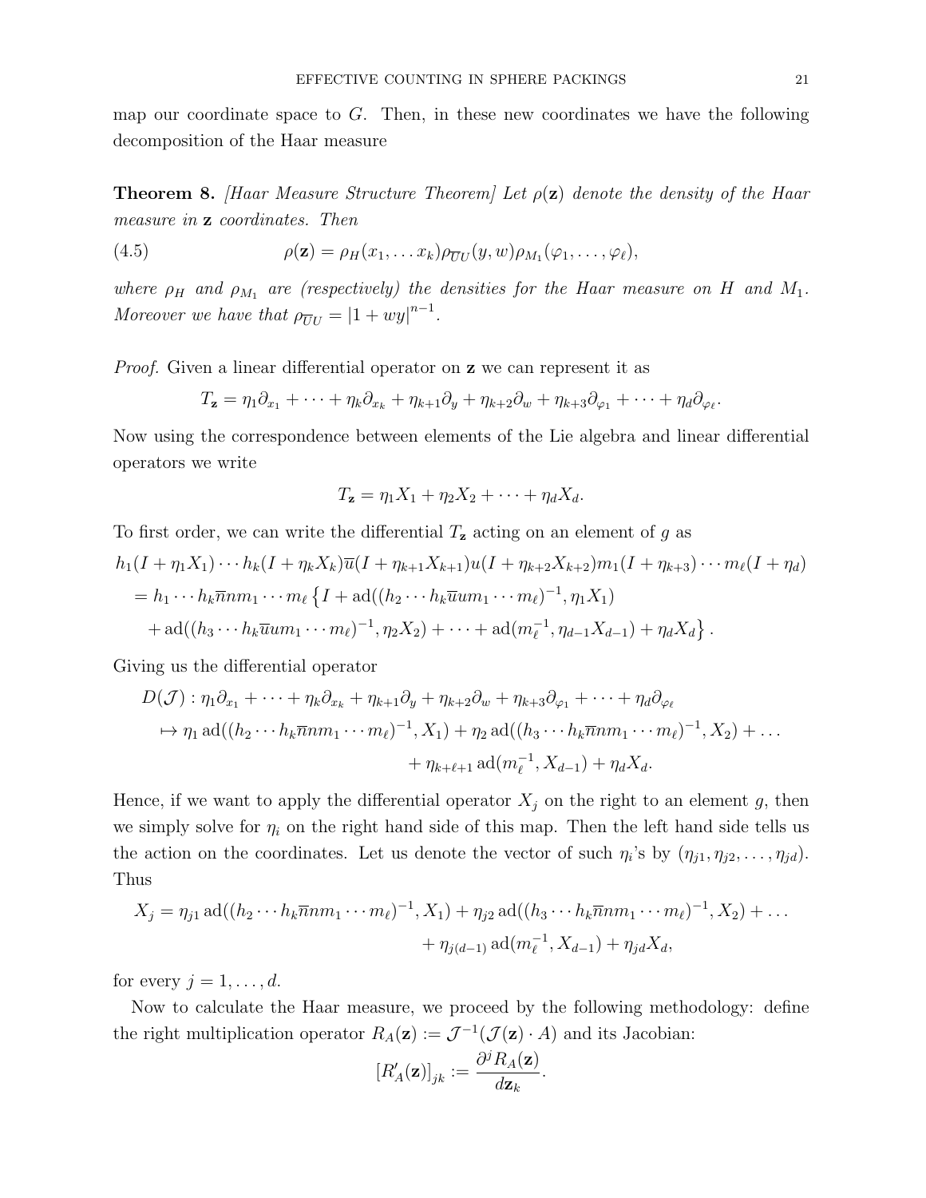map our coordinate space to $G$. Then, in these new coordinates we have the following decomposition of the Haar measure

**Theorem 8.** *[Haar Measure Structure Theorem] Let $\rho(\mathbf{z})$ denote the density of the Haar measure in $\mathbf{z}$ coordinates. Then*

$$\rho(\mathbf{z}) = \rho_H(x_1, \ldots x_k)\rho_{\overline{U}U}(y, w)\rho_{M_1}(\varphi_1, \ldots, \varphi_\ell), \tag{4.5}$$

*where $\rho_H$ and $\rho_{M_1}$ are (respectively) the densities for the Haar measure on $H$ and $M_1$. Moreover we have that $\rho_{\overline{U}U} = |1 + wy|^{n-1}$.*

*Proof.* Given a linear differential operator on $\mathbf{z}$ we can represent it as

$$T_\mathbf{z} = \eta_1 \partial_{x_1} + \cdots + \eta_k \partial_{x_k} + \eta_{k+1}\partial_y + \eta_{k+2}\partial_w + \eta_{k+3}\partial_{\varphi_1} + \cdots + \eta_d \partial_{\varphi_\ell}.$$

Now using the correspondence between elements of the Lie algebra and linear differential operators we write

$$T_\mathbf{z} = \eta_1 X_1 + \eta_2 X_2 + \cdots + \eta_d X_d.$$

To first order, we can write the differential $T_\mathbf{z}$ acting on an element of $g$ as

$$\begin{aligned}
&h_1(I + \eta_1 X_1) \cdots h_k(I + \eta_k X_k)\overline{u}(I + \eta_{k+1}X_{k+1})u(I + \eta_{k+2}X_{k+2})m_1(I + \eta_{k+3}) \cdots m_\ell(I + \eta_d) \\
&= h_1 \cdots h_k \overline{n} n m_1 \cdots m_\ell \left\{ I + \mathrm{ad}((h_2 \cdots h_k \overline{u} u m_1 \cdots m_\ell)^{-1}, \eta_1 X_1) \right. \\
&\quad \left. + \mathrm{ad}((h_3 \cdots h_k \overline{u} u m_1 \cdots m_\ell)^{-1}, \eta_2 X_2) + \cdots + \mathrm{ad}(m_\ell^{-1}, \eta_{d-1} X_{d-1}) + \eta_d X_d \right\}.
\end{aligned}$$

Giving us the differential operator

$$\begin{aligned}
D(\mathcal{J}) : &\eta_1 \partial_{x_1} + \cdots + \eta_k \partial_{x_k} + \eta_{k+1}\partial_y + \eta_{k+2}\partial_w + \eta_{k+3}\partial_{\varphi_1} + \cdots + \eta_d \partial_{\varphi_\ell} \\
&\mapsto \eta_1 \,\mathrm{ad}((h_2 \cdots h_k \overline{n} n m_1 \cdots m_\ell)^{-1}, X_1) + \eta_2 \,\mathrm{ad}((h_3 \cdots h_k \overline{n} n m_1 \cdots m_\ell)^{-1}, X_2) + \ldots \\
&\qquad + \eta_{k+\ell+1} \,\mathrm{ad}(m_\ell^{-1}, X_{d-1}) + \eta_d X_d.
\end{aligned}$$

Hence, if we want to apply the differential operator $X_j$ on the right to an element $g$, then we simply solve for $\eta_i$ on the right hand side of this map. Then the left hand side tells us the action on the coordinates. Let us denote the vector of such $\eta_i$'s by $(\eta_{j1}, \eta_{j2}, \ldots, \eta_{jd})$. Thus

$$\begin{aligned}
X_j = &\eta_{j1} \,\mathrm{ad}((h_2 \cdots h_k \overline{n} n m_1 \cdots m_\ell)^{-1}, X_1) + \eta_{j2} \,\mathrm{ad}((h_3 \cdots h_k \overline{n} n m_1 \cdots m_\ell)^{-1}, X_2) + \ldots \\
&+ \eta_{j(d-1)} \,\mathrm{ad}(m_\ell^{-1}, X_{d-1}) + \eta_{jd} X_d,
\end{aligned}$$

for every $j = 1, \ldots, d$.

Now to calculate the Haar measure, we proceed by the following methodology: define the right multiplication operator $R_A(\mathbf{z}) := \mathcal{J}^{-1}(\mathcal{J}(\mathbf{z}) \cdot A)$ and its Jacobian:

$$[R'_A(\mathbf{z})]_{jk} := \frac{\partial^j R_A(\mathbf{z})}{d\mathbf{z}_k}.$$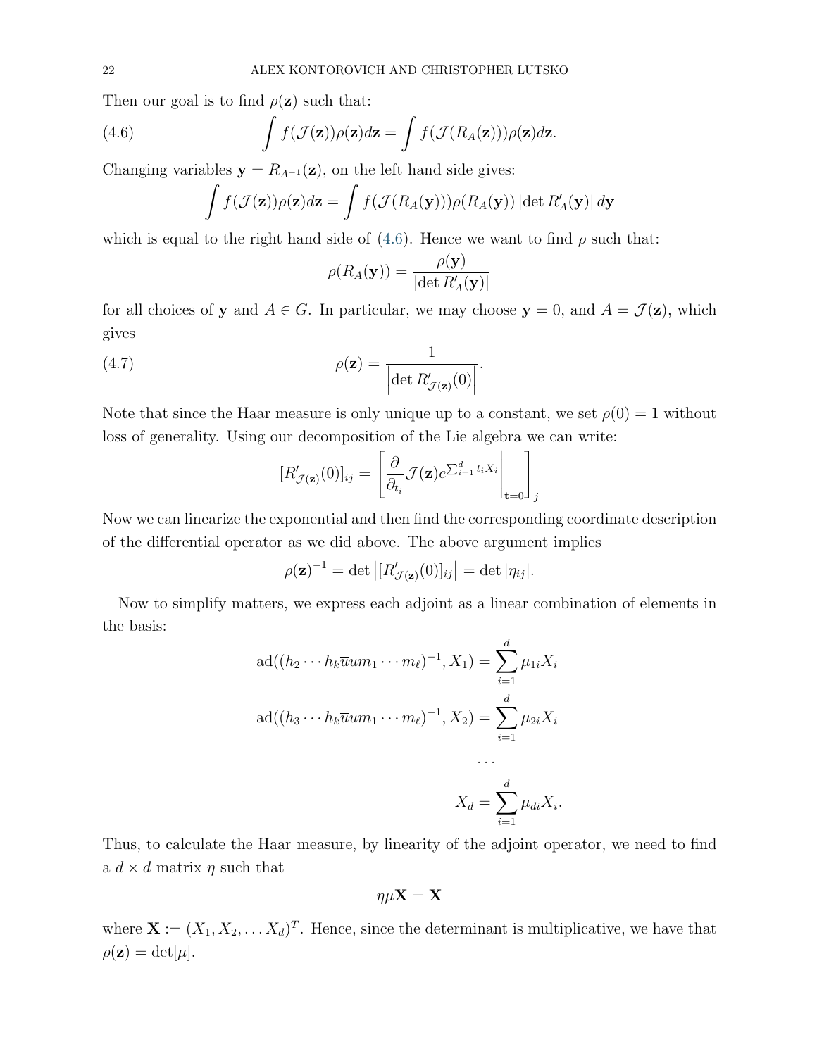Then our goal is to find $\rho(\mathbf{z})$ such that:

$$\int f(\mathcal{J}(\mathbf{z}))\rho(\mathbf{z})d\mathbf{z} = \int f(\mathcal{J}(R_A(\mathbf{z})))\rho(\mathbf{z})d\mathbf{z}. \tag{4.6}$$

Changing variables $\mathbf{y} = R_{A^{-1}}(\mathbf{z})$, on the left hand side gives:

$$\int f(\mathcal{J}(\mathbf{z}))\rho(\mathbf{z})d\mathbf{z} = \int f(\mathcal{J}(R_A(\mathbf{y})))\rho(R_A(\mathbf{y}))\left|\det R'_A(\mathbf{y})\right| d\mathbf{y}$$

which is equal to the right hand side of (4.6). Hence we want to find $\rho$ such that:

$$\rho(R_A(\mathbf{y})) = \frac{\rho(\mathbf{y})}{|\det R'_A(\mathbf{y})|}$$

for all choices of $\mathbf{y}$ and $A \in G$. In particular, we may choose $\mathbf{y} = 0$, and $A = \mathcal{J}(\mathbf{z})$, which gives

$$\rho(\mathbf{z}) = \frac{1}{\left|\det R'_{\mathcal{J}(\mathbf{z})}(0)\right|}. \tag{4.7}$$

Note that since the Haar measure is only unique up to a constant, we set $\rho(0) = 1$ without loss of generality. Using our decomposition of the Lie algebra we can write:

$$[R'_{\mathcal{J}(\mathbf{z})}(0)]_{ij} = \left[\frac{\partial}{\partial_{t_i}}\mathcal{J}(\mathbf{z})e^{\sum_{i=1}^d t_i X_i}\bigg|_{\mathbf{t}=0}\right]_j$$

Now we can linearize the exponential and then find the corresponding coordinate description of the differential operator as we did above. The above argument implies

$$\rho(\mathbf{z})^{-1} = \det\left|[R'_{\mathcal{J}(\mathbf{z})}(0)]_{ij}\right| = \det|\eta_{ij}|.$$

Now to simplify matters, we express each adjoint as a linear combination of elements in the basis:

$$\mathrm{ad}((h_2 \cdots h_k \overline{u} u m_1 \cdots m_\ell)^{-1}, X_1) = \sum_{i=1}^d \mu_{1i} X_i$$

$$\mathrm{ad}((h_3 \cdots h_k \overline{u} u m_1 \cdots m_\ell)^{-1}, X_2) = \sum_{i=1}^d \mu_{2i} X_i$$

$$\cdots$$

$$X_d = \sum_{i=1}^d \mu_{di} X_i.$$

Thus, to calculate the Haar measure, by linearity of the adjoint operator, we need to find a $d \times d$ matrix $\eta$ such that

$$\eta\mu\mathbf{X} = \mathbf{X}$$

where $\mathbf{X} := (X_1, X_2, \ldots X_d)^T$. Hence, since the determinant is multiplicative, we have that $\rho(\mathbf{z}) = \det[\mu]$.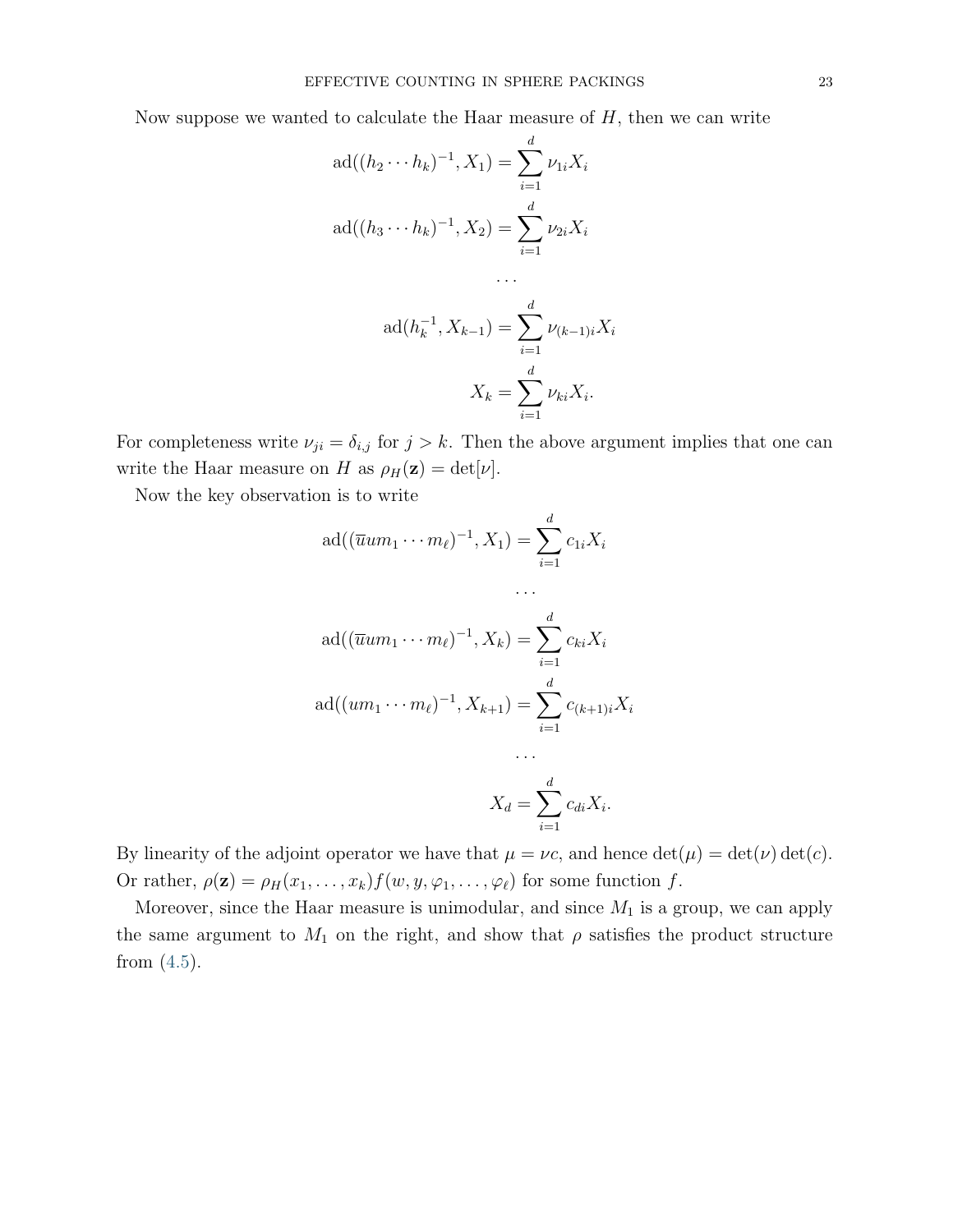Now suppose we wanted to calculate the Haar measure of $H$, then we can write

$$\mathrm{ad}((h_2 \cdots h_k)^{-1}, X_1) = \sum_{i=1}^{d} \nu_{1i} X_i$$

$$\mathrm{ad}((h_3 \cdots h_k)^{-1}, X_2) = \sum_{i=1}^{d} \nu_{2i} X_i$$

$$\cdots$$

$$\mathrm{ad}(h_k^{-1}, X_{k-1}) = \sum_{i=1}^{d} \nu_{(k-1)i} X_i$$

$$X_k = \sum_{i=1}^{d} \nu_{ki} X_i.$$

For completeness write $\nu_{ji} = \delta_{i,j}$ for $j > k$. Then the above argument implies that one can write the Haar measure on $H$ as $\rho_H(\mathbf{z}) = \det[\nu]$.

Now the key observation is to write

$$\mathrm{ad}((\overline{u}um_1 \cdots m_\ell)^{-1}, X_1) = \sum_{i=1}^{d} c_{1i} X_i$$

$$\cdots$$

$$\mathrm{ad}((\overline{u}um_1 \cdots m_\ell)^{-1}, X_k) = \sum_{i=1}^{d} c_{ki} X_i$$

$$\mathrm{ad}((um_1 \cdots m_\ell)^{-1}, X_{k+1}) = \sum_{i=1}^{d} c_{(k+1)i} X_i$$

$$\cdots$$

$$X_d = \sum_{i=1}^{d} c_{di} X_i.$$

By linearity of the adjoint operator we have that $\mu = \nu c$, and hence $\det(\mu) = \det(\nu)\det(c)$. Or rather, $\rho(\mathbf{z}) = \rho_H(x_1, \dots, x_k) f(w, y, \varphi_1, \dots, \varphi_\ell)$ for some function $f$.

Moreover, since the Haar measure is unimodular, and since $M_1$ is a group, we can apply the same argument to $M_1$ on the right, and show that $\rho$ satisfies the product structure from (4.5).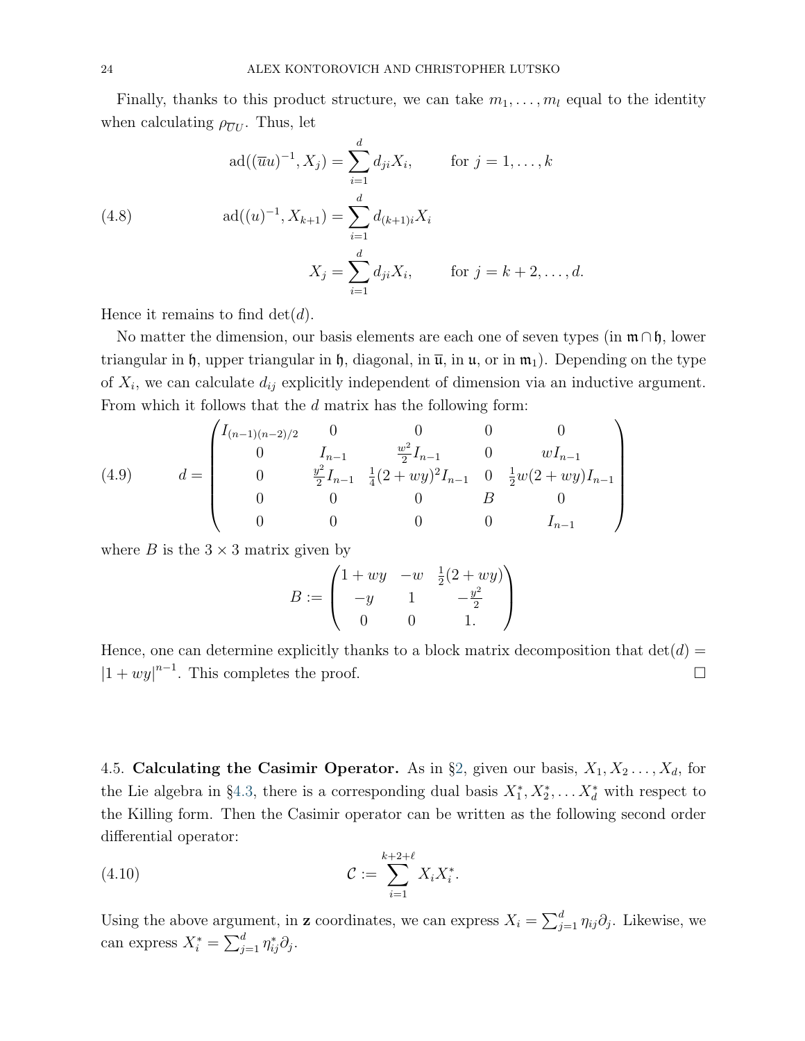Finally, thanks to this product structure, we can take $m_1, \ldots, m_l$ equal to the identity when calculating $\rho_{\overline{U}U}$. Thus, let

$$
\begin{aligned}
\mathrm{ad}((\overline{u}u)^{-1}, X_j) &= \sum_{i=1}^{d} d_{ji} X_i, \qquad \text{for } j = 1, \ldots, k \\
\mathrm{ad}((u)^{-1}, X_{k+1}) &= \sum_{i=1}^{d} d_{(k+1)i} X_i \\
X_j &= \sum_{i=1}^{d} d_{ji} X_i, \qquad \text{for } j = k+2, \ldots, d.
\end{aligned}
\tag{4.8}
$$

Hence it remains to find $\det(d)$.

No matter the dimension, our basis elements are each one of seven types (in $\mathfrak{m} \cap \mathfrak{h}$, lower triangular in $\mathfrak{h}$, upper triangular in $\mathfrak{h}$, diagonal, in $\overline{\mathfrak{u}}$, in $\mathfrak{u}$, or in $\mathfrak{m}_1$). Depending on the type of $X_i$, we can calculate $d_{ij}$ explicitly independent of dimension via an inductive argument. From which it follows that the $d$ matrix has the following form:

$$
d = \begin{pmatrix}
I_{(n-1)(n-2)/2} & 0 & 0 & 0 & 0 \\
0 & I_{n-1} & \frac{w^2}{2} I_{n-1} & 0 & w I_{n-1} \\
0 & \frac{y^2}{2} I_{n-1} & \frac{1}{4}(2+wy)^2 I_{n-1} & 0 & \frac{1}{2} w(2+wy) I_{n-1} \\
0 & 0 & 0 & B & 0 \\
0 & 0 & 0 & 0 & I_{n-1}
\end{pmatrix}
\tag{4.9}
$$

where $B$ is the $3 \times 3$ matrix given by

$$
B := \begin{pmatrix}
1 + wy & -w & \frac{1}{2}(2 + wy) \\
-y & 1 & -\frac{y^2}{2} \\
0 & 0 & 1.
\end{pmatrix}
$$

Hence, one can determine explicitly thanks to a block matrix decomposition that $\det(d) = |1 + wy|^{n-1}$. This completes the proof. $\square$

## 4.5. Calculating the Casimir Operator.

As in §2, given our basis, $X_1, X_2 \ldots, X_d$, for the Lie algebra in §4.3, there is a corresponding dual basis $X_1^*, X_2^*, \ldots X_d^*$ with respect to the Killing form. Then the Casimir operator can be written as the following second order differential operator:

$$
\mathcal{C} := \sum_{i=1}^{k+2+\ell} X_i X_i^*.
\tag{4.10}
$$

Using the above argument, in $\mathbf{z}$ coordinates, we can express $X_i = \sum_{j=1}^{d} \eta_{ij} \partial_j$. Likewise, we can express $X_i^* = \sum_{j=1}^{d} \eta_{ij}^* \partial_j$.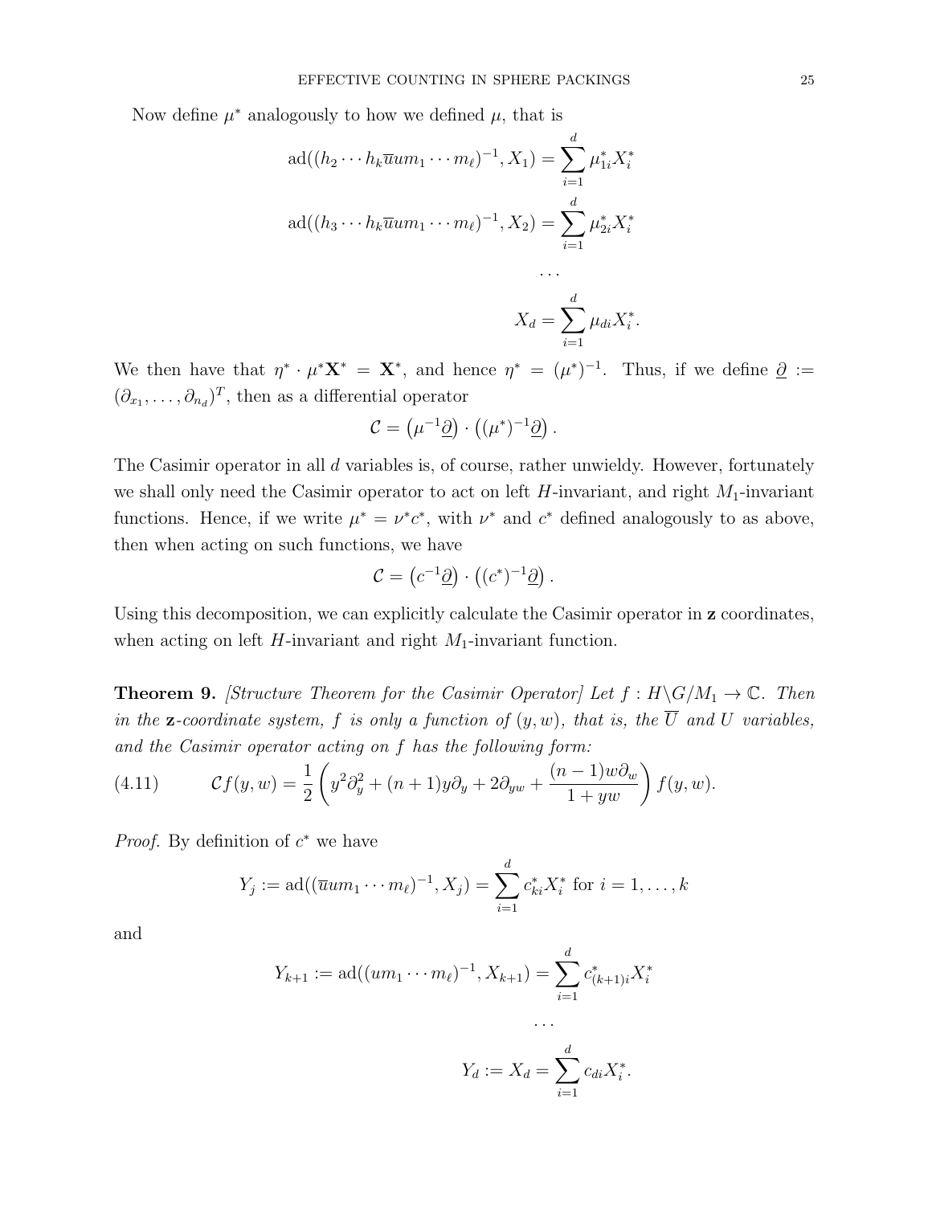Now define $\mu^*$ analogously to how we defined $\mu$, that is

$$\mathrm{ad}((h_2\cdots h_k\overline{u}um_1\cdots m_\ell)^{-1}, X_1) = \sum_{i=1}^{d} \mu^*_{1i}X^*_i$$

$$\mathrm{ad}((h_3\cdots h_k\overline{u}um_1\cdots m_\ell)^{-1}, X_2) = \sum_{i=1}^{d} \mu^*_{2i}X^*_i$$

$$\cdots$$

$$X_d = \sum_{i=1}^{d} \mu_{di}X^*_i.$$

We then have that $\eta^* \cdot \mu^*\mathbf{X}^* = \mathbf{X}^*$, and hence $\eta^* = (\mu^*)^{-1}$. Thus, if we define $\underline{\partial} := (\partial_{x_1}, \ldots, \partial_{n_d})^T$, then as a differential operator

$$\mathcal{C} = \left(\mu^{-1}\underline{\partial}\right) \cdot \left((\mu^*)^{-1}\underline{\partial}\right).$$

The Casimir operator in all $d$ variables is, of course, rather unwieldy. However, fortunately we shall only need the Casimir operator to act on left $H$-invariant, and right $M_1$-invariant functions. Hence, if we write $\mu^* = \nu^*c^*$, with $\nu^*$ and $c^*$ defined analogously to as above, then when acting on such functions, we have

$$\mathcal{C} = \left(c^{-1}\underline{\partial}\right) \cdot \left((c^*)^{-1}\underline{\partial}\right).$$

Using this decomposition, we can explicitly calculate the Casimir operator in $\mathbf{z}$ coordinates, when acting on left $H$-invariant and right $M_1$-invariant function.

**Theorem 9.** *[Structure Theorem for the Casimir Operator] Let $f : H\backslash G/M_1 \to \mathbb{C}$. Then in the $\mathbf{z}$-coordinate system, $f$ is only a function of $(y, w)$, that is, the $\overline{U}$ and $U$ variables, and the Casimir operator acting on $f$ has the following form:*

$$\mathcal{C}f(y,w) = \frac{1}{2}\left(y^2\partial_y^2 + (n+1)y\partial_y + 2\partial_{yw} + \frac{(n-1)w\partial_w}{1+yw}\right)f(y,w). \tag{4.11}$$

*Proof.* By definition of $c^*$ we have

$$Y_j := \mathrm{ad}((\overline{u}um_1\cdots m_\ell)^{-1}, X_j) = \sum_{i=1}^{d} c^*_{ki}X^*_i \text{ for } i = 1, \ldots, k$$

and

$$Y_{k+1} := \mathrm{ad}((um_1\cdots m_\ell)^{-1}, X_{k+1}) = \sum_{i=1}^{d} c^*_{(k+1)i}X^*_i$$

$$\cdots$$

$$Y_d := X_d = \sum_{i=1}^{d} c_{di}X^*_i.$$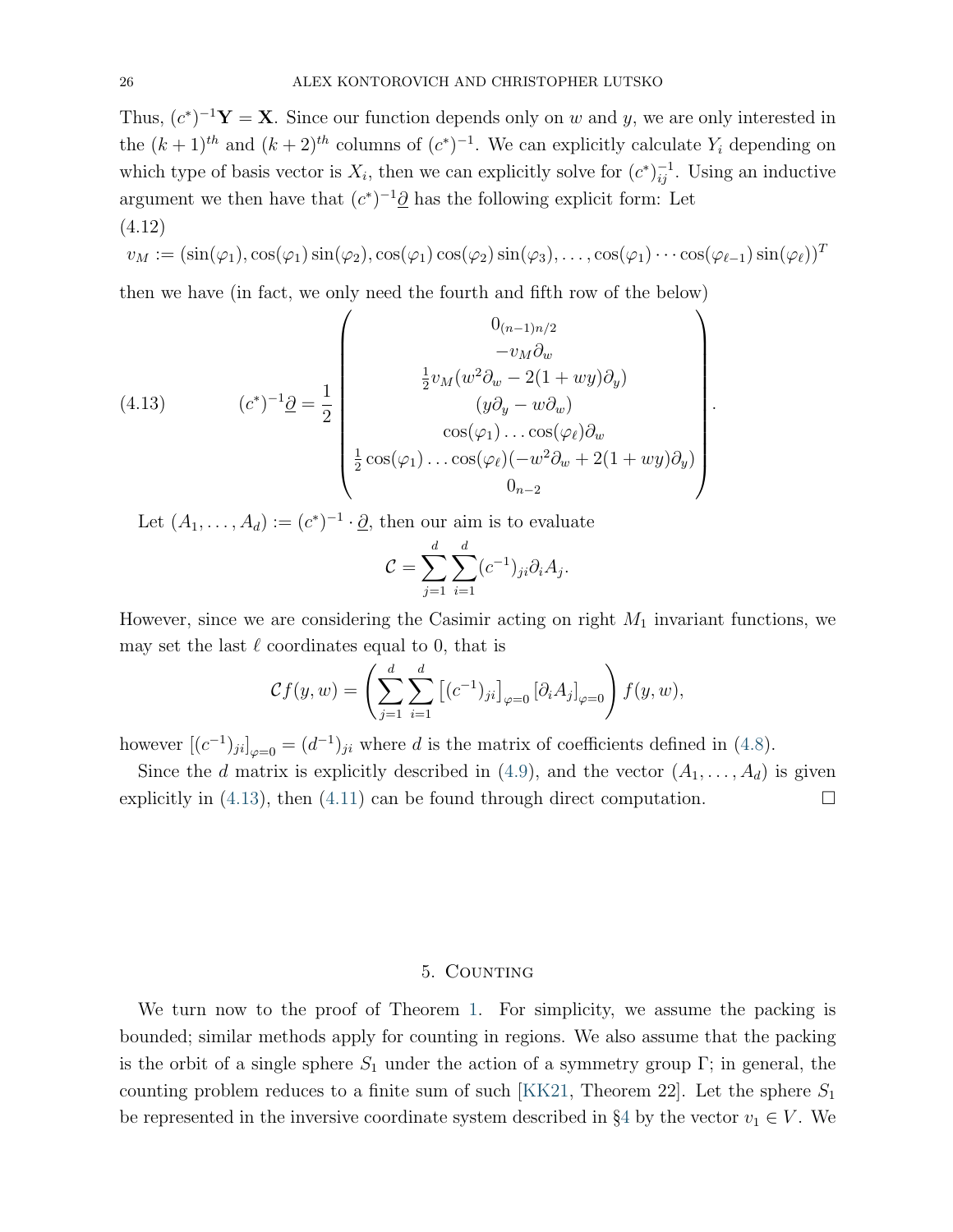Thus, $(c^*)^{-1}\mathbf{Y} = \mathbf{X}$. Since our function depends only on $w$ and $y$, we are only interested in the $(k+1)^{th}$ and $(k+2)^{th}$ columns of $(c^*)^{-1}$. We can explicitly calculate $Y_i$ depending on which type of basis vector is $X_i$, then we can explicitly solve for $(c^*)^{-1}_{ij}$. Using an inductive argument we then have that $(c^*)^{-1}\underline{\partial}$ has the following explicit form: Let

(4.12)
$$v_M := (\sin(\varphi_1), \cos(\varphi_1)\sin(\varphi_2), \cos(\varphi_1)\cos(\varphi_2)\sin(\varphi_3), \dots, \cos(\varphi_1)\cdots\cos(\varphi_{\ell-1})\sin(\varphi_\ell))^T$$

then we have (in fact, we only need the fourth and fifth row of the below)

$$(c^*)^{-1}\underline{\partial} = \frac{1}{2}\begin{pmatrix} 0_{(n-1)n/2} \\ -v_M\partial_w \\ \frac{1}{2}v_M(w^2\partial_w - 2(1+wy)\partial_y) \\ (y\partial_y - w\partial_w) \\ \cos(\varphi_1)\dots\cos(\varphi_\ell)\partial_w \\ \frac{1}{2}\cos(\varphi_1)\dots\cos(\varphi_\ell)(-w^2\partial_w + 2(1+wy)\partial_y) \\ 0_{n-2} \end{pmatrix}. \tag{4.13}$$

Let $(A_1, \dots, A_d) := (c^*)^{-1} \cdot \underline{\partial}$, then our aim is to evaluate

$$\mathcal{C} = \sum_{j=1}^{d}\sum_{i=1}^{d}(c^{-1})_{ji}\partial_i A_j.$$

However, since we are considering the Casimir acting on right $M_1$ invariant functions, we may set the last $\ell$ coordinates equal to 0, that is

$$\mathcal{C}f(y,w) = \left(\sum_{j=1}^{d}\sum_{i=1}^{d}\left[(c^{-1})_{ji}\right]_{\varphi=0}\left[\partial_i A_j\right]_{\varphi=0}\right)f(y,w),$$

however $\left[(c^{-1})_{ji}\right]_{\varphi=0} = (d^{-1})_{ji}$ where $d$ is the matrix of coefficients defined in (4.8).

Since the $d$ matrix is explicitly described in (4.9), and the vector $(A_1, \dots, A_d)$ is given explicitly in (4.13), then (4.11) can be found through direct computation. □

## 5. Counting

We turn now to the proof of Theorem 1. For simplicity, we assume the packing is bounded; similar methods apply for counting in regions. We also assume that the packing is the orbit of a single sphere $S_1$ under the action of a symmetry group $\Gamma$; in general, the counting problem reduces to a finite sum of such [KK21, Theorem 22]. Let the sphere $S_1$ be represented in the inversive coordinate system described in §4 by the vector $v_1 \in V$. We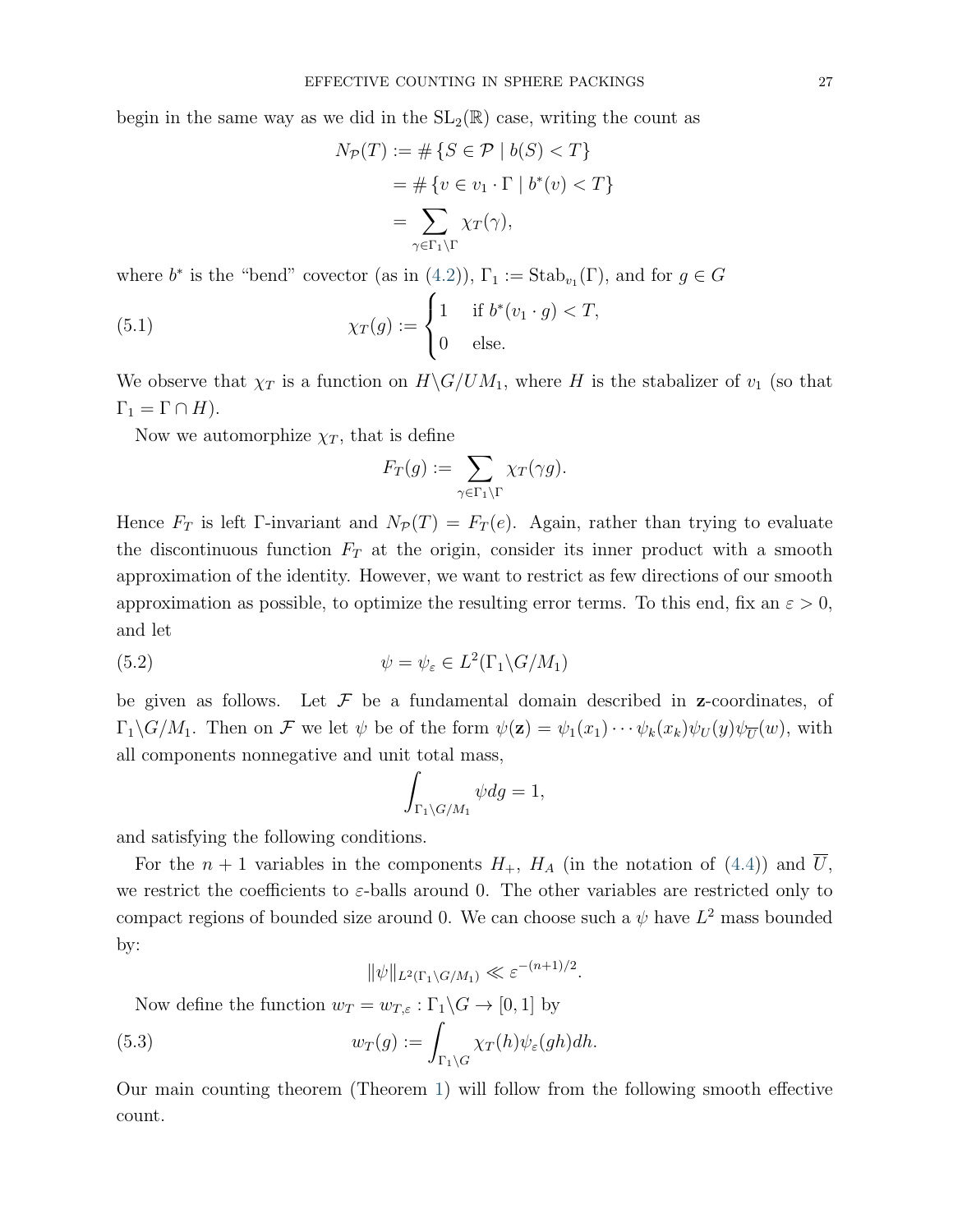begin in the same way as we did in the $\mathrm{SL}_2(\mathbb{R})$ case, writing the count as

$$
\begin{aligned}
N_{\mathcal{P}}(T) &:= \#\left\{S \in \mathcal{P} \mid b(S) < T\right\} \\
&= \#\left\{v \in v_1 \cdot \Gamma \mid b^*(v) < T\right\} \\
&= \sum_{\gamma \in \Gamma_1 \backslash \Gamma} \chi_T(\gamma),
\end{aligned}
$$

where $b^*$ is the "bend" covector (as in (4.2)), $\Gamma_1 := \mathrm{Stab}_{v_1}(\Gamma)$, and for $g \in G$

$$
\chi_T(g) := \begin{cases} 1 & \text{if } b^*(v_1 \cdot g) < T, \\ 0 & \text{else.} \end{cases} \tag{5.1}
$$

We observe that $\chi_T$ is a function on $H\backslash G/UM_1$, where $H$ is the stabalizer of $v_1$ (so that $\Gamma_1 = \Gamma \cap H$).

Now we automorphize $\chi_T$, that is define

$$
F_T(g) := \sum_{\gamma \in \Gamma_1 \backslash \Gamma} \chi_T(\gamma g).
$$

Hence $F_T$ is left $\Gamma$-invariant and $N_{\mathcal{P}}(T) = F_T(e)$. Again, rather than trying to evaluate the discontinuous function $F_T$ at the origin, consider its inner product with a smooth approximation of the identity. However, we want to restrict as few directions of our smooth approximation as possible, to optimize the resulting error terms. To this end, fix an $\varepsilon > 0$, and let

$$
\psi = \psi_\varepsilon \in L^2(\Gamma_1 \backslash G/M_1) \tag{5.2}
$$

be given as follows. Let $\mathcal{F}$ be a fundamental domain described in $\mathbf{z}$-coordinates, of $\Gamma_1\backslash G/M_1$. Then on $\mathcal{F}$ we let $\psi$ be of the form $\psi(\mathbf{z}) = \psi_1(x_1)\cdots\psi_k(x_k)\psi_U(y)\psi_{\overline{U}}(w)$, with all components nonnegative and unit total mass,

$$
\int_{\Gamma_1\backslash G/M_1} \psi dg = 1,
$$

and satisfying the following conditions.

For the $n+1$ variables in the components $H_+$, $H_A$ (in the notation of (4.4)) and $\overline{U}$, we restrict the coefficients to $\varepsilon$-balls around 0. The other variables are restricted only to compact regions of bounded size around 0. We can choose such a $\psi$ have $L^2$ mass bounded by:

$$
\|\psi\|_{L^2(\Gamma_1\backslash G/M_1)} \ll \varepsilon^{-(n+1)/2}.
$$

Now define the function $w_T = w_{T,\varepsilon} : \Gamma_1\backslash G \to [0,1]$ by

$$
w_T(g) := \int_{\Gamma_1\backslash G} \chi_T(h)\psi_\varepsilon(gh)dh. \tag{5.3}
$$

Our main counting theorem (Theorem 1) will follow from the following smooth effective count.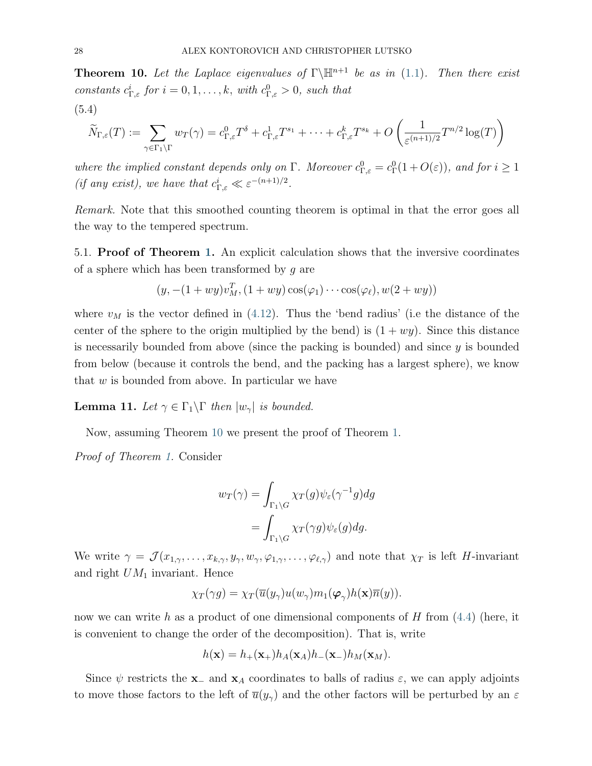**Theorem 10.** *Let the Laplace eigenvalues of $\Gamma\backslash\mathbb{H}^{n+1}$ be as in (1.1). Then there exist constants $c^i_{\Gamma,\varepsilon}$ for $i = 0, 1, \ldots, k$, with $c^0_{\Gamma,\varepsilon} > 0$, such that*

(5.4)

$$\widetilde{N}_{\Gamma,\varepsilon}(T) := \sum_{\gamma\in\Gamma_1\backslash\Gamma} w_T(\gamma) = c^0_{\Gamma,\varepsilon}T^{\delta} + c^1_{\Gamma,\varepsilon}T^{s_1} + \cdots + c^k_{\Gamma,\varepsilon}T^{s_k} + O\left(\frac{1}{\varepsilon^{(n+1)/2}}T^{n/2}\log(T)\right)$$

*where the implied constant depends only on $\Gamma$. Moreover $c^0_{\Gamma,\varepsilon} = c^0_{\Gamma}(1+O(\varepsilon))$, and for $i \geq 1$ (if any exist), we have that $c^i_{\Gamma,\varepsilon} \ll \varepsilon^{-(n+1)/2}$.*

*Remark.* Note that this smoothed counting theorem is optimal in that the error goes all the way to the tempered spectrum.

### 5.1. Proof of Theorem 1.

An explicit calculation shows that the inversive coordinates of a sphere which has been transformed by $g$ are

$$(y, -(1+wy)v_M^T, (1+wy)\cos(\varphi_1)\cdots\cos(\varphi_\ell), w(2+wy))$$

where $v_M$ is the vector defined in (4.12). Thus the 'bend radius' (i.e the distance of the center of the sphere to the origin multiplied by the bend) is $(1+wy)$. Since this distance is necessarily bounded from above (since the packing is bounded) and since $y$ is bounded from below (because it controls the bend, and the packing has a largest sphere), we know that $w$ is bounded from above. In particular we have

**Lemma 11.** *Let $\gamma \in \Gamma_1\backslash\Gamma$ then $|w_\gamma|$ is bounded.*

Now, assuming Theorem 10 we present the proof of Theorem 1.

*Proof of Theorem 1.* Consider

$$\begin{aligned} w_T(\gamma) &= \int_{\Gamma_1\backslash G} \chi_T(g)\psi_\varepsilon(\gamma^{-1}g)dg \\ &= \int_{\Gamma_1\backslash G} \chi_T(\gamma g)\psi_\varepsilon(g)dg. \end{aligned}$$

We write $\gamma = \mathcal{J}(x_{1,\gamma}, \ldots, x_{k,\gamma}, y_\gamma, w_\gamma, \varphi_{1,\gamma}, \ldots, \varphi_{\ell,\gamma})$ and note that $\chi_T$ is left $H$-invariant and right $UM_1$ invariant. Hence

$$\chi_T(\gamma g) = \chi_T(\overline{u}(y_\gamma)u(w_\gamma)m_1(\boldsymbol{\varphi}_\gamma)h(\mathbf{x})\overline{n}(y)).$$

now we can write $h$ as a product of one dimensional components of $H$ from (4.4) (here, it is convenient to change the order of the decomposition). That is, write

$$h(\mathbf{x}) = h_+(\mathbf{x}_+)h_A(\mathbf{x}_A)h_-(\mathbf{x}_-)h_M(\mathbf{x}_M).$$

Since $\psi$ restricts the $\mathbf{x}_-$ and $\mathbf{x}_A$ coordinates to balls of radius $\varepsilon$, we can apply adjoints to move those factors to the left of $\overline{u}(y_\gamma)$ and the other factors will be perturbed by an $\varepsilon$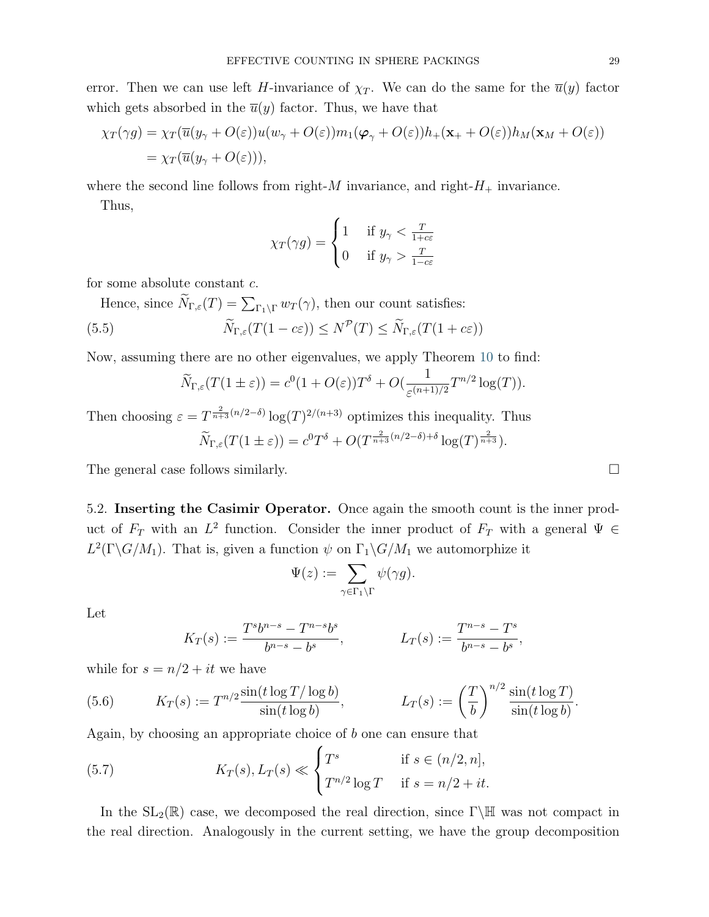error. Then we can use left $H$-invariance of $\chi_T$. We can do the same for the $\overline{u}(y)$ factor which gets absorbed in the $\overline{u}(y)$ factor. Thus, we have that

$$
\begin{aligned}
\chi_T(\gamma g) &= \chi_T(\overline{u}(y_\gamma + O(\varepsilon))u(w_\gamma + O(\varepsilon))m_1(\boldsymbol{\varphi}_\gamma + O(\varepsilon))h_+(\mathbf{x}_+ + O(\varepsilon))h_M(\mathbf{x}_M + O(\varepsilon)) \\
&= \chi_T(\overline{u}(y_\gamma + O(\varepsilon))),
\end{aligned}
$$

where the second line follows from right-$M$ invariance, and right-$H_+$ invariance.

Thus,

$$
\chi_T(\gamma g) = \begin{cases} 1 & \text{if } y_\gamma < \frac{T}{1+c\varepsilon} \\ 0 & \text{if } y_\gamma > \frac{T}{1-c\varepsilon} \end{cases}
$$

for some absolute constant $c$.

Hence, since $\widetilde{N}_{\Gamma,\varepsilon}(T) = \sum_{\Gamma_1\backslash\Gamma} w_T(\gamma)$, then our count satisfies:

$$
\widetilde{N}_{\Gamma,\varepsilon}(T(1-c\varepsilon)) \leq N^{\mathcal{P}}(T) \leq \widetilde{N}_{\Gamma,\varepsilon}(T(1+c\varepsilon)) \tag{5.5}
$$

Now, assuming there are no other eigenvalues, we apply Theorem 10 to find:

$$
\widetilde{N}_{\Gamma,\varepsilon}(T(1\pm\varepsilon)) = c^0(1+O(\varepsilon))T^\delta + O(\frac{1}{\varepsilon^{(n+1)/2}}T^{n/2}\log(T)).
$$

Then choosing $\varepsilon = T^{\frac{2}{n+3}(n/2-\delta)}\log(T)^{2/(n+3)}$ optimizes this inequality. Thus

$$
\widetilde{N}_{\Gamma,\varepsilon}(T(1\pm\varepsilon)) = c^0T^\delta + O(T^{\frac{2}{n+3}(n/2-\delta)+\delta}\log(T)^{\frac{2}{n+3}}).
$$

The general case follows similarly. □

5.2. **Inserting the Casimir Operator.** Once again the smooth count is the inner product of $F_T$ with an $L^2$ function. Consider the inner product of $F_T$ with a general $\Psi \in L^2(\Gamma\backslash G/M_1)$. That is, given a function $\psi$ on $\Gamma_1\backslash G/M_1$ we automorphize it

$$
\Psi(z) := \sum_{\gamma\in\Gamma_1\backslash\Gamma} \psi(\gamma g).
$$

Let

$$
K_T(s) := \frac{T^s b^{n-s} - T^{n-s}b^s}{b^{n-s}-b^s}, \qquad L_T(s) := \frac{T^{n-s}-T^s}{b^{n-s}-b^s},
$$

while for $s = n/2+it$ we have

$$
K_T(s) := T^{n/2}\frac{\sin(t\log T/\log b)}{\sin(t\log b)}, \qquad L_T(s) := \left(\frac{T}{b}\right)^{n/2}\frac{\sin(t\log T)}{\sin(t\log b)}. \tag{5.6}
$$

Again, by choosing an appropriate choice of $b$ one can ensure that

$$
K_T(s), L_T(s) \ll \begin{cases} T^s & \text{if } s \in (n/2, n], \\ T^{n/2}\log T & \text{if } s = n/2+it. \end{cases} \tag{5.7}
$$

In the $\mathrm{SL}_2(\mathbb{R})$ case, we decomposed the real direction, since $\Gamma\backslash\mathbb{H}$ was not compact in the real direction. Analogously in the current setting, we have the group decomposition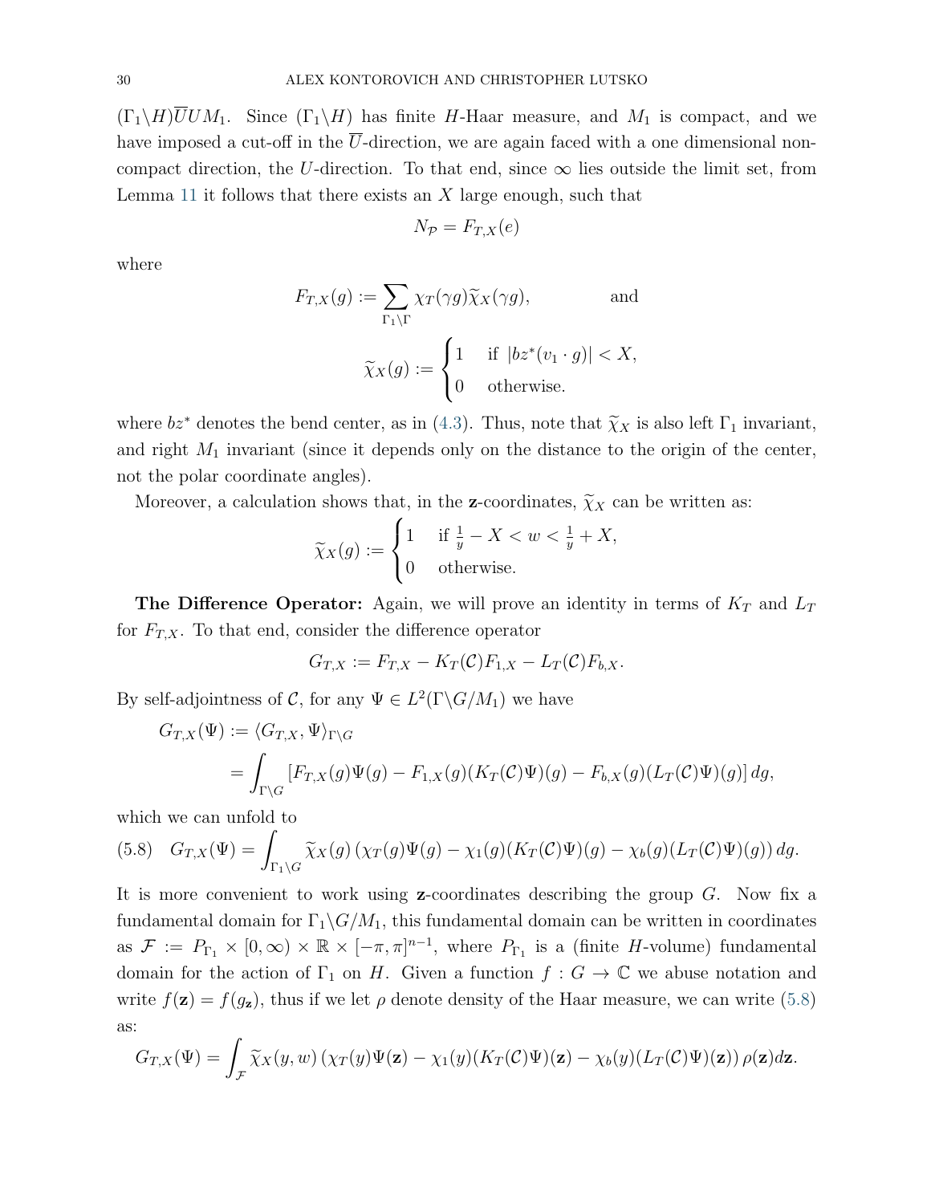$(\Gamma_1\backslash H)\overline{U}UM_1$. Since $(\Gamma_1\backslash H)$ has finite $H$-Haar measure, and $M_1$ is compact, and we have imposed a cut-off in the $\overline{U}$-direction, we are again faced with a one dimensional non-compact direction, the $U$-direction. To that end, since $\infty$ lies outside the limit set, from Lemma 11 it follows that there exists an $X$ large enough, such that

$$N_{\mathcal{P}} = F_{T,X}(e)$$

where

$$F_{T,X}(g) := \sum_{\Gamma_1\backslash\Gamma} \chi_T(\gamma g)\widetilde{\chi}_X(\gamma g), \qquad \text{and}$$

$$\widetilde{\chi}_X(g) := \begin{cases} 1 & \text{if } |bz^*(v_1 \cdot g)| < X, \\ 0 & \text{otherwise.} \end{cases}$$

where $bz^*$ denotes the bend center, as in (4.3). Thus, note that $\widetilde{\chi}_X$ is also left $\Gamma_1$ invariant, and right $M_1$ invariant (since it depends only on the distance to the origin of the center, not the polar coordinate angles).

Moreover, a calculation shows that, in the $\mathbf{z}$-coordinates, $\widetilde{\chi}_X$ can be written as:

$$\widetilde{\chi}_X(g) := \begin{cases} 1 & \text{if } \frac{1}{y} - X < w < \frac{1}{y} + X, \\ 0 & \text{otherwise.} \end{cases}$$

**The Difference Operator:** Again, we will prove an identity in terms of $K_T$ and $L_T$ for $F_{T,X}$. To that end, consider the difference operator

$$G_{T,X} := F_{T,X} - K_T(\mathcal{C})F_{1,X} - L_T(\mathcal{C})F_{b,X}.$$

By self-adjointness of $\mathcal{C}$, for any $\Psi \in L^2(\Gamma\backslash G/M_1)$ we have

$$\begin{aligned} G_{T,X}(\Psi) &:= \langle G_{T,X}, \Psi\rangle_{\Gamma\backslash G} \\ &= \int_{\Gamma\backslash G} [F_{T,X}(g)\Psi(g) - F_{1,X}(g)(K_T(\mathcal{C})\Psi)(g) - F_{b,X}(g)(L_T(\mathcal{C})\Psi)(g)]\, dg, \end{aligned}$$

which we can unfold to

$$G_{T,X}(\Psi) = \int_{\Gamma_1\backslash G} \widetilde{\chi}_X(g)\left(\chi_T(g)\Psi(g) - \chi_1(g)(K_T(\mathcal{C})\Psi)(g) - \chi_b(g)(L_T(\mathcal{C})\Psi)(g)\right) dg. \tag{5.8}$$

It is more convenient to work using $\mathbf{z}$-coordinates describing the group $G$. Now fix a fundamental domain for $\Gamma_1\backslash G/M_1$, this fundamental domain can be written in coordinates as $\mathcal{F} := P_{\Gamma_1} \times [0,\infty) \times \mathbb{R} \times [-\pi,\pi]^{n-1}$, where $P_{\Gamma_1}$ is a (finite $H$-volume) fundamental domain for the action of $\Gamma_1$ on $H$. Given a function $f : G \to \mathbb{C}$ we abuse notation and write $f(\mathbf{z}) = f(g_{\mathbf{z}})$, thus if we let $\rho$ denote density of the Haar measure, we can write (5.8) as:

$$G_{T,X}(\Psi) = \int_{\mathcal{F}} \widetilde{\chi}_X(y,w)\left(\chi_T(y)\Psi(\mathbf{z}) - \chi_1(y)(K_T(\mathcal{C})\Psi)(\mathbf{z}) - \chi_b(y)(L_T(\mathcal{C})\Psi)(\mathbf{z})\right)\rho(\mathbf{z})d\mathbf{z}.$$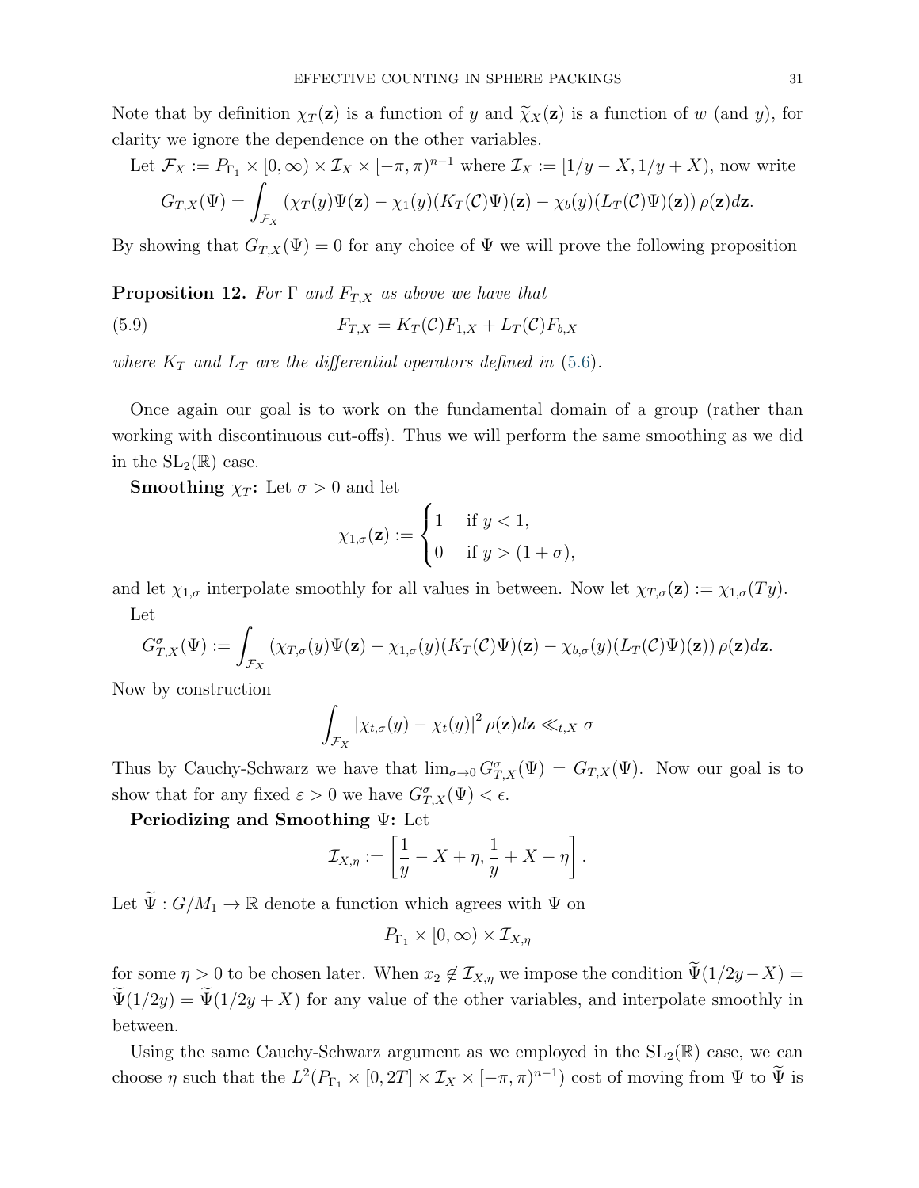Note that by definition $\chi_T(\mathbf{z})$ is a function of $y$ and $\widetilde{\chi}_X(\mathbf{z})$ is a function of $w$ (and $y$), for clarity we ignore the dependence on the other variables.

Let $\mathcal{F}_X := P_{\Gamma_1} \times [0, \infty) \times \mathcal{I}_X \times [-\pi, \pi)^{n-1}$ where $\mathcal{I}_X := [1/y - X, 1/y + X)$, now write

$$G_{T,X}(\Psi) = \int_{\mathcal{F}_X} (\chi_T(y)\Psi(\mathbf{z}) - \chi_1(y)(K_T(\mathcal{C})\Psi)(\mathbf{z}) - \chi_b(y)(L_T(\mathcal{C})\Psi)(\mathbf{z}))\, \rho(\mathbf{z})d\mathbf{z}.$$

By showing that $G_{T,X}(\Psi) = 0$ for any choice of $\Psi$ we will prove the following proposition

**Proposition 12.** *For $\Gamma$ and $F_{T,X}$ as above we have that*

$$F_{T,X} = K_T(\mathcal{C})F_{1,X} + L_T(\mathcal{C})F_{b,X} \tag{5.9}$$

*where $K_T$ and $L_T$ are the differential operators defined in (5.6).*

Once again our goal is to work on the fundamental domain of a group (rather than working with discontinuous cut-offs). Thus we will perform the same smoothing as we did in the $\mathrm{SL}_2(\mathbb{R})$ case.

**Smoothing $\chi_T$:** Let $\sigma > 0$ and let

$$\chi_{1,\sigma}(\mathbf{z}) := \begin{cases} 1 & \text{if } y < 1, \\ 0 & \text{if } y > (1+\sigma), \end{cases}$$

and let $\chi_{1,\sigma}$ interpolate smoothly for all values in between. Now let $\chi_{T,\sigma}(\mathbf{z}) := \chi_{1,\sigma}(Ty)$.

Let

$$G^{\sigma}_{T,X}(\Psi) := \int_{\mathcal{F}_X} (\chi_{T,\sigma}(y)\Psi(\mathbf{z}) - \chi_{1,\sigma}(y)(K_T(\mathcal{C})\Psi)(\mathbf{z}) - \chi_{b,\sigma}(y)(L_T(\mathcal{C})\Psi)(\mathbf{z}))\, \rho(\mathbf{z})d\mathbf{z}.$$

Now by construction

$$\int_{\mathcal{F}_X} |\chi_{t,\sigma}(y) - \chi_t(y)|^2\, \rho(\mathbf{z})d\mathbf{z} \ll_{t,X} \sigma$$

Thus by Cauchy-Schwarz we have that $\lim_{\sigma\to 0} G^{\sigma}_{T,X}(\Psi) = G_{T,X}(\Psi)$. Now our goal is to show that for any fixed $\varepsilon > 0$ we have $G^{\sigma}_{T,X}(\Psi) < \epsilon$.

**Periodizing and Smoothing $\Psi$:** Let

$$\mathcal{I}_{X,\eta} := \left[\frac{1}{y} - X + \eta, \frac{1}{y} + X - \eta\right].$$

Let $\widetilde{\Psi} : G/M_1 \to \mathbb{R}$ denote a function which agrees with $\Psi$ on

$$P_{\Gamma_1} \times [0, \infty) \times \mathcal{I}_{X,\eta}$$

for some $\eta > 0$ to be chosen later. When $x_2 \notin \mathcal{I}_{X,\eta}$ we impose the condition $\widetilde{\Psi}(1/2y - X) = \widetilde{\Psi}(1/2y) = \widetilde{\Psi}(1/2y + X)$ for any value of the other variables, and interpolate smoothly in between.

Using the same Cauchy-Schwarz argument as we employed in the $\mathrm{SL}_2(\mathbb{R})$ case, we can choose $\eta$ such that the $L^2(P_{\Gamma_1} \times [0, 2T] \times \mathcal{I}_X \times [-\pi, \pi)^{n-1})$ cost of moving from $\Psi$ to $\widetilde{\Psi}$ is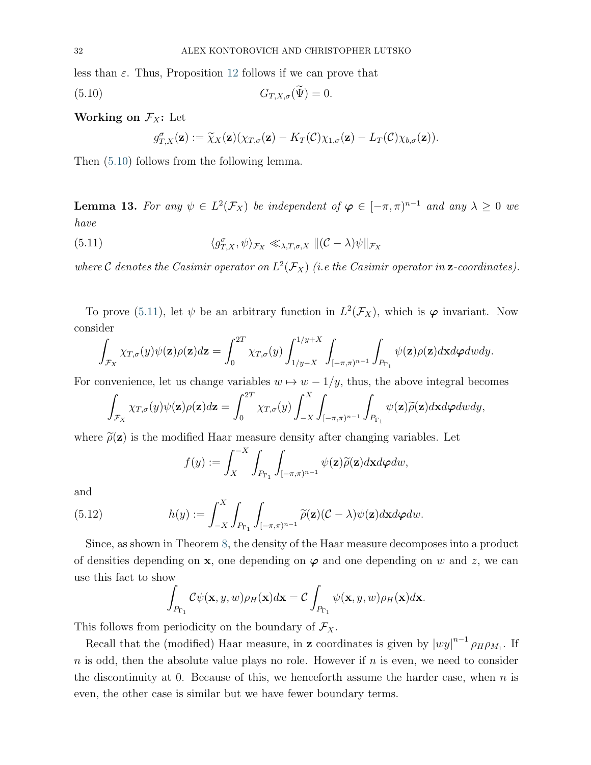less than $\varepsilon$. Thus, Proposition 12 follows if we can prove that

$$G_{T,X,\sigma}(\widetilde{\Psi}) = 0. \tag{5.10}$$

**Working on $\mathcal{F}_X$:** Let

$$g^{\sigma}_{T,X}(\mathbf{z}) := \widetilde{\chi}_X(\mathbf{z})(\chi_{T,\sigma}(\mathbf{z}) - K_T(\mathcal{C})\chi_{1,\sigma}(\mathbf{z}) - L_T(\mathcal{C})\chi_{b,\sigma}(\mathbf{z})).$$

Then (5.10) follows from the following lemma.

**Lemma 13.** *For any $\psi \in L^2(\mathcal{F}_X)$ be independent of $\boldsymbol{\varphi} \in [-\pi, \pi)^{n-1}$ and any $\lambda \geq 0$ we have*

$$\langle g^{\sigma}_{T,X}, \psi \rangle_{\mathcal{F}_X} \ll_{\lambda,T,\sigma,X} \|(\mathcal{C} - \lambda)\psi\|_{\mathcal{F}_X} \tag{5.11}$$

*where $\mathcal{C}$ denotes the Casimir operator on $L^2(\mathcal{F}_X)$ (i.e the Casimir operator in $\mathbf{z}$-coordinates).*

To prove (5.11), let $\psi$ be an arbitrary function in $L^2(\mathcal{F}_X)$, which is $\boldsymbol{\varphi}$ invariant. Now consider

$$\int_{\mathcal{F}_X} \chi_{T,\sigma}(y)\psi(\mathbf{z})\rho(\mathbf{z})d\mathbf{z} = \int_0^{2T} \chi_{T,\sigma}(y) \int_{1/y-X}^{1/y+X} \int_{[-\pi,\pi)^{n-1}} \int_{P_{\Gamma_1}} \psi(\mathbf{z})\rho(\mathbf{z})d\mathbf{x}d\boldsymbol{\varphi}dwdy.$$

For convenience, let us change variables $w \mapsto w - 1/y$, thus, the above integral becomes

$$\int_{\mathcal{F}_X} \chi_{T,\sigma}(y)\psi(\mathbf{z})\rho(\mathbf{z})d\mathbf{z} = \int_0^{2T} \chi_{T,\sigma}(y) \int_{-X}^{X} \int_{[-\pi,\pi)^{n-1}} \int_{P_{\Gamma_1}} \psi(\mathbf{z})\widetilde{\rho}(\mathbf{z})d\mathbf{x}d\boldsymbol{\varphi}dwdy,$$

where $\widetilde{\rho}(\mathbf{z})$ is the modified Haar measure density after changing variables. Let

$$f(y) := \int_X^{-X} \int_{P_{\Gamma_1}} \int_{[-\pi,\pi)^{n-1}} \psi(\mathbf{z})\widetilde{\rho}(\mathbf{z})d\mathbf{x}d\boldsymbol{\varphi}dw,$$

and

$$h(y) := \int_{-X}^{X} \int_{P_{\Gamma_1}} \int_{[-\pi,\pi)^{n-1}} \widetilde{\rho}(\mathbf{z})(\mathcal{C} - \lambda)\psi(\mathbf{z})d\mathbf{x}d\boldsymbol{\varphi}dw. \tag{5.12}$$

Since, as shown in Theorem 8, the density of the Haar measure decomposes into a product of densities depending on $\mathbf{x}$, one depending on $\boldsymbol{\varphi}$ and one depending on $w$ and $z$, we can use this fact to show

$$\int_{P_{\Gamma_1}} \mathcal{C}\psi(\mathbf{x}, y, w)\rho_H(\mathbf{x})d\mathbf{x} = \mathcal{C} \int_{P_{\Gamma_1}} \psi(\mathbf{x}, y, w)\rho_H(\mathbf{x})d\mathbf{x}.$$

This follows from periodicity on the boundary of $\mathcal{F}_X$.

Recall that the (modified) Haar measure, in $\mathbf{z}$ coordinates is given by $|wy|^{n-1} \rho_H \rho_{M_1}$. If $n$ is odd, then the absolute value plays no role. However if $n$ is even, we need to consider the discontinuity at 0. Because of this, we henceforth assume the harder case, when $n$ is even, the other case is similar but we have fewer boundary terms.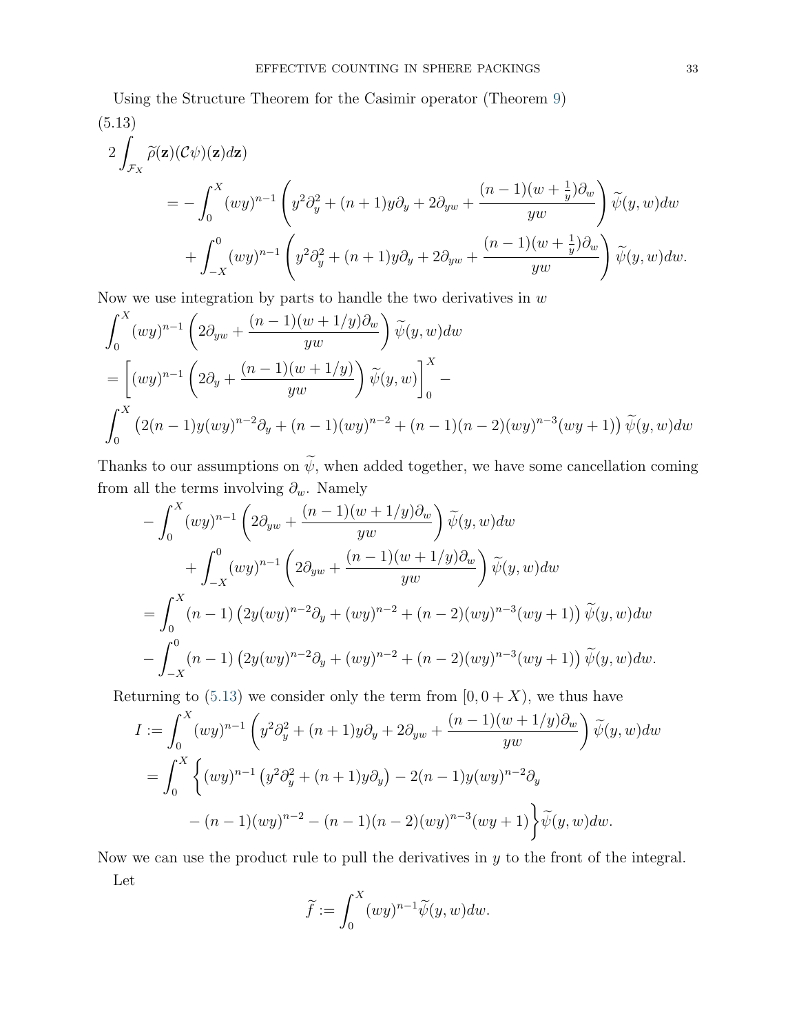Using the Structure Theorem for the Casimir operator (Theorem 9)

(5.13)

$$
\begin{aligned}
2\int_{\mathcal{F}_X} \widetilde{\rho}(\mathbf{z})(\mathcal{C}\psi)(\mathbf{z})d\mathbf{z}) \\
&= -\int_0^X (wy)^{n-1}\left(y^2\partial_y^2 + (n+1)y\partial_y + 2\partial_{yw} + \frac{(n-1)(w+\frac{1}{y})\partial_w}{yw}\right)\widetilde{\psi}(y,w)dw \\
&\quad + \int_{-X}^0 (wy)^{n-1}\left(y^2\partial_y^2 + (n+1)y\partial_y + 2\partial_{yw} + \frac{(n-1)(w+\frac{1}{y})\partial_w}{yw}\right)\widetilde{\psi}(y,w)dw.
\end{aligned}
$$

Now we use integration by parts to handle the two derivatives in $w$

$$
\begin{aligned}
&\int_0^X (wy)^{n-1}\left(2\partial_{yw} + \frac{(n-1)(w+1/y)\partial_w}{yw}\right)\widetilde{\psi}(y,w)dw \\
&= \left[(wy)^{n-1}\left(2\partial_y + \frac{(n-1)(w+1/y)}{yw}\right)\widetilde{\psi}(y,w)\right]_0^X - \\
&\int_0^X \left(2(n-1)y(wy)^{n-2}\partial_y + (n-1)(wy)^{n-2} + (n-1)(n-2)(wy)^{n-3}(wy+1)\right)\widetilde{\psi}(y,w)dw
\end{aligned}
$$

Thanks to our assumptions on $\widetilde{\psi}$, when added together, we have some cancellation coming from all the terms involving $\partial_w$. Namely

$$
\begin{aligned}
&-\int_0^X (wy)^{n-1}\left(2\partial_{yw} + \frac{(n-1)(w+1/y)\partial_w}{yw}\right)\widetilde{\psi}(y,w)dw \\
&\qquad + \int_{-X}^0 (wy)^{n-1}\left(2\partial_{yw} + \frac{(n-1)(w+1/y)\partial_w}{yw}\right)\widetilde{\psi}(y,w)dw \\
&= \int_0^X (n-1)\left(2y(wy)^{n-2}\partial_y + (wy)^{n-2} + (n-2)(wy)^{n-3}(wy+1)\right)\widetilde{\psi}(y,w)dw \\
&- \int_{-X}^0 (n-1)\left(2y(wy)^{n-2}\partial_y + (wy)^{n-2} + (n-2)(wy)^{n-3}(wy+1)\right)\widetilde{\psi}(y,w)dw.
\end{aligned}
$$

Returning to (5.13) we consider only the term from $[0, 0+X)$, we thus have

$$
\begin{aligned}
I &:= \int_0^X (wy)^{n-1}\left(y^2\partial_y^2 + (n+1)y\partial_y + 2\partial_{yw} + \frac{(n-1)(w+1/y)\partial_w}{yw}\right)\widetilde{\psi}(y,w)dw \\
&= \int_0^X \Big\{(wy)^{n-1}\left(y^2\partial_y^2 + (n+1)y\partial_y\right) - 2(n-1)y(wy)^{n-2}\partial_y \\
&\qquad - (n-1)(wy)^{n-2} - (n-1)(n-2)(wy)^{n-3}(wy+1)\Big\}\widetilde{\psi}(y,w)dw.
\end{aligned}
$$

Now we can use the product rule to pull the derivatives in $y$ to the front of the integral.

Let

$$
\widetilde{f} := \int_0^X (wy)^{n-1}\widetilde{\psi}(y,w)dw.
$$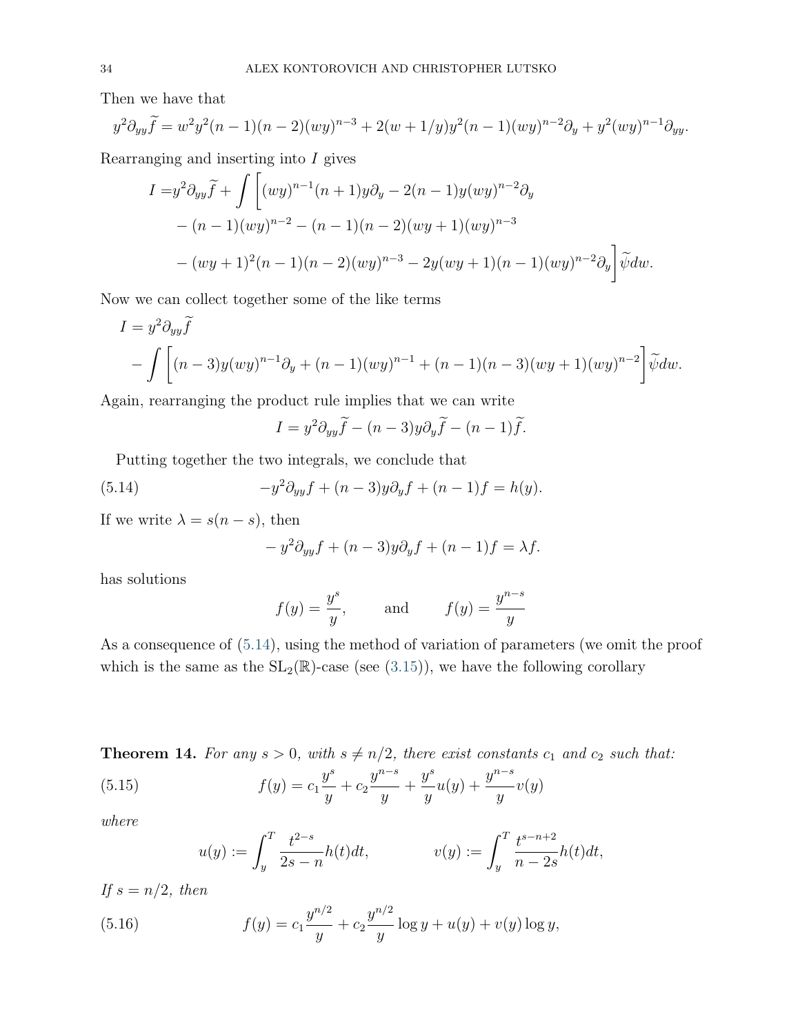Then we have that

$$y^2\partial_{yy}\widetilde{f} = w^2y^2(n-1)(n-2)(wy)^{n-3} + 2(w+1/y)y^2(n-1)(wy)^{n-2}\partial_y + y^2(wy)^{n-1}\partial_{yy}.$$

Rearranging and inserting into $I$ gives

$$\begin{aligned} I =& y^2\partial_{yy}\widetilde{f} + \int \Big[(wy)^{n-1}(n+1)y\partial_y - 2(n-1)y(wy)^{n-2}\partial_y \\ &- (n-1)(wy)^{n-2} - (n-1)(n-2)(wy+1)(wy)^{n-3} \\ &- (wy+1)^2(n-1)(n-2)(wy)^{n-3} - 2y(wy+1)(n-1)(wy)^{n-2}\partial_y\Big]\widetilde{\psi}dw. \end{aligned}$$

Now we can collect together some of the like terms

$$\begin{aligned} I &= y^2\partial_{yy}\widetilde{f} \\ &- \int \Big[(n-3)y(wy)^{n-1}\partial_y + (n-1)(wy)^{n-1} + (n-1)(n-3)(wy+1)(wy)^{n-2}\Big]\widetilde{\psi}dw. \end{aligned}$$

Again, rearranging the product rule implies that we can write

$$I = y^2\partial_{yy}\widetilde{f} - (n-3)y\partial_y\widetilde{f} - (n-1)\widetilde{f}.$$

Putting together the two integrals, we conclude that

$$-y^2\partial_{yy}f + (n-3)y\partial_y f + (n-1)f = h(y). \tag{5.14}$$

If we write $\lambda = s(n-s)$, then

$$-y^2\partial_{yy}f + (n-3)y\partial_y f + (n-1)f = \lambda f.$$

has solutions

$$f(y) = \frac{y^s}{y}, \qquad \text{and} \qquad f(y) = \frac{y^{n-s}}{y}$$

As a consequence of (5.14), using the method of variation of parameters (we omit the proof which is the same as the $\mathrm{SL}_2(\mathbb{R})$-case (see (3.15)), we have the following corollary

**Theorem 14.** *For any $s > 0$, with $s \neq n/2$, there exist constants $c_1$ and $c_2$ such that:*

$$f(y) = c_1\frac{y^s}{y} + c_2\frac{y^{n-s}}{y} + \frac{y^s}{y}u(y) + \frac{y^{n-s}}{y}v(y) \tag{5.15}$$

*where*

$$u(y) := \int_y^T \frac{t^{2-s}}{2s-n}h(t)dt, \qquad v(y) := \int_y^T \frac{t^{s-n+2}}{n-2s}h(t)dt,$$

*If $s = n/2$, then*

$$f(y) = c_1\frac{y^{n/2}}{y} + c_2\frac{y^{n/2}}{y}\log y + u(y) + v(y)\log y, \tag{5.16}$$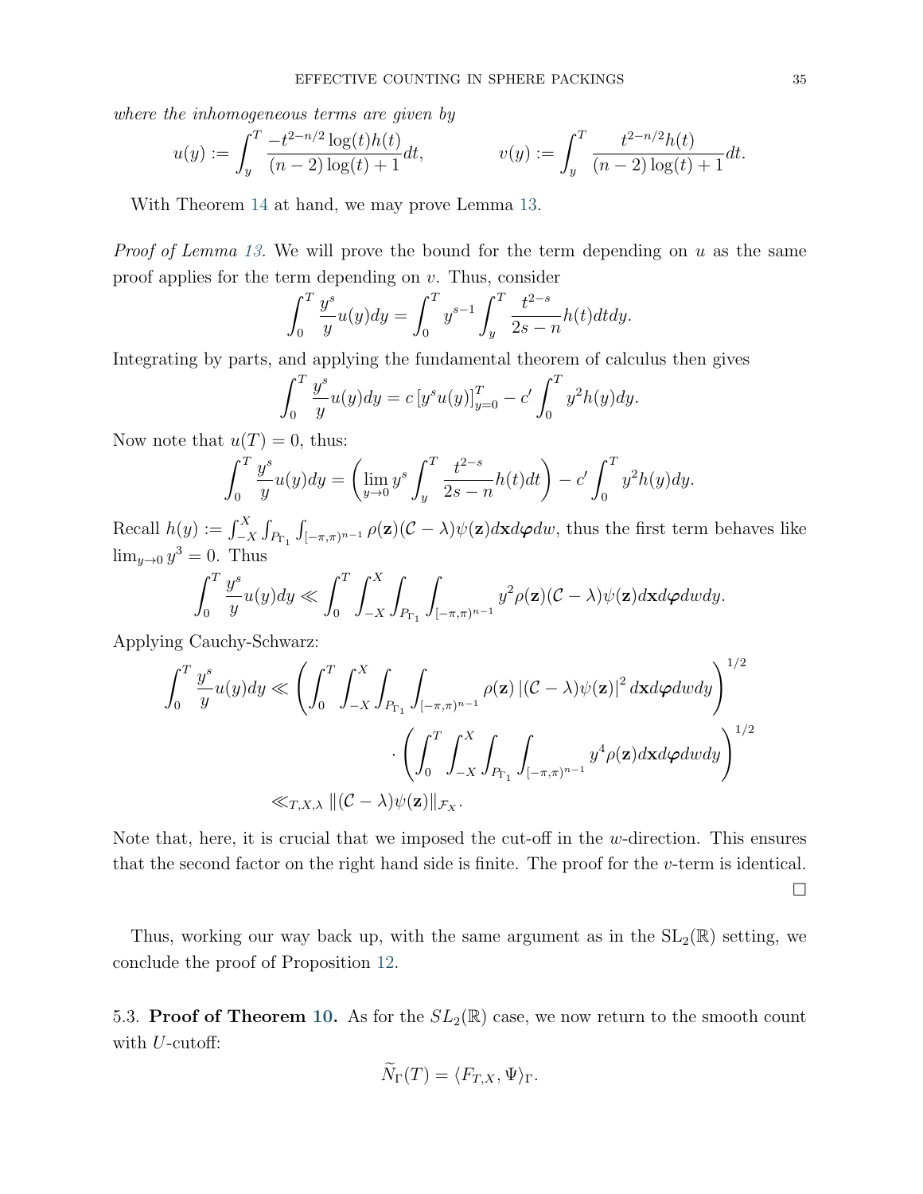*where the inhomogeneous terms are given by*

$$u(y) := \int_y^T \frac{-t^{2-n/2}\log(t)h(t)}{(n-2)\log(t)+1}dt, \qquad\qquad v(y) := \int_y^T \frac{t^{2-n/2}h(t)}{(n-2)\log(t)+1}dt.$$

With Theorem 14 at hand, we may prove Lemma 13.

*Proof of Lemma 13.* We will prove the bound for the term depending on $u$ as the same proof applies for the term depending on $v$. Thus, consider

$$\int_0^T \frac{y^s}{y}u(y)dy = \int_0^T y^{s-1}\int_y^T \frac{t^{2-s}}{2s-n}h(t)dtdy.$$

Integrating by parts, and applying the fundamental theorem of calculus then gives

$$\int_0^T \frac{y^s}{y}u(y)dy = c\left[y^s u(y)\right]_{y=0}^T - c'\int_0^T y^2 h(y)dy.$$

Now note that $u(T) = 0$, thus:

$$\int_0^T \frac{y^s}{y}u(y)dy = \left(\lim_{y\to 0} y^s \int_y^T \frac{t^{2-s}}{2s-n}h(t)dt\right) - c'\int_0^T y^2 h(y)dy.$$

Recall $h(y) := \int_{-X}^X\int_{P_{\Gamma_1}}\int_{[-\pi,\pi)^{n-1}}\rho(\mathbf{z})(\mathcal{C}-\lambda)\psi(\mathbf{z})d\mathbf{x}d\boldsymbol{\varphi}dw$, thus the first term behaves like $\lim_{y\to 0} y^3 = 0$. Thus

$$\int_0^T \frac{y^s}{y}u(y)dy \ll \int_0^T\int_{-X}^X\int_{P_{\Gamma_1}}\int_{[-\pi,\pi)^{n-1}} y^2\rho(\mathbf{z})(\mathcal{C}-\lambda)\psi(\mathbf{z})d\mathbf{x}d\boldsymbol{\varphi}dwdy.$$

Applying Cauchy-Schwarz:

$$\begin{aligned}\int_0^T \frac{y^s}{y}u(y)dy &\ll \left(\int_0^T\int_{-X}^X\int_{P_{\Gamma_1}}\int_{[-\pi,\pi)^{n-1}}\rho(\mathbf{z})\left|(\mathcal{C}-\lambda)\psi(\mathbf{z})\right|^2 d\mathbf{x}d\boldsymbol{\varphi}dwdy\right)^{1/2}\\ &\qquad\cdot\left(\int_0^T\int_{-X}^X\int_{P_{\Gamma_1}}\int_{[-\pi,\pi)^{n-1}} y^4\rho(\mathbf{z})d\mathbf{x}d\boldsymbol{\varphi}dwdy\right)^{1/2}\\ &\ll_{T,X,\lambda} \|(\mathcal{C}-\lambda)\psi(\mathbf{z})\|_{\mathcal{F}_X}.\end{aligned}$$

Note that, here, it is crucial that we imposed the cut-off in the $w$-direction. This ensures that the second factor on the right hand side is finite. The proof for the $v$-term is identical. $\square$

Thus, working our way back up, with the same argument as in the $\mathrm{SL}_2(\mathbb{R})$ setting, we conclude the proof of Proposition 12.

5.3. **Proof of Theorem 10.** As for the $SL_2(\mathbb{R})$ case, we now return to the smooth count with $U$-cutoff:

$$\widetilde{N}_\Gamma(T) = \langle F_{T,X}, \Psi\rangle_\Gamma.$$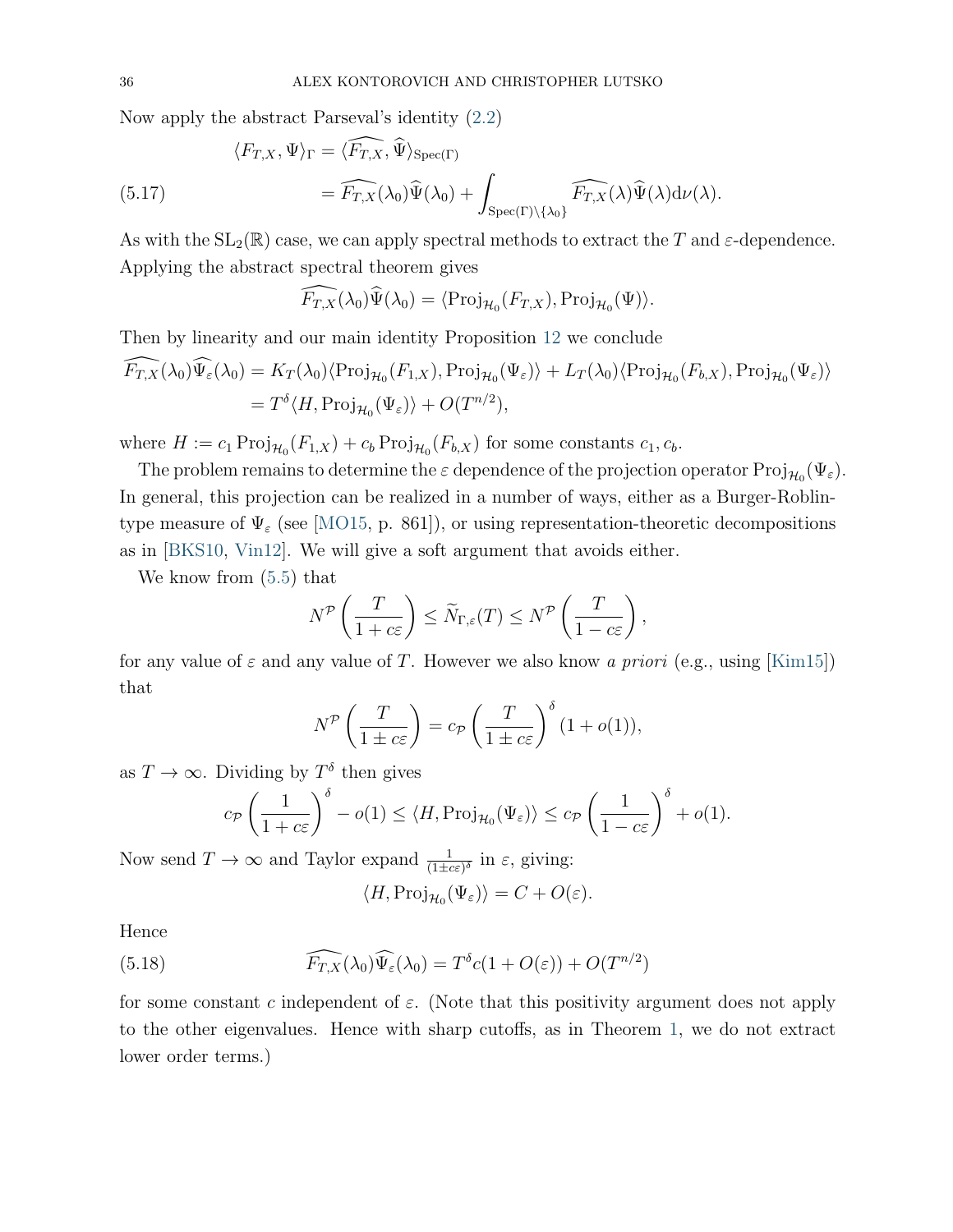Now apply the abstract Parseval's identity (2.2)

$$
\begin{aligned}
\langle F_{T,X}, \Psi \rangle_\Gamma &= \langle \widehat{F_{T,X}}, \widehat{\Psi} \rangle_{\mathrm{Spec}(\Gamma)} \\
&= \widehat{F_{T,X}}(\lambda_0)\widehat{\Psi}(\lambda_0) + \int_{\mathrm{Spec}(\Gamma)\setminus\{\lambda_0\}} \widehat{F_{T,X}}(\lambda)\widehat{\Psi}(\lambda)\mathrm{d}\nu(\lambda). \qquad (5.17)
\end{aligned}
$$

As with the $\mathrm{SL}_2(\mathbb{R})$ case, we can apply spectral methods to extract the $T$ and $\varepsilon$-dependence. Applying the abstract spectral theorem gives

$$
\widehat{F_{T,X}}(\lambda_0)\widehat{\Psi}(\lambda_0) = \langle \mathrm{Proj}_{\mathcal{H}_0}(F_{T,X}), \mathrm{Proj}_{\mathcal{H}_0}(\Psi) \rangle.
$$

Then by linearity and our main identity Proposition 12 we conclude

$$
\begin{aligned}
\widehat{F_{T,X}}(\lambda_0)\widehat{\Psi_\varepsilon}(\lambda_0) &= K_T(\lambda_0)\langle \mathrm{Proj}_{\mathcal{H}_0}(F_{1,X}), \mathrm{Proj}_{\mathcal{H}_0}(\Psi_\varepsilon)\rangle + L_T(\lambda_0)\langle \mathrm{Proj}_{\mathcal{H}_0}(F_{b,X}), \mathrm{Proj}_{\mathcal{H}_0}(\Psi_\varepsilon)\rangle \\
&= T^\delta \langle H, \mathrm{Proj}_{\mathcal{H}_0}(\Psi_\varepsilon)\rangle + O(T^{n/2}),
\end{aligned}
$$

where $H := c_1 \mathrm{Proj}_{\mathcal{H}_0}(F_{1,X}) + c_b \mathrm{Proj}_{\mathcal{H}_0}(F_{b,X})$ for some constants $c_1, c_b$.

The problem remains to determine the $\varepsilon$ dependence of the projection operator $\mathrm{Proj}_{\mathcal{H}_0}(\Psi_\varepsilon)$. In general, this projection can be realized in a number of ways, either as a Burger-Roblin-type measure of $\Psi_\varepsilon$ (see [MO15, p. 861]), or using representation-theoretic decompositions as in [BKS10, Vin12]. We will give a soft argument that avoids either.

We know from (5.5) that

$$
N^{\mathcal{P}}\left(\frac{T}{1+c\varepsilon}\right) \leq \widetilde{N}_{\Gamma,\varepsilon}(T) \leq N^{\mathcal{P}}\left(\frac{T}{1-c\varepsilon}\right),
$$

for any value of $\varepsilon$ and any value of $T$. However we also know *a priori* (e.g., using [Kim15]) that

$$
N^{\mathcal{P}}\left(\frac{T}{1\pm c\varepsilon}\right) = c_{\mathcal{P}}\left(\frac{T}{1\pm c\varepsilon}\right)^\delta (1+o(1)),
$$

as $T \to \infty$. Dividing by $T^\delta$ then gives

$$
c_{\mathcal{P}}\left(\frac{1}{1+c\varepsilon}\right)^\delta - o(1) \leq \langle H, \mathrm{Proj}_{\mathcal{H}_0}(\Psi_\varepsilon)\rangle \leq c_{\mathcal{P}}\left(\frac{1}{1-c\varepsilon}\right)^\delta + o(1).
$$

Now send $T \to \infty$ and Taylor expand $\frac{1}{(1\pm c\varepsilon)^\delta}$ in $\varepsilon$, giving:

$$
\langle H, \mathrm{Proj}_{\mathcal{H}_0}(\Psi_\varepsilon)\rangle = C + O(\varepsilon).
$$

Hence

$$
\widehat{F_{T,X}}(\lambda_0)\widehat{\Psi_\varepsilon}(\lambda_0) = T^\delta c(1+O(\varepsilon)) + O(T^{n/2}) \qquad (5.18)
$$

for some constant $c$ independent of $\varepsilon$. (Note that this positivity argument does not apply to the other eigenvalues. Hence with sharp cutoffs, as in Theorem 1, we do not extract lower order terms.)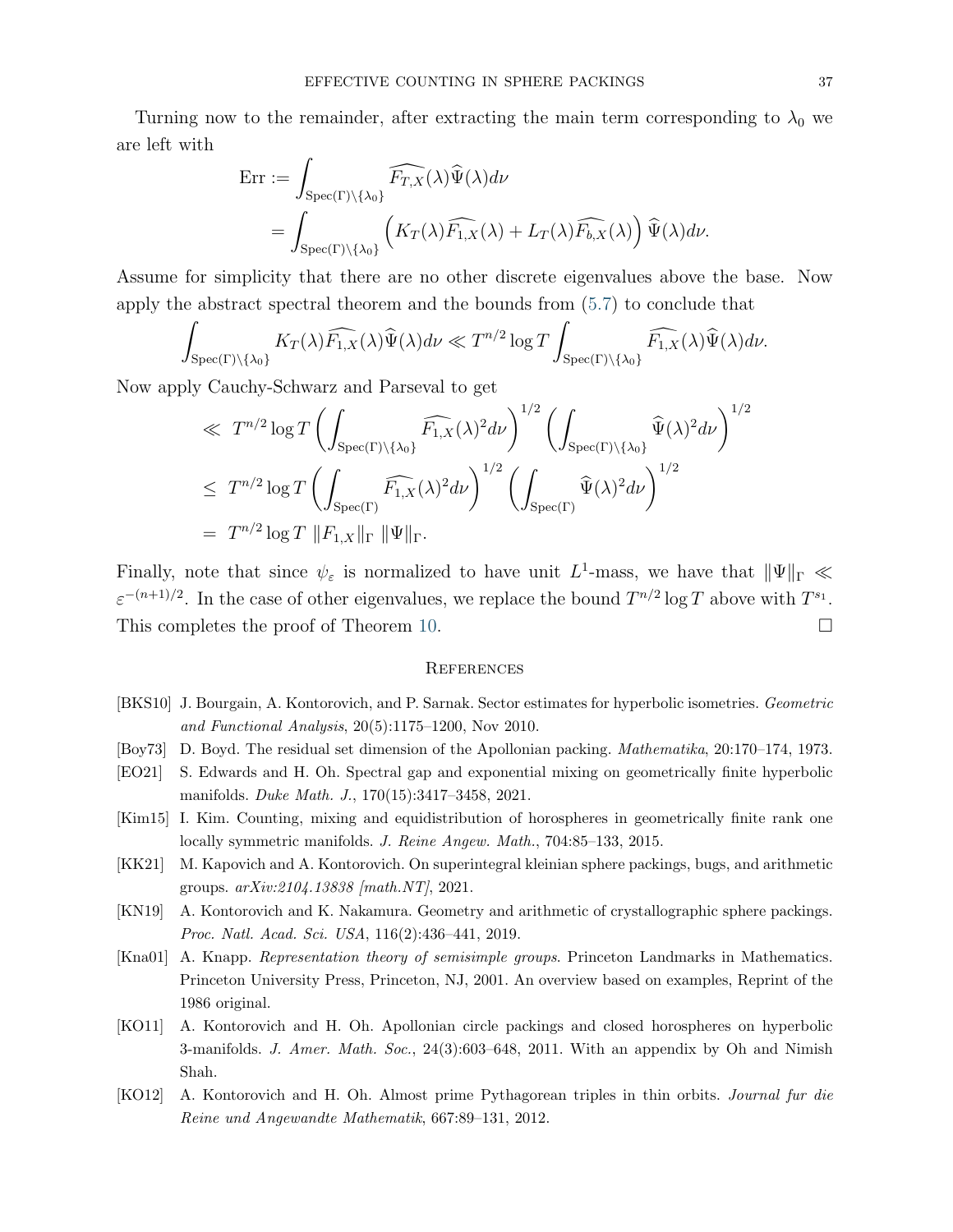Turning now to the remainder, after extracting the main term corresponding to $\lambda_0$ we are left with

$$
\begin{aligned}
\text{Err} &:= \int_{\text{Spec}(\Gamma)\setminus\{\lambda_0\}} \widehat{F_{T,X}}(\lambda)\widehat{\Psi}(\lambda)d\nu \\
&= \int_{\text{Spec}(\Gamma)\setminus\{\lambda_0\}} \left(K_T(\lambda)\widehat{F_{1,X}}(\lambda) + L_T(\lambda)\widehat{F_{b,X}}(\lambda)\right)\widehat{\Psi}(\lambda)d\nu.
\end{aligned}
$$

Assume for simplicity that there are no other discrete eigenvalues above the base. Now apply the abstract spectral theorem and the bounds from (5.7) to conclude that

$$
\int_{\text{Spec}(\Gamma)\setminus\{\lambda_0\}} K_T(\lambda)\widehat{F_{1,X}}(\lambda)\widehat{\Psi}(\lambda)d\nu \ll T^{n/2}\log T \int_{\text{Spec}(\Gamma)\setminus\{\lambda_0\}} \widehat{F_{1,X}}(\lambda)\widehat{\Psi}(\lambda)d\nu.
$$

Now apply Cauchy-Schwarz and Parseval to get

$$
\begin{aligned}
&\ll\ T^{n/2}\log T \left(\int_{\text{Spec}(\Gamma)\setminus\{\lambda_0\}} \widehat{F_{1,X}}(\lambda)^2 d\nu\right)^{1/2} \left(\int_{\text{Spec}(\Gamma)\setminus\{\lambda_0\}} \widehat{\Psi}(\lambda)^2 d\nu\right)^{1/2} \\
&\leq\ T^{n/2}\log T \left(\int_{\text{Spec}(\Gamma)} \widehat{F_{1,X}}(\lambda)^2 d\nu\right)^{1/2} \left(\int_{\text{Spec}(\Gamma)} \widehat{\Psi}(\lambda)^2 d\nu\right)^{1/2} \\
&=\ T^{n/2}\log T\ \|F_{1,X}\|_\Gamma\ \|\Psi\|_\Gamma.
\end{aligned}
$$

Finally, note that since $\psi_\varepsilon$ is normalized to have unit $L^1$-mass, we have that $\|\Psi\|_\Gamma \ll \varepsilon^{-(n+1)/2}$. In the case of other eigenvalues, we replace the bound $T^{n/2}\log T$ above with $T^{s_1}$. This completes the proof of Theorem 10. $\square$

## References

[BKS10] J. Bourgain, A. Kontorovich, and P. Sarnak. Sector estimates for hyperbolic isometries. *Geometric and Functional Analysis*, 20(5):1175–1200, Nov 2010.

[Boy73] D. Boyd. The residual set dimension of the Apollonian packing. *Mathematika*, 20:170–174, 1973.

[EO21] S. Edwards and H. Oh. Spectral gap and exponential mixing on geometrically finite hyperbolic manifolds. *Duke Math. J.*, 170(15):3417–3458, 2021.

[Kim15] I. Kim. Counting, mixing and equidistribution of horospheres in geometrically finite rank one locally symmetric manifolds. *J. Reine Angew. Math.*, 704:85–133, 2015.

[KK21] M. Kapovich and A. Kontorovich. On superintegral kleinian sphere packings, bugs, and arithmetic groups. *arXiv:2104.13838 [math.NT]*, 2021.

[KN19] A. Kontorovich and K. Nakamura. Geometry and arithmetic of crystallographic sphere packings. *Proc. Natl. Acad. Sci. USA*, 116(2):436–441, 2019.

[Kna01] A. Knapp. *Representation theory of semisimple groups*. Princeton Landmarks in Mathematics. Princeton University Press, Princeton, NJ, 2001. An overview based on examples, Reprint of the 1986 original.

[KO11] A. Kontorovich and H. Oh. Apollonian circle packings and closed horospheres on hyperbolic 3-manifolds. *J. Amer. Math. Soc.*, 24(3):603–648, 2011. With an appendix by Oh and Nimish Shah.

[KO12] A. Kontorovich and H. Oh. Almost prime Pythagorean triples in thin orbits. *Journal fur die Reine und Angewandte Mathematik*, 667:89–131, 2012.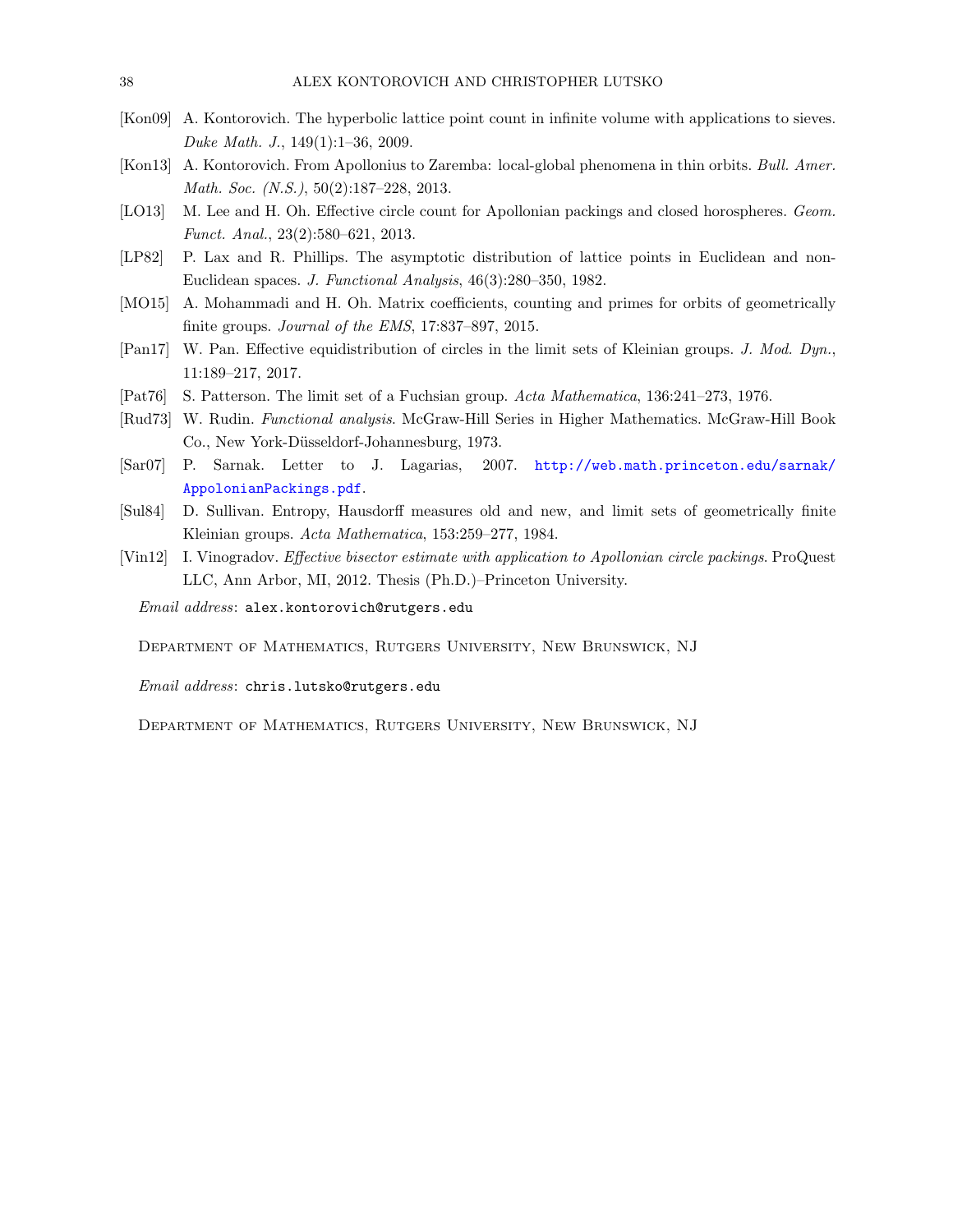[Kon09] A. Kontorovich. The hyperbolic lattice point count in infinite volume with applications to sieves. *Duke Math. J.*, 149(1):1–36, 2009.

[Kon13] A. Kontorovich. From Apollonius to Zaremba: local-global phenomena in thin orbits. *Bull. Amer. Math. Soc. (N.S.)*, 50(2):187–228, 2013.

[LO13] M. Lee and H. Oh. Effective circle count for Apollonian packings and closed horospheres. *Geom. Funct. Anal.*, 23(2):580–621, 2013.

[LP82] P. Lax and R. Phillips. The asymptotic distribution of lattice points in Euclidean and non-Euclidean spaces. *J. Functional Analysis*, 46(3):280–350, 1982.

[MO15] A. Mohammadi and H. Oh. Matrix coefficients, counting and primes for orbits of geometrically finite groups. *Journal of the EMS*, 17:837–897, 2015.

[Pan17] W. Pan. Effective equidistribution of circles in the limit sets of Kleinian groups. *J. Mod. Dyn.*, 11:189–217, 2017.

[Pat76] S. Patterson. The limit set of a Fuchsian group. *Acta Mathematica*, 136:241–273, 1976.

[Rud73] W. Rudin. *Functional analysis*. McGraw-Hill Series in Higher Mathematics. McGraw-Hill Book Co., New York-Düsseldorf-Johannesburg, 1973.

[Sar07] P. Sarnak. Letter to J. Lagarias, 2007. http://web.math.princeton.edu/sarnak/AppolonianPackings.pdf.

[Sul84] D. Sullivan. Entropy, Hausdorff measures old and new, and limit sets of geometrically finite Kleinian groups. *Acta Mathematica*, 153:259–277, 1984.

[Vin12] I. Vinogradov. *Effective bisector estimate with application to Apollonian circle packings*. ProQuest LLC, Ann Arbor, MI, 2012. Thesis (Ph.D.)–Princeton University.

*Email address*: alex.kontorovich@rutgers.edu

Department of Mathematics, Rutgers University, New Brunswick, NJ

*Email address*: chris.lutsko@rutgers.edu

Department of Mathematics, Rutgers University, New Brunswick, NJ